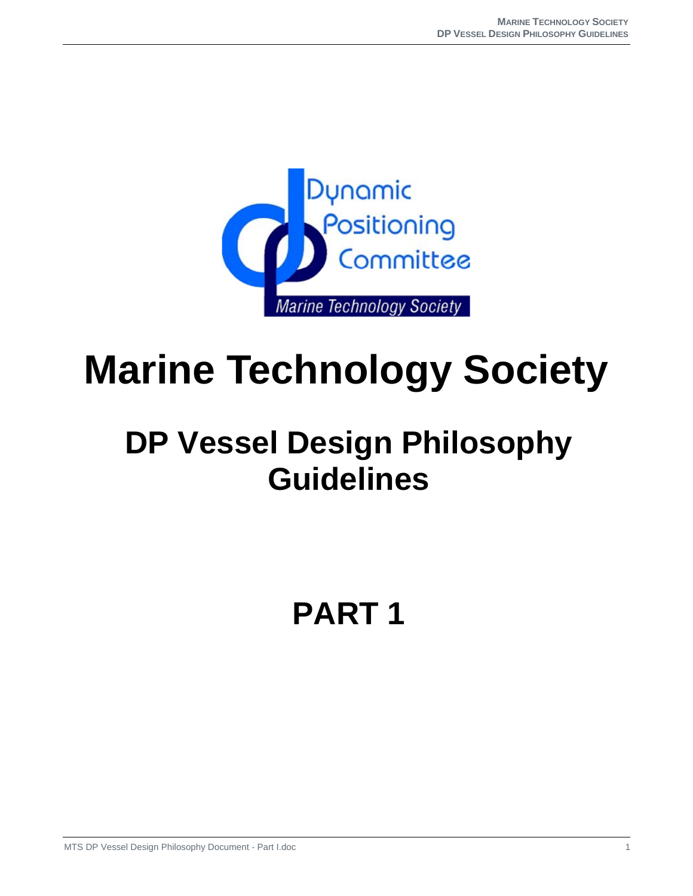# Marine Technology Society

## DP Vessel Design Philosophy Guidelines

## PART 1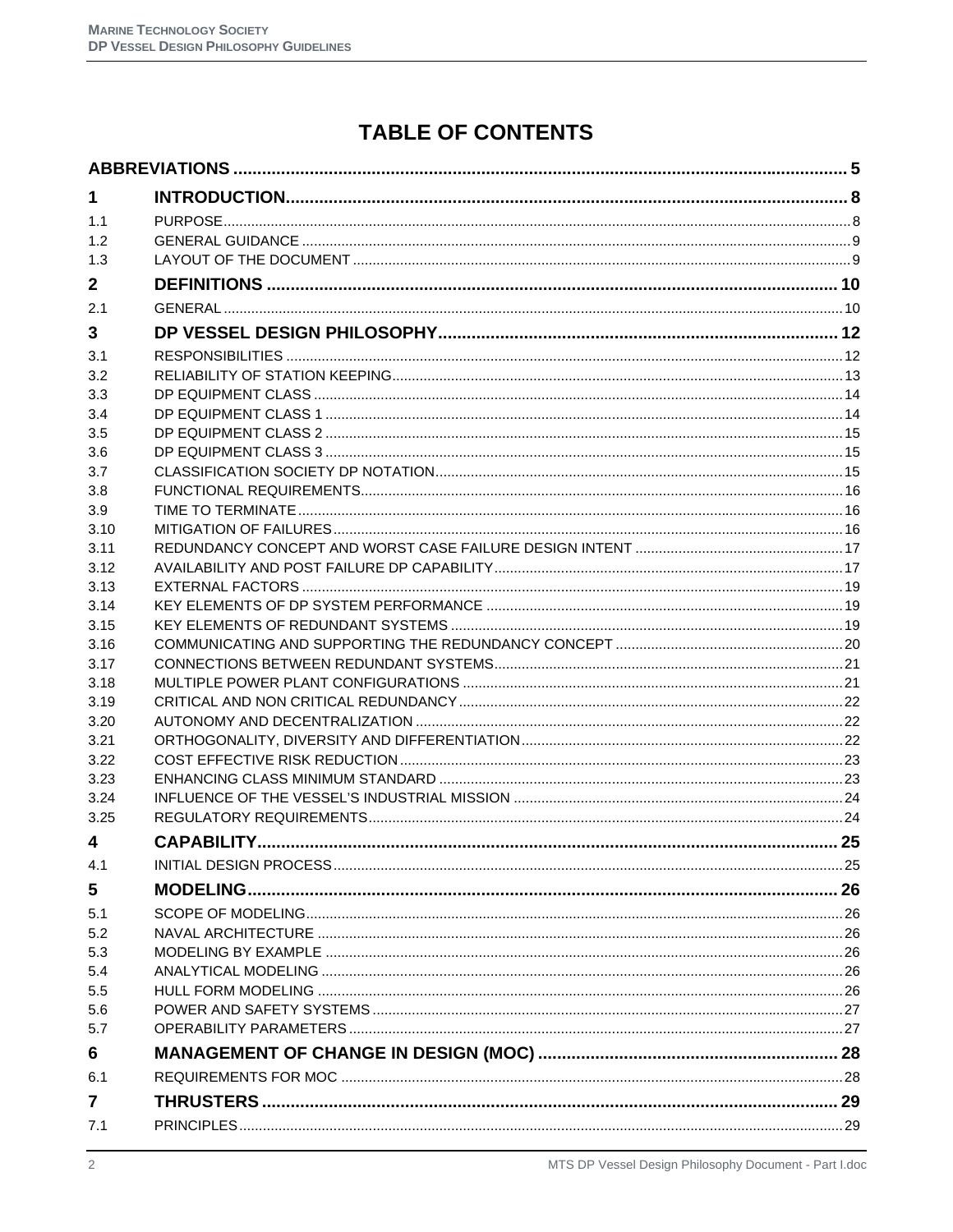# TABLE OF CONTENTS

| | | |
|---|---|---|
| **ABBREVIATIONS** | | **5** |
| **1** | **INTRODUCTION** | **8** |
| 1.1 | PURPOSE | 8 |
| 1.2 | GENERAL GUIDANCE | 9 |
| 1.3 | LAYOUT OF THE DOCUMENT | 9 |
| **2** | **DEFINITIONS** | **10** |
| 2.1 | GENERAL | 10 |
| **3** | **DP VESSEL DESIGN PHILOSOPHY** | **12** |
| 3.1 | RESPONSIBILITIES | 12 |
| 3.2 | RELIABILITY OF STATION KEEPING | 13 |
| 3.3 | DP EQUIPMENT CLASS | 14 |
| 3.4 | DP EQUIPMENT CLASS 1 | 14 |
| 3.5 | DP EQUIPMENT CLASS 2 | 15 |
| 3.6 | DP EQUIPMENT CLASS 3 | 15 |
| 3.7 | CLASSIFICATION SOCIETY DP NOTATION | 15 |
| 3.8 | FUNCTIONAL REQUIREMENTS | 16 |
| 3.9 | TIME TO TERMINATE | 16 |
| 3.10 | MITIGATION OF FAILURES | 16 |
| 3.11 | REDUNDANCY CONCEPT AND WORST CASE FAILURE DESIGN INTENT | 17 |
| 3.12 | AVAILABILITY AND POST FAILURE DP CAPABILITY | 17 |
| 3.13 | EXTERNAL FACTORS | 19 |
| 3.14 | KEY ELEMENTS OF DP SYSTEM PERFORMANCE | 19 |
| 3.15 | KEY ELEMENTS OF REDUNDANT SYSTEMS | 19 |
| 3.16 | COMMUNICATING AND SUPPORTING THE REDUNDANCY CONCEPT | 20 |
| 3.17 | CONNECTIONS BETWEEN REDUNDANT SYSTEMS | 21 |
| 3.18 | MULTIPLE POWER PLANT CONFIGURATIONS | 21 |
| 3.19 | CRITICAL AND NON CRITICAL REDUNDANCY | 22 |
| 3.20 | AUTONOMY AND DECENTRALIZATION | 22 |
| 3.21 | ORTHOGONALITY, DIVERSITY AND DIFFERENTIATION | 22 |
| 3.22 | COST EFFECTIVE RISK REDUCTION | 23 |
| 3.23 | ENHANCING CLASS MINIMUM STANDARD | 23 |
| 3.24 | INFLUENCE OF THE VESSEL'S INDUSTRIAL MISSION | 24 |
| 3.25 | REGULATORY REQUIREMENTS | 24 |
| **4** | **CAPABILITY** | **25** |
| 4.1 | INITIAL DESIGN PROCESS | 25 |
| **5** | **MODELING** | **26** |
| 5.1 | SCOPE OF MODELING | 26 |
| 5.2 | NAVAL ARCHITECTURE | 26 |
| 5.3 | MODELING BY EXAMPLE | 26 |
| 5.4 | ANALYTICAL MODELING | 26 |
| 5.5 | HULL FORM MODELING | 26 |
| 5.6 | POWER AND SAFETY SYSTEMS | 27 |
| 5.7 | OPERABILITY PARAMETERS | 27 |
| **6** | **MANAGEMENT OF CHANGE IN DESIGN (MOC)** | **28** |
| 6.1 | REQUIREMENTS FOR MOC | 28 |
| **7** | **THRUSTERS** | **29** |
| 7.1 | PRINCIPLES | 29 |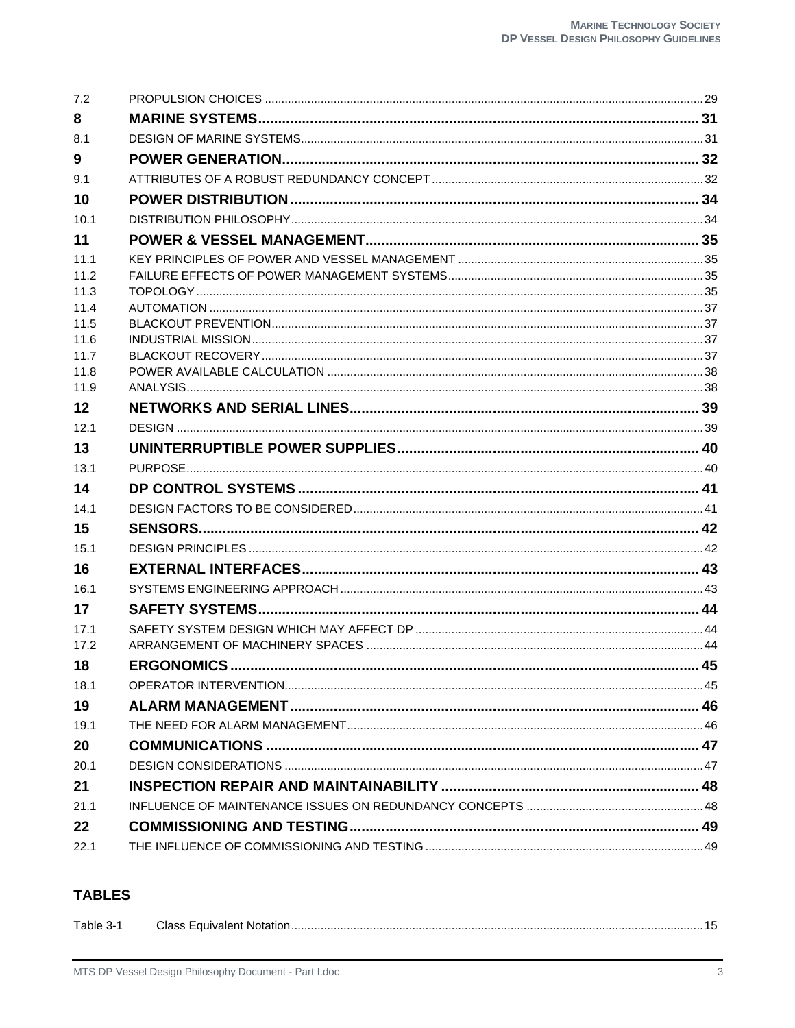7.2 PROPULSION CHOICES ..... 29

**8 MARINE SYSTEMS ..... 31**

8.1 DESIGN OF MARINE SYSTEMS ..... 31

**9 POWER GENERATION ..... 32**

9.1 ATTRIBUTES OF A ROBUST REDUNDANCY CONCEPT ..... 32

**10 POWER DISTRIBUTION ..... 34**

10.1 DISTRIBUTION PHILOSOPHY ..... 34

**11 POWER & VESSEL MANAGEMENT ..... 35**

11.1 KEY PRINCIPLES OF POWER AND VESSEL MANAGEMENT ..... 35
11.2 FAILURE EFFECTS OF POWER MANAGEMENT SYSTEMS ..... 35
11.3 TOPOLOGY ..... 35
11.4 AUTOMATION ..... 37
11.5 BLACKOUT PREVENTION ..... 37
11.6 INDUSTRIAL MISSION ..... 37
11.7 BLACKOUT RECOVERY ..... 37
11.8 POWER AVAILABLE CALCULATION ..... 38
11.9 ANALYSIS ..... 38

**12 NETWORKS AND SERIAL LINES ..... 39**

12.1 DESIGN ..... 39

**13 UNINTERRUPTIBLE POWER SUPPLIES ..... 40**

13.1 PURPOSE ..... 40

**14 DP CONTROL SYSTEMS ..... 41**

14.1 DESIGN FACTORS TO BE CONSIDERED ..... 41

**15 SENSORS ..... 42**

15.1 DESIGN PRINCIPLES ..... 42

**16 EXTERNAL INTERFACES ..... 43**

16.1 SYSTEMS ENGINEERING APPROACH ..... 43

**17 SAFETY SYSTEMS ..... 44**

17.1 SAFETY SYSTEM DESIGN WHICH MAY AFFECT DP ..... 44
17.2 ARRANGEMENT OF MACHINERY SPACES ..... 44

**18 ERGONOMICS ..... 45**

18.1 OPERATOR INTERVENTION ..... 45

**19 ALARM MANAGEMENT ..... 46**

19.1 THE NEED FOR ALARM MANAGEMENT ..... 46

**20 COMMUNICATIONS ..... 47**

20.1 DESIGN CONSIDERATIONS ..... 47

**21 INSPECTION REPAIR AND MAINTAINABILITY ..... 48**

21.1 INFLUENCE OF MAINTENANCE ISSUES ON REDUNDANCY CONCEPTS ..... 48

**22 COMMISSIONING AND TESTING ..... 49**

22.1 THE INFLUENCE OF COMMISSIONING AND TESTING ..... 49

## TABLES

Table 3-1 Class Equivalent Notation ..... 15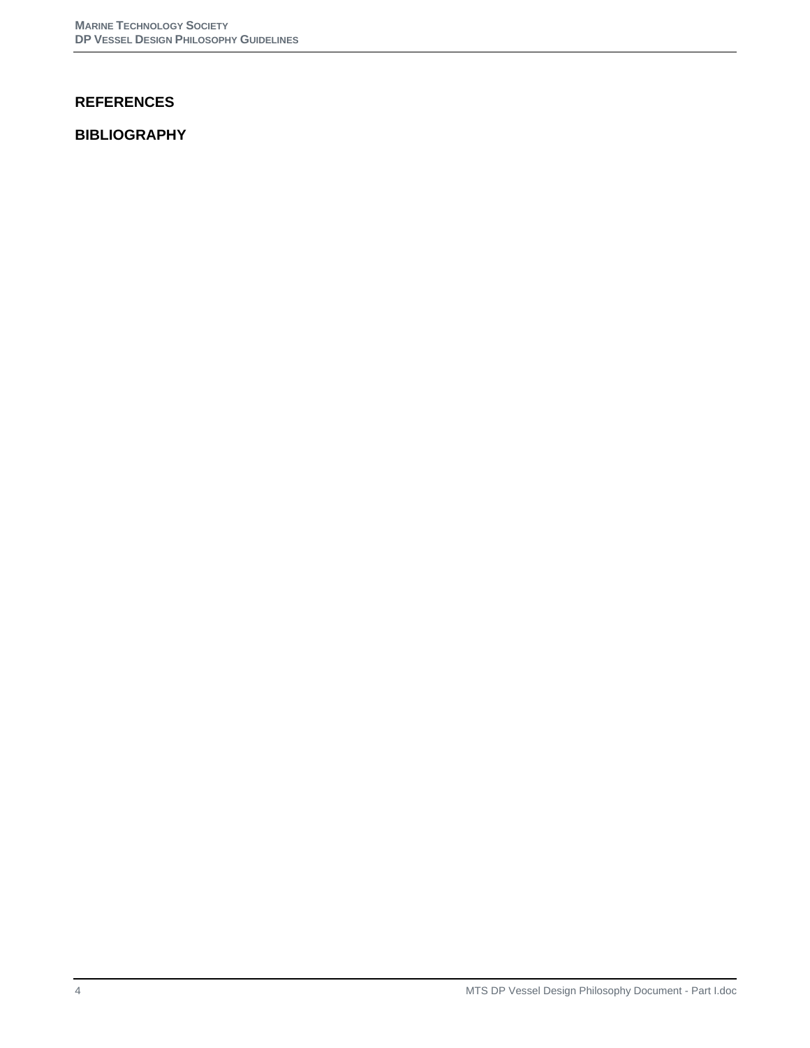## REFERENCES

## BIBLIOGRAPHY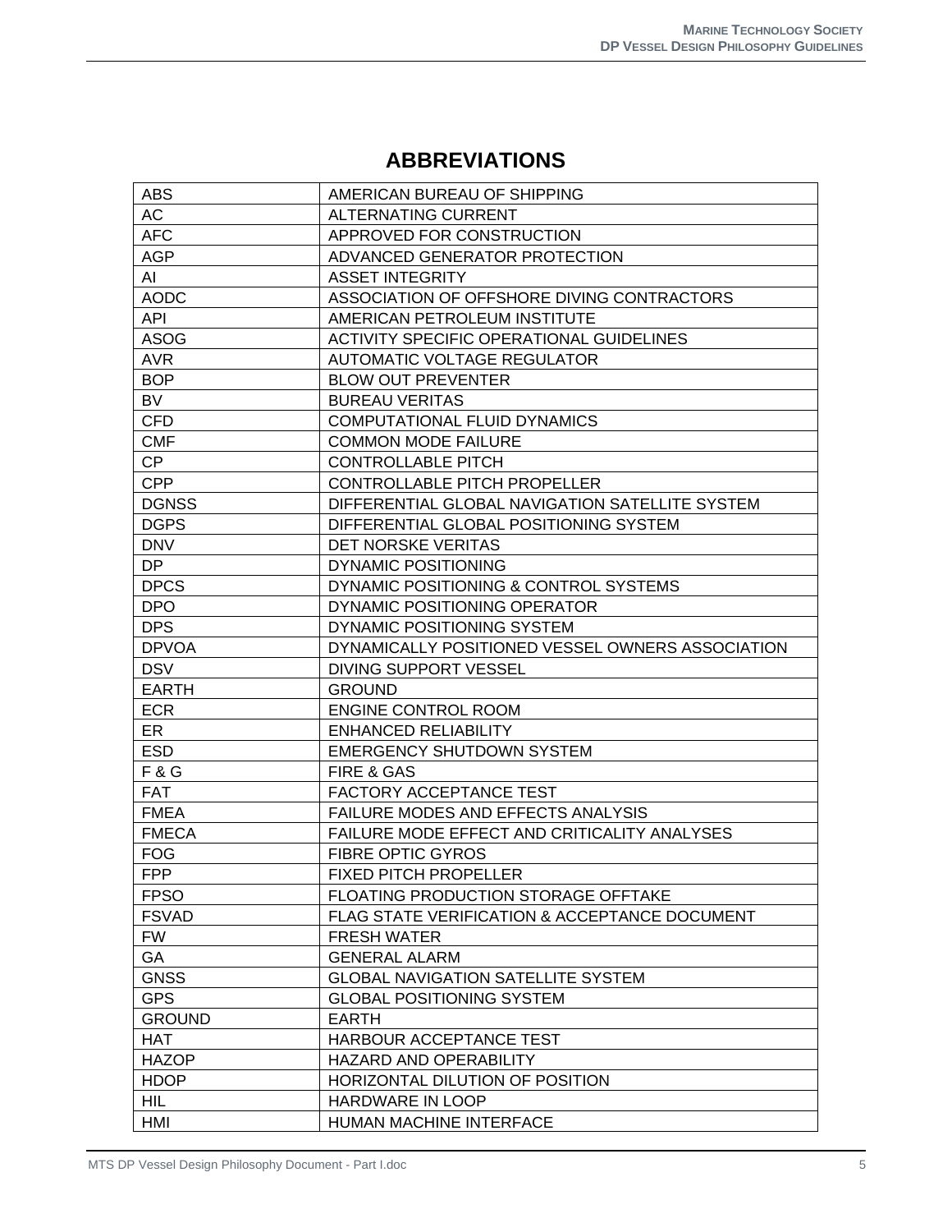## ABBREVIATIONS

| | |
|---|---|
| ABS | AMERICAN BUREAU OF SHIPPING |
| AC | ALTERNATING CURRENT |
| AFC | APPROVED FOR CONSTRUCTION |
| AGP | ADVANCED GENERATOR PROTECTION |
| AI | ASSET INTEGRITY |
| AODC | ASSOCIATION OF OFFSHORE DIVING CONTRACTORS |
| API | AMERICAN PETROLEUM INSTITUTE |
| ASOG | ACTIVITY SPECIFIC OPERATIONAL GUIDELINES |
| AVR | AUTOMATIC VOLTAGE REGULATOR |
| BOP | BLOW OUT PREVENTER |
| BV | BUREAU VERITAS |
| CFD | COMPUTATIONAL FLUID DYNAMICS |
| CMF | COMMON MODE FAILURE |
| CP | CONTROLLABLE PITCH |
| CPP | CONTROLLABLE PITCH PROPELLER |
| DGNSS | DIFFERENTIAL GLOBAL NAVIGATION SATELLITE SYSTEM |
| DGPS | DIFFERENTIAL GLOBAL POSITIONING SYSTEM |
| DNV | DET NORSKE VERITAS |
| DP | DYNAMIC POSITIONING |
| DPCS | DYNAMIC POSITIONING & CONTROL SYSTEMS |
| DPO | DYNAMIC POSITIONING OPERATOR |
| DPS | DYNAMIC POSITIONING SYSTEM |
| DPVOA | DYNAMICALLY POSITIONED VESSEL OWNERS ASSOCIATION |
| DSV | DIVING SUPPORT VESSEL |
| EARTH | GROUND |
| ECR | ENGINE CONTROL ROOM |
| ER | ENHANCED RELIABILITY |
| ESD | EMERGENCY SHUTDOWN SYSTEM |
| F & G | FIRE & GAS |
| FAT | FACTORY ACCEPTANCE TEST |
| FMEA | FAILURE MODES AND EFFECTS ANALYSIS |
| FMECA | FAILURE MODE EFFECT AND CRITICALITY ANALYSES |
| FOG | FIBRE OPTIC GYROS |
| FPP | FIXED PITCH PROPELLER |
| FPSO | FLOATING PRODUCTION STORAGE OFFTAKE |
| FSVAD | FLAG STATE VERIFICATION & ACCEPTANCE DOCUMENT |
| FW | FRESH WATER |
| GA | GENERAL ALARM |
| GNSS | GLOBAL NAVIGATION SATELLITE SYSTEM |
| GPS | GLOBAL POSITIONING SYSTEM |
| GROUND | EARTH |
| HAT | HARBOUR ACCEPTANCE TEST |
| HAZOP | HAZARD AND OPERABILITY |
| HDOP | HORIZONTAL DILUTION OF POSITION |
| HIL | HARDWARE IN LOOP |
| HMI | HUMAN MACHINE INTERFACE |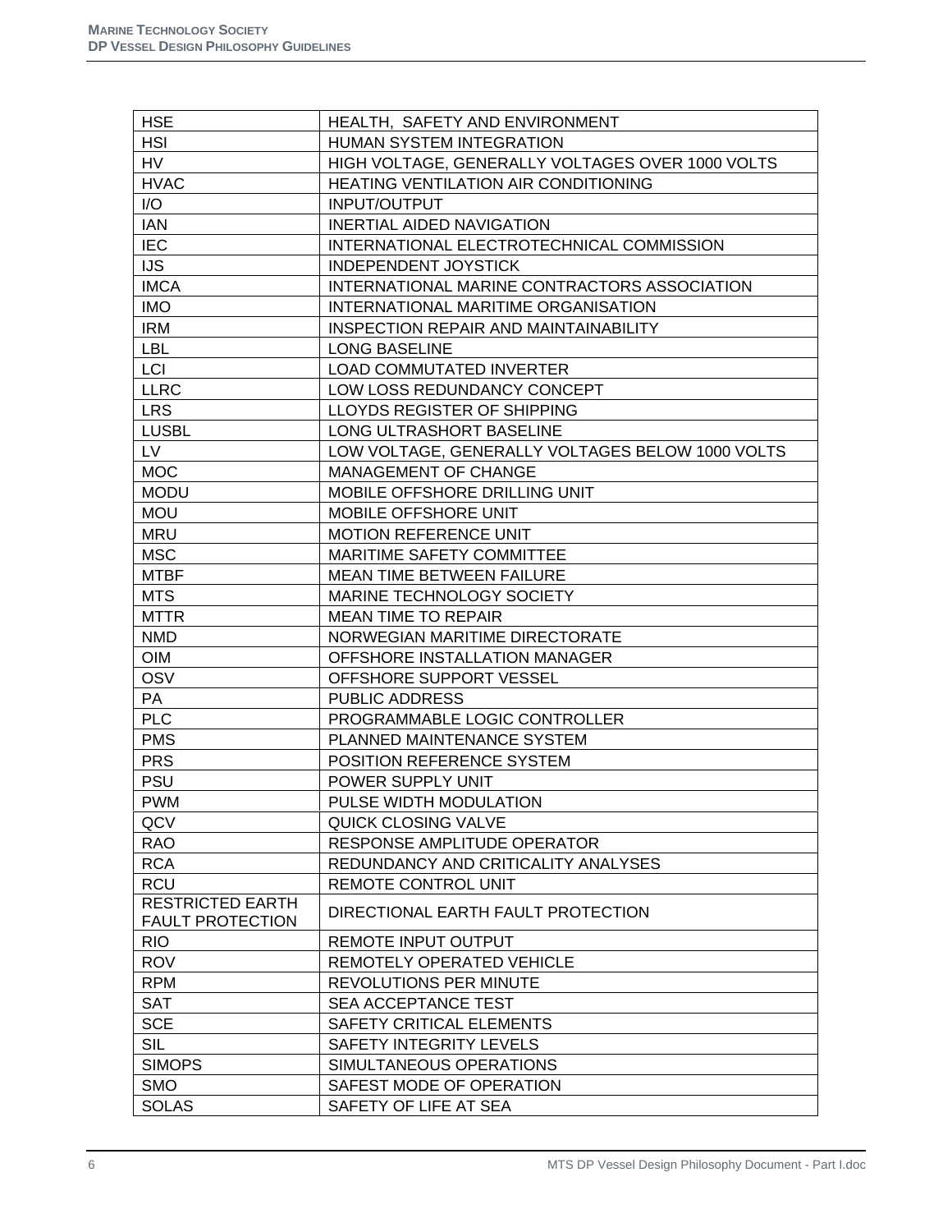| | |
|---|---|
| HSE | HEALTH, SAFETY AND ENVIRONMENT |
| HSI | HUMAN SYSTEM INTEGRATION |
| HV | HIGH VOLTAGE, GENERALLY VOLTAGES OVER 1000 VOLTS |
| HVAC | HEATING VENTILATION AIR CONDITIONING |
| I/O | INPUT/OUTPUT |
| IAN | INERTIAL AIDED NAVIGATION |
| IEC | INTERNATIONAL ELECTROTECHNICAL COMMISSION |
| IJS | INDEPENDENT JOYSTICK |
| IMCA | INTERNATIONAL MARINE CONTRACTORS ASSOCIATION |
| IMO | INTERNATIONAL MARITIME ORGANISATION |
| IRM | INSPECTION REPAIR AND MAINTAINABILITY |
| LBL | LONG BASELINE |
| LCI | LOAD COMMUTATED INVERTER |
| LLRC | LOW LOSS REDUNDANCY CONCEPT |
| LRS | LLOYDS REGISTER OF SHIPPING |
| LUSBL | LONG ULTRASHORT BASELINE |
| LV | LOW VOLTAGE, GENERALLY VOLTAGES BELOW 1000 VOLTS |
| MOC | MANAGEMENT OF CHANGE |
| MODU | MOBILE OFFSHORE DRILLING UNIT |
| MOU | MOBILE OFFSHORE UNIT |
| MRU | MOTION REFERENCE UNIT |
| MSC | MARITIME SAFETY COMMITTEE |
| MTBF | MEAN TIME BETWEEN FAILURE |
| MTS | MARINE TECHNOLOGY SOCIETY |
| MTTR | MEAN TIME TO REPAIR |
| NMD | NORWEGIAN MARITIME DIRECTORATE |
| OIM | OFFSHORE INSTALLATION MANAGER |
| OSV | OFFSHORE SUPPORT VESSEL |
| PA | PUBLIC ADDRESS |
| PLC | PROGRAMMABLE LOGIC CONTROLLER |
| PMS | PLANNED MAINTENANCE SYSTEM |
| PRS | POSITION REFERENCE SYSTEM |
| PSU | POWER SUPPLY UNIT |
| PWM | PULSE WIDTH MODULATION |
| QCV | QUICK CLOSING VALVE |
| RAO | RESPONSE AMPLITUDE OPERATOR |
| RCA | REDUNDANCY AND CRITICALITY ANALYSES |
| RCU | REMOTE CONTROL UNIT |
| RESTRICTED EARTH FAULT PROTECTION | DIRECTIONAL EARTH FAULT PROTECTION |
| RIO | REMOTE INPUT OUTPUT |
| ROV | REMOTELY OPERATED VEHICLE |
| RPM | REVOLUTIONS PER MINUTE |
| SAT | SEA ACCEPTANCE TEST |
| SCE | SAFETY CRITICAL ELEMENTS |
| SIL | SAFETY INTEGRITY LEVELS |
| SIMOPS | SIMULTANEOUS OPERATIONS |
| SMO | SAFEST MODE OF OPERATION |
| SOLAS | SAFETY OF LIFE AT SEA |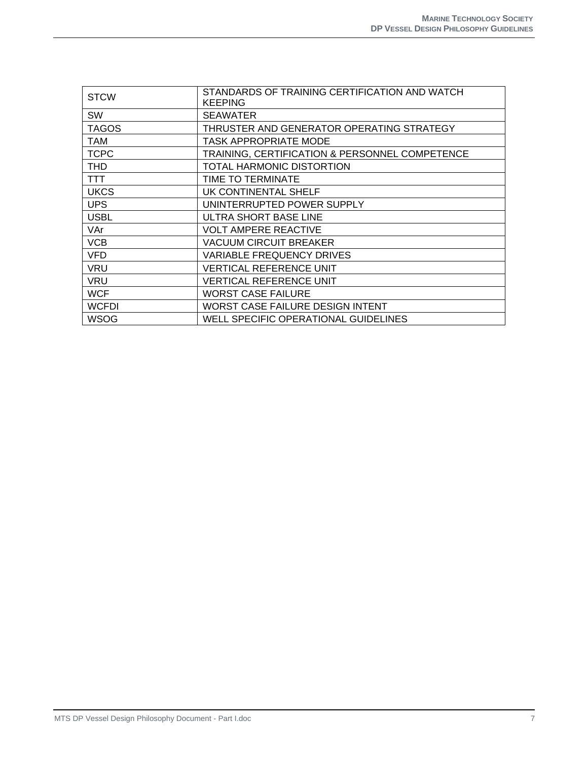| | |
|---|---|
| STCW | STANDARDS OF TRAINING CERTIFICATION AND WATCH KEEPING |
| SW | SEAWATER |
| TAGOS | THRUSTER AND GENERATOR OPERATING STRATEGY |
| TAM | TASK APPROPRIATE MODE |
| TCPC | TRAINING, CERTIFICATION & PERSONNEL COMPETENCE |
| THD | TOTAL HARMONIC DISTORTION |
| TTT | TIME TO TERMINATE |
| UKCS | UK CONTINENTAL SHELF |
| UPS | UNINTERRUPTED POWER SUPPLY |
| USBL | ULTRA SHORT BASE LINE |
| VAr | VOLT AMPERE REACTIVE |
| VCB | VACUUM CIRCUIT BREAKER |
| VFD | VARIABLE FREQUENCY DRIVES |
| VRU | VERTICAL REFERENCE UNIT |
| VRU | VERTICAL REFERENCE UNIT |
| WCF | WORST CASE FAILURE |
| WCFDI | WORST CASE FAILURE DESIGN INTENT |
| WSOG | WELL SPECIFIC OPERATIONAL GUIDELINES |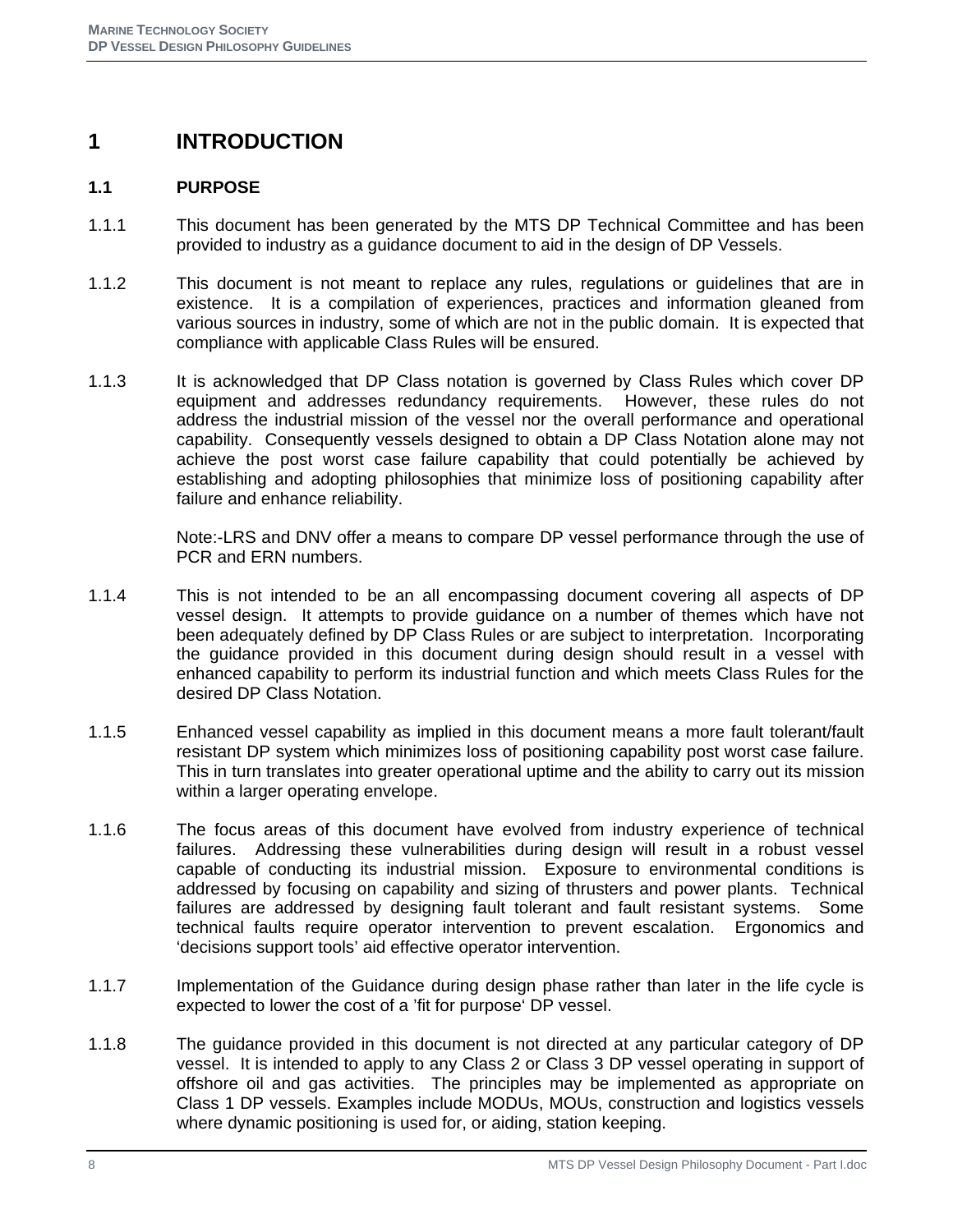# 1 INTRODUCTION

## 1.1 PURPOSE

1.1.1 This document has been generated by the MTS DP Technical Committee and has been provided to industry as a guidance document to aid in the design of DP Vessels.

1.1.2 This document is not meant to replace any rules, regulations or guidelines that are in existence. It is a compilation of experiences, practices and information gleaned from various sources in industry, some of which are not in the public domain. It is expected that compliance with applicable Class Rules will be ensured.

1.1.3 It is acknowledged that DP Class notation is governed by Class Rules which cover DP equipment and addresses redundancy requirements. However, these rules do not address the industrial mission of the vessel nor the overall performance and operational capability. Consequently vessels designed to obtain a DP Class Notation alone may not achieve the post worst case failure capability that could potentially be achieved by establishing and adopting philosophies that minimize loss of positioning capability after failure and enhance reliability.

Note:-LRS and DNV offer a means to compare DP vessel performance through the use of PCR and ERN numbers.

1.1.4 This is not intended to be an all encompassing document covering all aspects of DP vessel design. It attempts to provide guidance on a number of themes which have not been adequately defined by DP Class Rules or are subject to interpretation. Incorporating the guidance provided in this document during design should result in a vessel with enhanced capability to perform its industrial function and which meets Class Rules for the desired DP Class Notation.

1.1.5 Enhanced vessel capability as implied in this document means a more fault tolerant/fault resistant DP system which minimizes loss of positioning capability post worst case failure. This in turn translates into greater operational uptime and the ability to carry out its mission within a larger operating envelope.

1.1.6 The focus areas of this document have evolved from industry experience of technical failures. Addressing these vulnerabilities during design will result in a robust vessel capable of conducting its industrial mission. Exposure to environmental conditions is addressed by focusing on capability and sizing of thrusters and power plants. Technical failures are addressed by designing fault tolerant and fault resistant systems. Some technical faults require operator intervention to prevent escalation. Ergonomics and 'decisions support tools' aid effective operator intervention.

1.1.7 Implementation of the Guidance during design phase rather than later in the life cycle is expected to lower the cost of a 'fit for purpose' DP vessel.

1.1.8 The guidance provided in this document is not directed at any particular category of DP vessel. It is intended to apply to any Class 2 or Class 3 DP vessel operating in support of offshore oil and gas activities. The principles may be implemented as appropriate on Class 1 DP vessels. Examples include MODUs, MOUs, construction and logistics vessels where dynamic positioning is used for, or aiding, station keeping.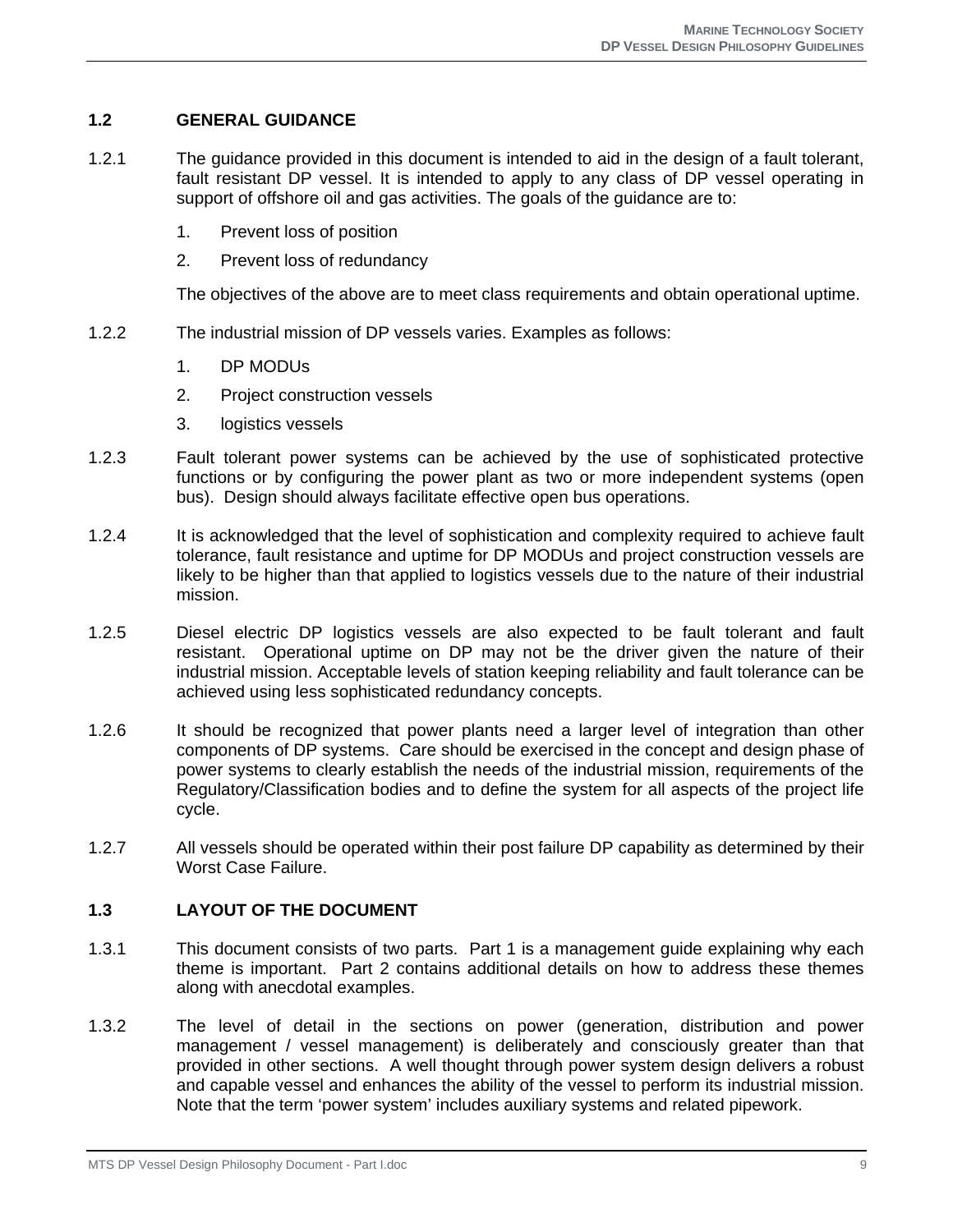## 1.2 GENERAL GUIDANCE

1.2.1 The guidance provided in this document is intended to aid in the design of a fault tolerant, fault resistant DP vessel. It is intended to apply to any class of DP vessel operating in support of offshore oil and gas activities. The goals of the guidance are to:

1. Prevent loss of position
2. Prevent loss of redundancy

The objectives of the above are to meet class requirements and obtain operational uptime.

1.2.2 The industrial mission of DP vessels varies. Examples as follows:

1. DP MODUs
2. Project construction vessels
3. logistics vessels

1.2.3 Fault tolerant power systems can be achieved by the use of sophisticated protective functions or by configuring the power plant as two or more independent systems (open bus). Design should always facilitate effective open bus operations.

1.2.4 It is acknowledged that the level of sophistication and complexity required to achieve fault tolerance, fault resistance and uptime for DP MODUs and project construction vessels are likely to be higher than that applied to logistics vessels due to the nature of their industrial mission.

1.2.5 Diesel electric DP logistics vessels are also expected to be fault tolerant and fault resistant. Operational uptime on DP may not be the driver given the nature of their industrial mission. Acceptable levels of station keeping reliability and fault tolerance can be achieved using less sophisticated redundancy concepts.

1.2.6 It should be recognized that power plants need a larger level of integration than other components of DP systems. Care should be exercised in the concept and design phase of power systems to clearly establish the needs of the industrial mission, requirements of the Regulatory/Classification bodies and to define the system for all aspects of the project life cycle.

1.2.7 All vessels should be operated within their post failure DP capability as determined by their Worst Case Failure.

## 1.3 LAYOUT OF THE DOCUMENT

1.3.1 This document consists of two parts. Part 1 is a management guide explaining why each theme is important. Part 2 contains additional details on how to address these themes along with anecdotal examples.

1.3.2 The level of detail in the sections on power (generation, distribution and power management / vessel management) is deliberately and consciously greater than that provided in other sections. A well thought through power system design delivers a robust and capable vessel and enhances the ability of the vessel to perform its industrial mission. Note that the term 'power system' includes auxiliary systems and related pipework.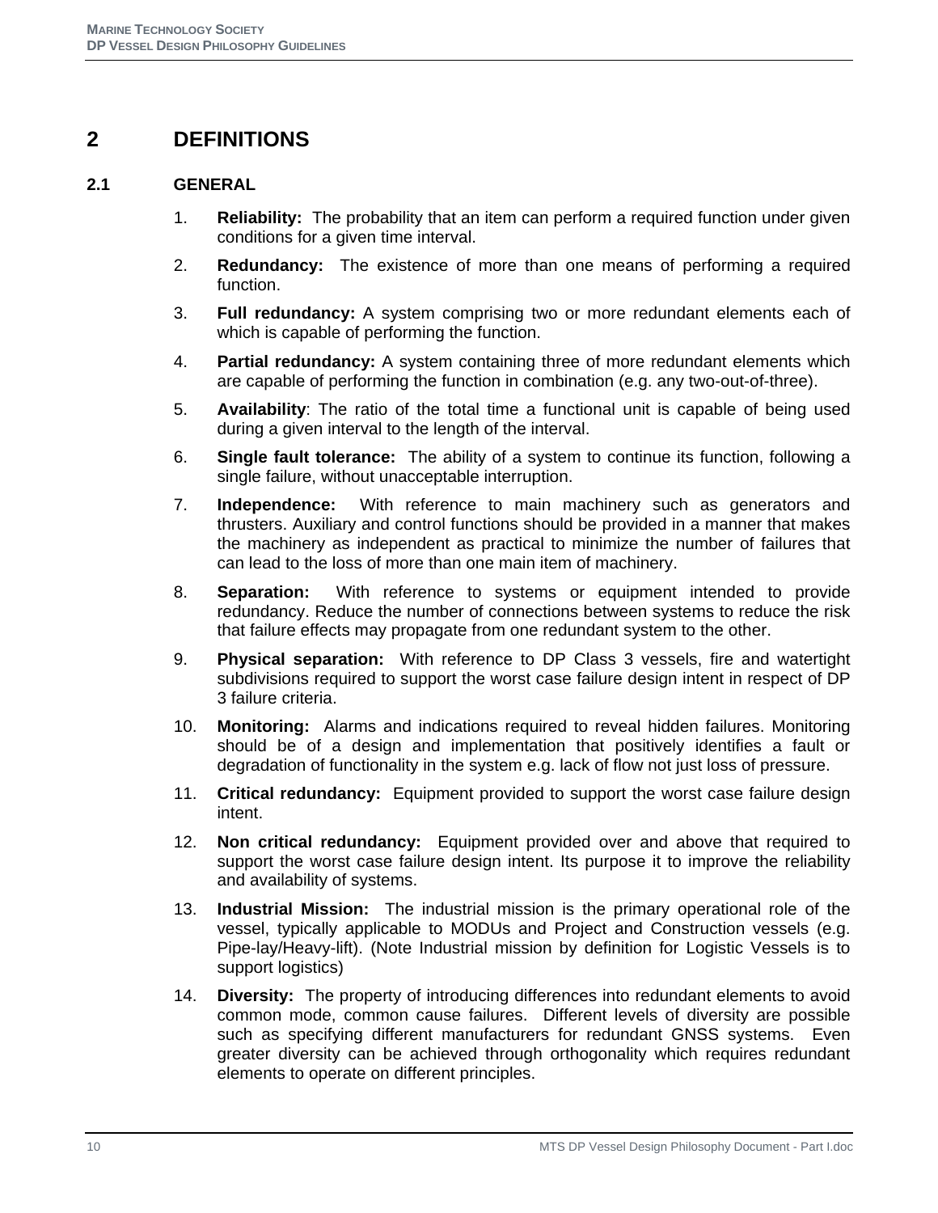# 2 DEFINITIONS

## 2.1 GENERAL

1. **Reliability:** The probability that an item can perform a required function under given conditions for a given time interval.
2. **Redundancy:** The existence of more than one means of performing a required function.
3. **Full redundancy:** A system comprising two or more redundant elements each of which is capable of performing the function.
4. **Partial redundancy:** A system containing three of more redundant elements which are capable of performing the function in combination (e.g. any two-out-of-three).
5. **Availability**: The ratio of the total time a functional unit is capable of being used during a given interval to the length of the interval.
6. **Single fault tolerance:** The ability of a system to continue its function, following a single failure, without unacceptable interruption.
7. **Independence:** With reference to main machinery such as generators and thrusters. Auxiliary and control functions should be provided in a manner that makes the machinery as independent as practical to minimize the number of failures that can lead to the loss of more than one main item of machinery.
8. **Separation:** With reference to systems or equipment intended to provide redundancy. Reduce the number of connections between systems to reduce the risk that failure effects may propagate from one redundant system to the other.
9. **Physical separation:** With reference to DP Class 3 vessels, fire and watertight subdivisions required to support the worst case failure design intent in respect of DP 3 failure criteria.
10. **Monitoring:** Alarms and indications required to reveal hidden failures. Monitoring should be of a design and implementation that positively identifies a fault or degradation of functionality in the system e.g. lack of flow not just loss of pressure.
11. **Critical redundancy:** Equipment provided to support the worst case failure design intent.
12. **Non critical redundancy:** Equipment provided over and above that required to support the worst case failure design intent. Its purpose it to improve the reliability and availability of systems.
13. **Industrial Mission:** The industrial mission is the primary operational role of the vessel, typically applicable to MODUs and Project and Construction vessels (e.g. Pipe-lay/Heavy-lift). (Note Industrial mission by definition for Logistic Vessels is to support logistics)
14. **Diversity:** The property of introducing differences into redundant elements to avoid common mode, common cause failures. Different levels of diversity are possible such as specifying different manufacturers for redundant GNSS systems. Even greater diversity can be achieved through orthogonality which requires redundant elements to operate on different principles.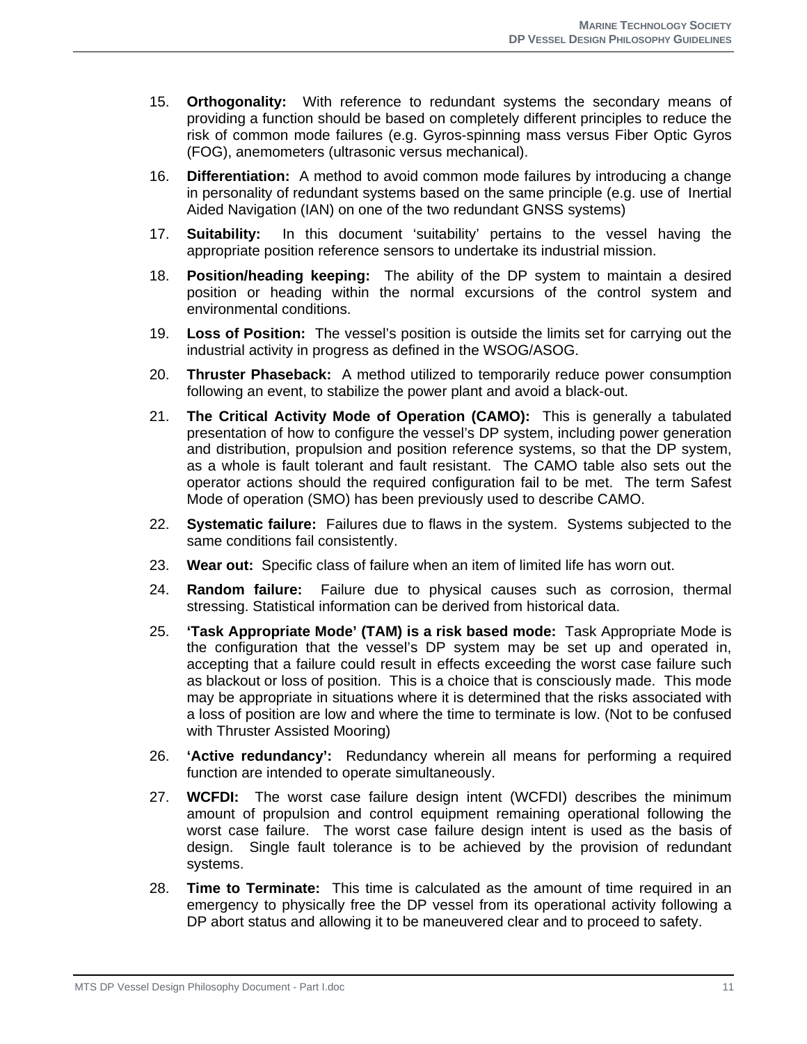15. **Orthogonality:** With reference to redundant systems the secondary means of providing a function should be based on completely different principles to reduce the risk of common mode failures (e.g. Gyros-spinning mass versus Fiber Optic Gyros (FOG), anemometers (ultrasonic versus mechanical).

16. **Differentiation:** A method to avoid common mode failures by introducing a change in personality of redundant systems based on the same principle (e.g. use of Inertial Aided Navigation (IAN) on one of the two redundant GNSS systems)

17. **Suitability:** In this document 'suitability' pertains to the vessel having the appropriate position reference sensors to undertake its industrial mission.

18. **Position/heading keeping:** The ability of the DP system to maintain a desired position or heading within the normal excursions of the control system and environmental conditions.

19. **Loss of Position:** The vessel's position is outside the limits set for carrying out the industrial activity in progress as defined in the WSOG/ASOG.

20. **Thruster Phaseback:** A method utilized to temporarily reduce power consumption following an event, to stabilize the power plant and avoid a black-out.

21. **The Critical Activity Mode of Operation (CAMO):** This is generally a tabulated presentation of how to configure the vessel's DP system, including power generation and distribution, propulsion and position reference systems, so that the DP system, as a whole is fault tolerant and fault resistant. The CAMO table also sets out the operator actions should the required configuration fail to be met. The term Safest Mode of operation (SMO) has been previously used to describe CAMO.

22. **Systematic failure:** Failures due to flaws in the system. Systems subjected to the same conditions fail consistently.

23. **Wear out:** Specific class of failure when an item of limited life has worn out.

24. **Random failure:** Failure due to physical causes such as corrosion, thermal stressing. Statistical information can be derived from historical data.

25. **'Task Appropriate Mode' (TAM) is a risk based mode:** Task Appropriate Mode is the configuration that the vessel's DP system may be set up and operated in, accepting that a failure could result in effects exceeding the worst case failure such as blackout or loss of position. This is a choice that is consciously made. This mode may be appropriate in situations where it is determined that the risks associated with a loss of position are low and where the time to terminate is low. (Not to be confused with Thruster Assisted Mooring)

26. **'Active redundancy':** Redundancy wherein all means for performing a required function are intended to operate simultaneously.

27. **WCFDI:** The worst case failure design intent (WCFDI) describes the minimum amount of propulsion and control equipment remaining operational following the worst case failure. The worst case failure design intent is used as the basis of design. Single fault tolerance is to be achieved by the provision of redundant systems.

28. **Time to Terminate:** This time is calculated as the amount of time required in an emergency to physically free the DP vessel from its operational activity following a DP abort status and allowing it to be maneuvered clear and to proceed to safety.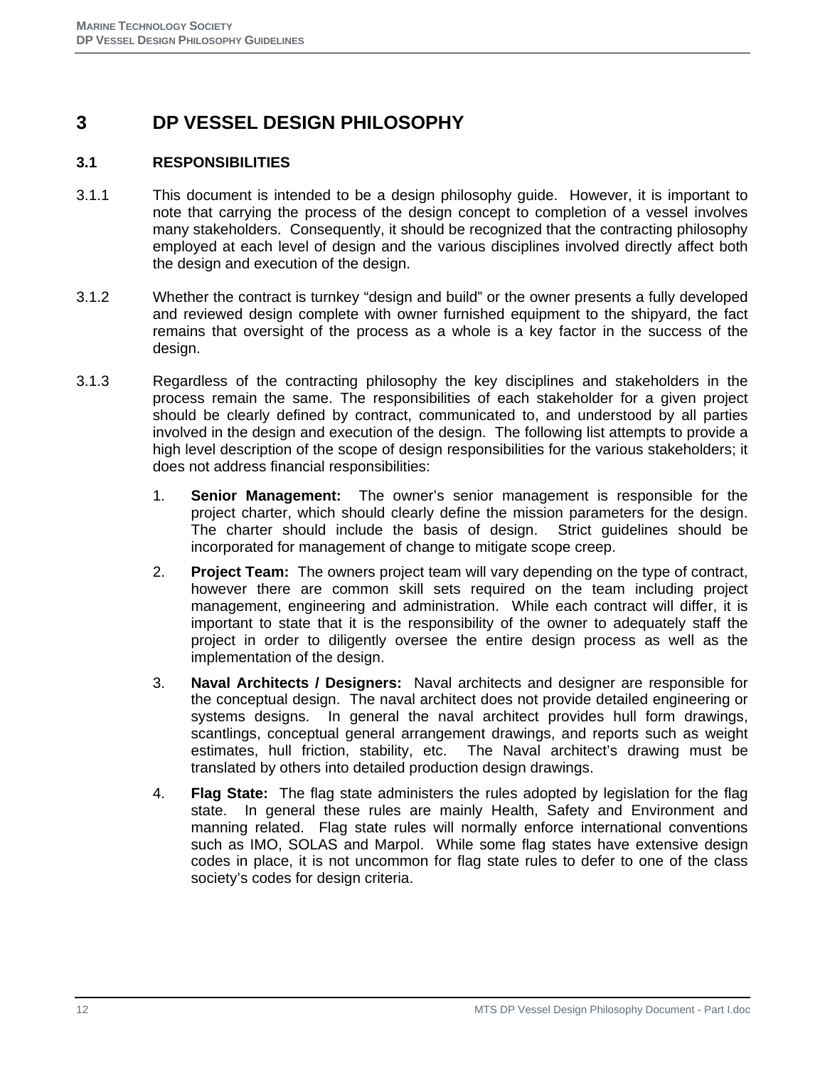# 3 DP VESSEL DESIGN PHILOSOPHY

## 3.1 RESPONSIBILITIES

3.1.1 This document is intended to be a design philosophy guide. However, it is important to note that carrying the process of the design concept to completion of a vessel involves many stakeholders. Consequently, it should be recognized that the contracting philosophy employed at each level of design and the various disciplines involved directly affect both the design and execution of the design.

3.1.2 Whether the contract is turnkey "design and build" or the owner presents a fully developed and reviewed design complete with owner furnished equipment to the shipyard, the fact remains that oversight of the process as a whole is a key factor in the success of the design.

3.1.3 Regardless of the contracting philosophy the key disciplines and stakeholders in the process remain the same. The responsibilities of each stakeholder for a given project should be clearly defined by contract, communicated to, and understood by all parties involved in the design and execution of the design. The following list attempts to provide a high level description of the scope of design responsibilities for the various stakeholders; it does not address financial responsibilities:

1. **Senior Management:** The owner's senior management is responsible for the project charter, which should clearly define the mission parameters for the design. The charter should include the basis of design. Strict guidelines should be incorporated for management of change to mitigate scope creep.

2. **Project Team:** The owners project team will vary depending on the type of contract, however there are common skill sets required on the team including project management, engineering and administration. While each contract will differ, it is important to state that it is the responsibility of the owner to adequately staff the project in order to diligently oversee the entire design process as well as the implementation of the design.

3. **Naval Architects / Designers:** Naval architects and designer are responsible for the conceptual design. The naval architect does not provide detailed engineering or systems designs. In general the naval architect provides hull form drawings, scantlings, conceptual general arrangement drawings, and reports such as weight estimates, hull friction, stability, etc. The Naval architect's drawing must be translated by others into detailed production design drawings.

4. **Flag State:** The flag state administers the rules adopted by legislation for the flag state. In general these rules are mainly Health, Safety and Environment and manning related. Flag state rules will normally enforce international conventions such as IMO, SOLAS and Marpol. While some flag states have extensive design codes in place, it is not uncommon for flag state rules to defer to one of the class society's codes for design criteria.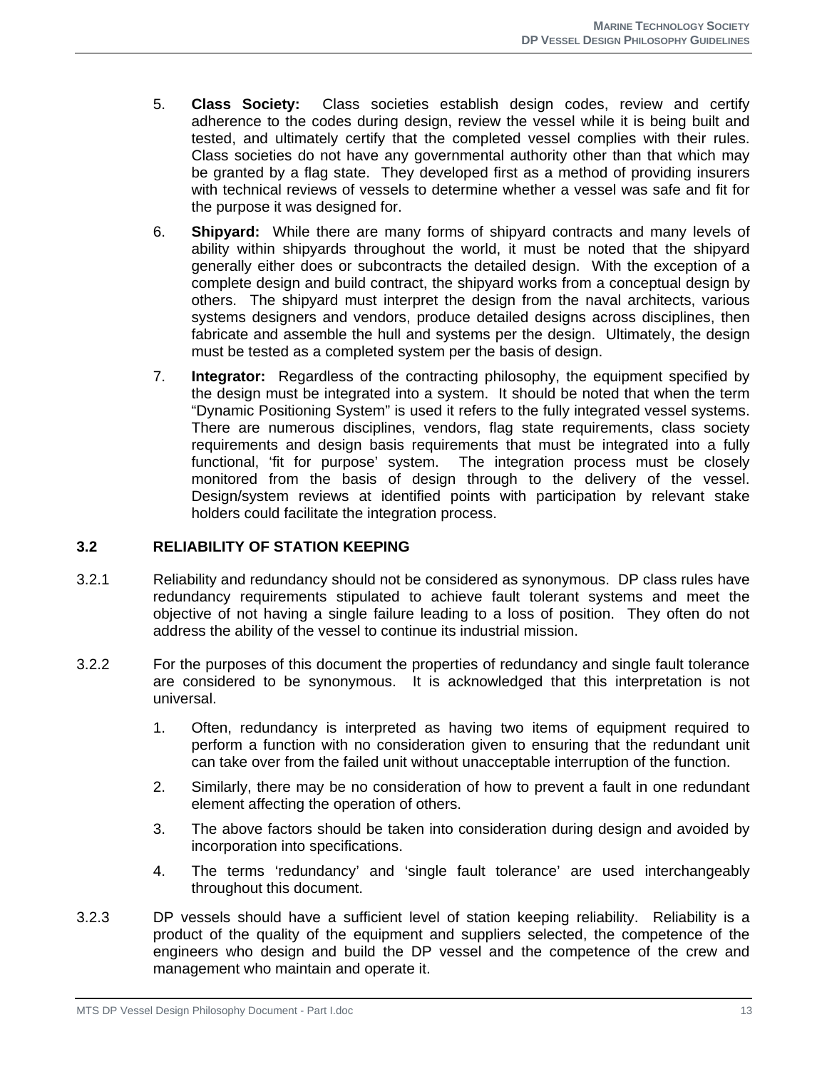5. **Class Society:** Class societies establish design codes, review and certify adherence to the codes during design, review the vessel while it is being built and tested, and ultimately certify that the completed vessel complies with their rules. Class societies do not have any governmental authority other than that which may be granted by a flag state. They developed first as a method of providing insurers with technical reviews of vessels to determine whether a vessel was safe and fit for the purpose it was designed for.

6. **Shipyard:** While there are many forms of shipyard contracts and many levels of ability within shipyards throughout the world, it must be noted that the shipyard generally either does or subcontracts the detailed design. With the exception of a complete design and build contract, the shipyard works from a conceptual design by others. The shipyard must interpret the design from the naval architects, various systems designers and vendors, produce detailed designs across disciplines, then fabricate and assemble the hull and systems per the design. Ultimately, the design must be tested as a completed system per the basis of design.

7. **Integrator:** Regardless of the contracting philosophy, the equipment specified by the design must be integrated into a system. It should be noted that when the term "Dynamic Positioning System" is used it refers to the fully integrated vessel systems. There are numerous disciplines, vendors, flag state requirements, class society requirements and design basis requirements that must be integrated into a fully functional, 'fit for purpose' system. The integration process must be closely monitored from the basis of design through to the delivery of the vessel. Design/system reviews at identified points with participation by relevant stake holders could facilitate the integration process.

## 3.2 RELIABILITY OF STATION KEEPING

3.2.1 Reliability and redundancy should not be considered as synonymous. DP class rules have redundancy requirements stipulated to achieve fault tolerant systems and meet the objective of not having a single failure leading to a loss of position. They often do not address the ability of the vessel to continue its industrial mission.

3.2.2 For the purposes of this document the properties of redundancy and single fault tolerance are considered to be synonymous. It is acknowledged that this interpretation is not universal.

1. Often, redundancy is interpreted as having two items of equipment required to perform a function with no consideration given to ensuring that the redundant unit can take over from the failed unit without unacceptable interruption of the function.

2. Similarly, there may be no consideration of how to prevent a fault in one redundant element affecting the operation of others.

3. The above factors should be taken into consideration during design and avoided by incorporation into specifications.

4. The terms 'redundancy' and 'single fault tolerance' are used interchangeably throughout this document.

3.2.3 DP vessels should have a sufficient level of station keeping reliability. Reliability is a product of the quality of the equipment and suppliers selected, the competence of the engineers who design and build the DP vessel and the competence of the crew and management who maintain and operate it.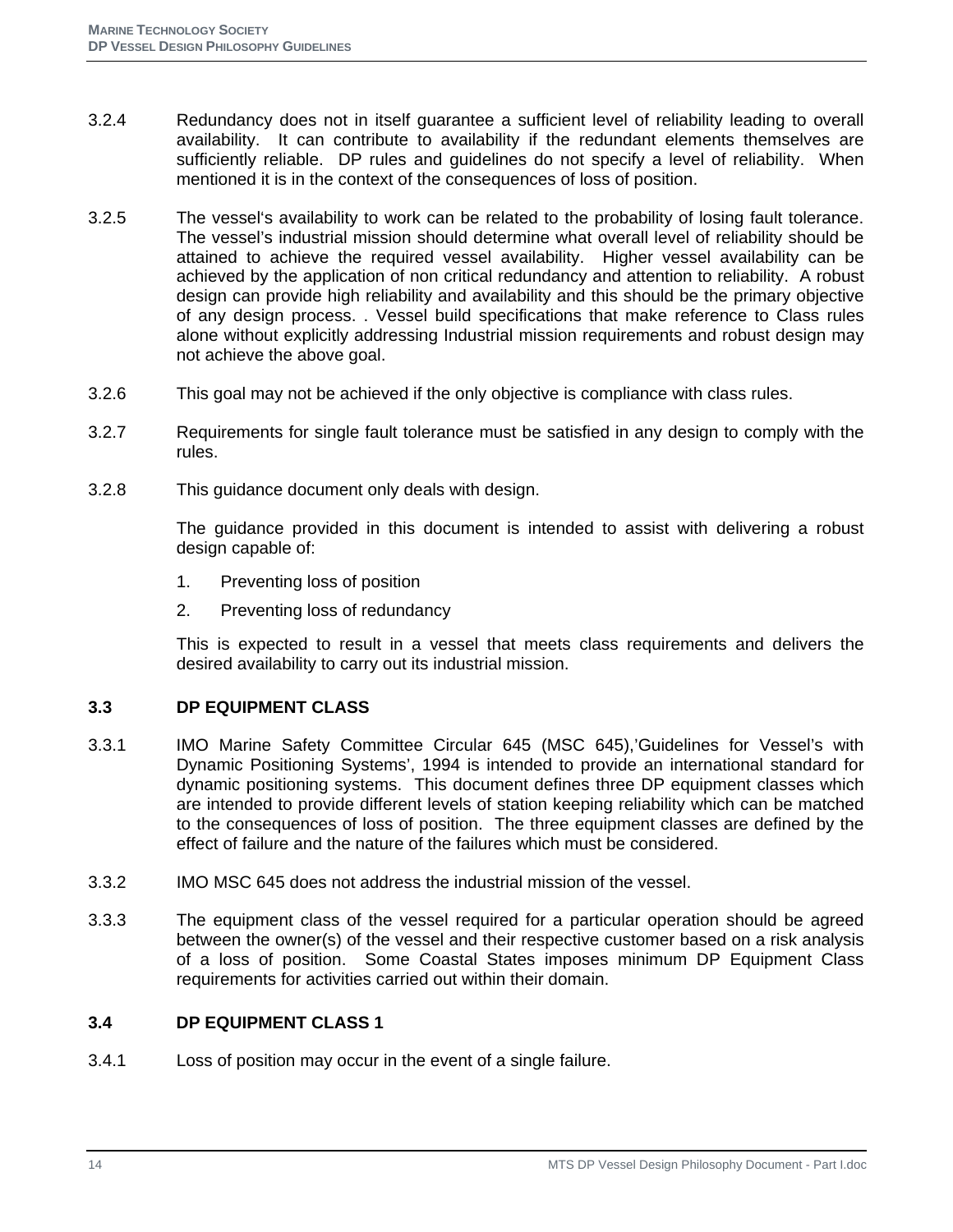3.2.4 Redundancy does not in itself guarantee a sufficient level of reliability leading to overall availability. It can contribute to availability if the redundant elements themselves are sufficiently reliable. DP rules and guidelines do not specify a level of reliability. When mentioned it is in the context of the consequences of loss of position.

3.2.5 The vessel's availability to work can be related to the probability of losing fault tolerance. The vessel's industrial mission should determine what overall level of reliability should be attained to achieve the required vessel availability. Higher vessel availability can be achieved by the application of non critical redundancy and attention to reliability. A robust design can provide high reliability and availability and this should be the primary objective of any design process. . Vessel build specifications that make reference to Class rules alone without explicitly addressing Industrial mission requirements and robust design may not achieve the above goal.

3.2.6 This goal may not be achieved if the only objective is compliance with class rules.

3.2.7 Requirements for single fault tolerance must be satisfied in any design to comply with the rules.

3.2.8 This guidance document only deals with design.

The guidance provided in this document is intended to assist with delivering a robust design capable of:

1. Preventing loss of position
2. Preventing loss of redundancy

This is expected to result in a vessel that meets class requirements and delivers the desired availability to carry out its industrial mission.

## 3.3 DP EQUIPMENT CLASS

3.3.1 IMO Marine Safety Committee Circular 645 (MSC 645),'Guidelines for Vessel's with Dynamic Positioning Systems', 1994 is intended to provide an international standard for dynamic positioning systems. This document defines three DP equipment classes which are intended to provide different levels of station keeping reliability which can be matched to the consequences of loss of position. The three equipment classes are defined by the effect of failure and the nature of the failures which must be considered.

3.3.2 IMO MSC 645 does not address the industrial mission of the vessel.

3.3.3 The equipment class of the vessel required for a particular operation should be agreed between the owner(s) of the vessel and their respective customer based on a risk analysis of a loss of position. Some Coastal States imposes minimum DP Equipment Class requirements for activities carried out within their domain.

## 3.4 DP EQUIPMENT CLASS 1

3.4.1 Loss of position may occur in the event of a single failure.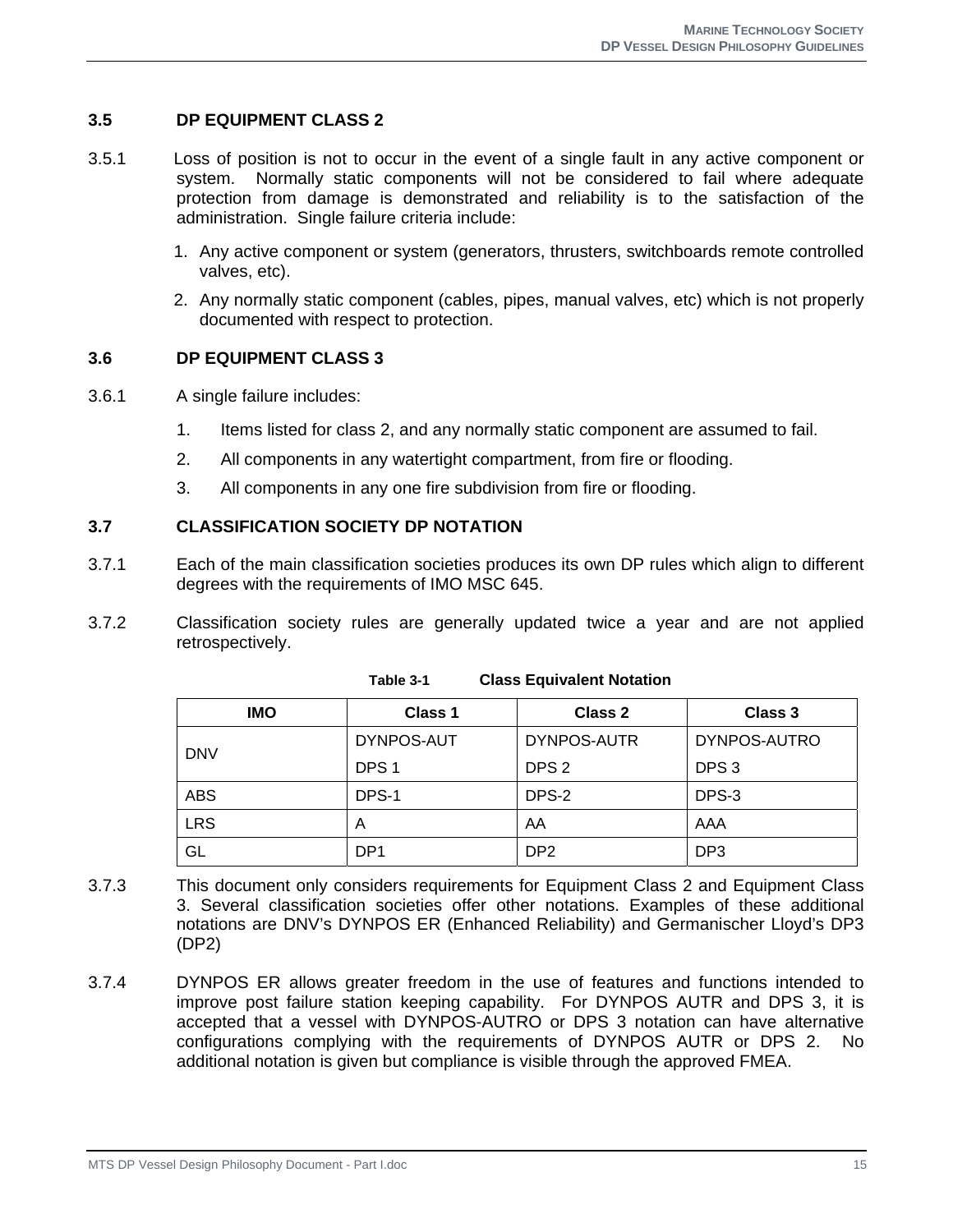## 3.5 DP EQUIPMENT CLASS 2

3.5.1 Loss of position is not to occur in the event of a single fault in any active component or system. Normally static components will not be considered to fail where adequate protection from damage is demonstrated and reliability is to the satisfaction of the administration. Single failure criteria include:

1. Any active component or system (generators, thrusters, switchboards remote controlled valves, etc).
2. Any normally static component (cables, pipes, manual valves, etc) which is not properly documented with respect to protection.

## 3.6 DP EQUIPMENT CLASS 3

3.6.1 A single failure includes:

1. Items listed for class 2, and any normally static component are assumed to fail.
2. All components in any watertight compartment, from fire or flooding.
3. All components in any one fire subdivision from fire or flooding.

## 3.7 CLASSIFICATION SOCIETY DP NOTATION

3.7.1 Each of the main classification societies produces its own DP rules which align to different degrees with the requirements of IMO MSC 645.

3.7.2 Classification society rules are generally updated twice a year and are not applied retrospectively.

**Table 3-1 Class Equivalent Notation**

| IMO | Class 1 | Class 2 | Class 3 |
|---|---|---|---|
| DNV | DYNPOS-AUT | DYNPOS-AUTR | DYNPOS-AUTRO |
| | DPS 1 | DPS 2 | DPS 3 |
| ABS | DPS-1 | DPS-2 | DPS-3 |
| LRS | A | AA | AAA |
| GL | DP1 | DP2 | DP3 |

3.7.3 This document only considers requirements for Equipment Class 2 and Equipment Class 3. Several classification societies offer other notations. Examples of these additional notations are DNV's DYNPOS ER (Enhanced Reliability) and Germanischer Lloyd's DP3 (DP2)

3.7.4 DYNPOS ER allows greater freedom in the use of features and functions intended to improve post failure station keeping capability. For DYNPOS AUTR and DPS 3, it is accepted that a vessel with DYNPOS-AUTRO or DPS 3 notation can have alternative configurations complying with the requirements of DYNPOS AUTR or DPS 2. No additional notation is given but compliance is visible through the approved FMEA.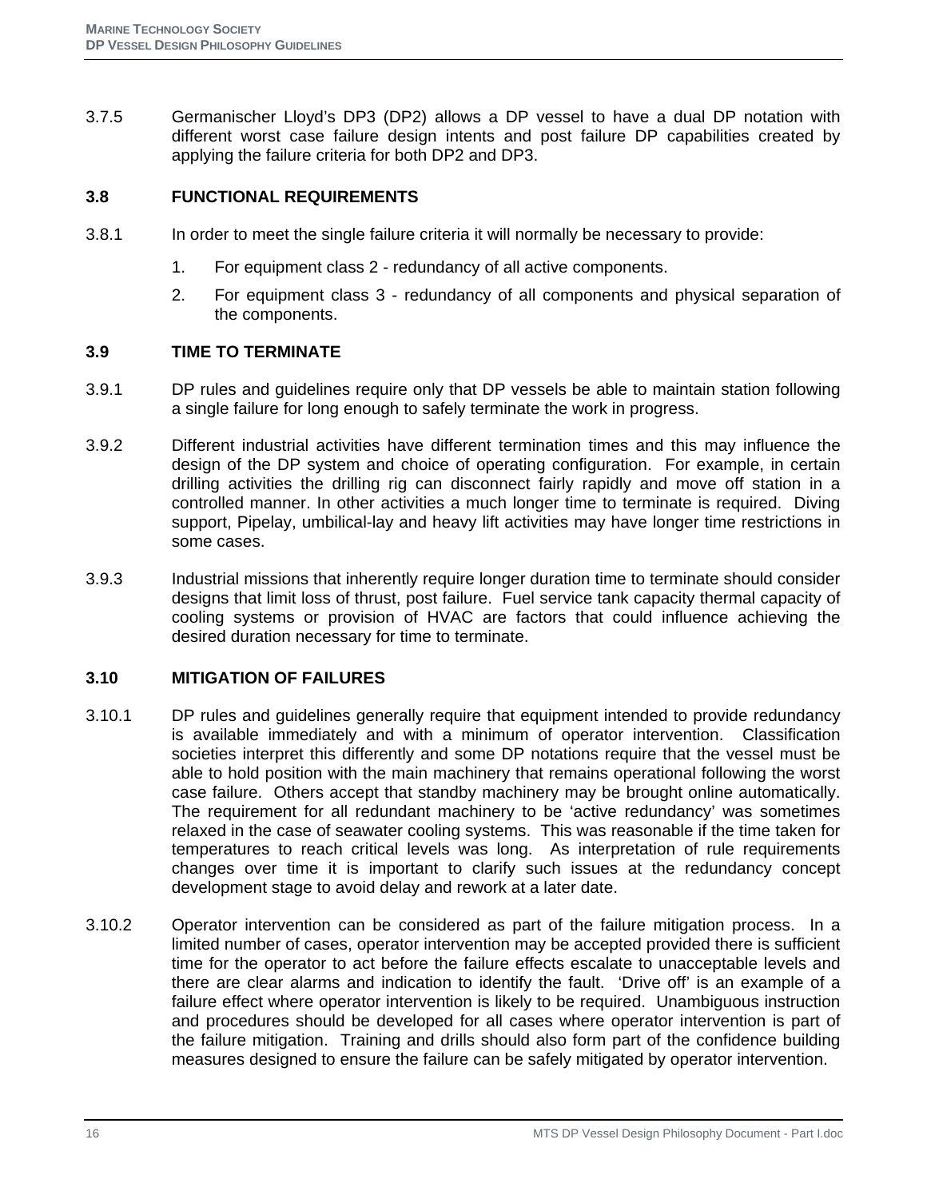3.7.5 Germanischer Lloyd's DP3 (DP2) allows a DP vessel to have a dual DP notation with different worst case failure design intents and post failure DP capabilities created by applying the failure criteria for both DP2 and DP3.

## 3.8 FUNCTIONAL REQUIREMENTS

3.8.1 In order to meet the single failure criteria it will normally be necessary to provide:

1. For equipment class 2 - redundancy of all active components.
2. For equipment class 3 - redundancy of all components and physical separation of the components.

## 3.9 TIME TO TERMINATE

3.9.1 DP rules and guidelines require only that DP vessels be able to maintain station following a single failure for long enough to safely terminate the work in progress.

3.9.2 Different industrial activities have different termination times and this may influence the design of the DP system and choice of operating configuration. For example, in certain drilling activities the drilling rig can disconnect fairly rapidly and move off station in a controlled manner. In other activities a much longer time to terminate is required. Diving support, Pipelay, umbilical-lay and heavy lift activities may have longer time restrictions in some cases.

3.9.3 Industrial missions that inherently require longer duration time to terminate should consider designs that limit loss of thrust, post failure. Fuel service tank capacity thermal capacity of cooling systems or provision of HVAC are factors that could influence achieving the desired duration necessary for time to terminate.

## 3.10 MITIGATION OF FAILURES

3.10.1 DP rules and guidelines generally require that equipment intended to provide redundancy is available immediately and with a minimum of operator intervention. Classification societies interpret this differently and some DP notations require that the vessel must be able to hold position with the main machinery that remains operational following the worst case failure. Others accept that standby machinery may be brought online automatically. The requirement for all redundant machinery to be 'active redundancy' was sometimes relaxed in the case of seawater cooling systems. This was reasonable if the time taken for temperatures to reach critical levels was long. As interpretation of rule requirements changes over time it is important to clarify such issues at the redundancy concept development stage to avoid delay and rework at a later date.

3.10.2 Operator intervention can be considered as part of the failure mitigation process. In a limited number of cases, operator intervention may be accepted provided there is sufficient time for the operator to act before the failure effects escalate to unacceptable levels and there are clear alarms and indication to identify the fault. 'Drive off' is an example of a failure effect where operator intervention is likely to be required. Unambiguous instruction and procedures should be developed for all cases where operator intervention is part of the failure mitigation. Training and drills should also form part of the confidence building measures designed to ensure the failure can be safely mitigated by operator intervention.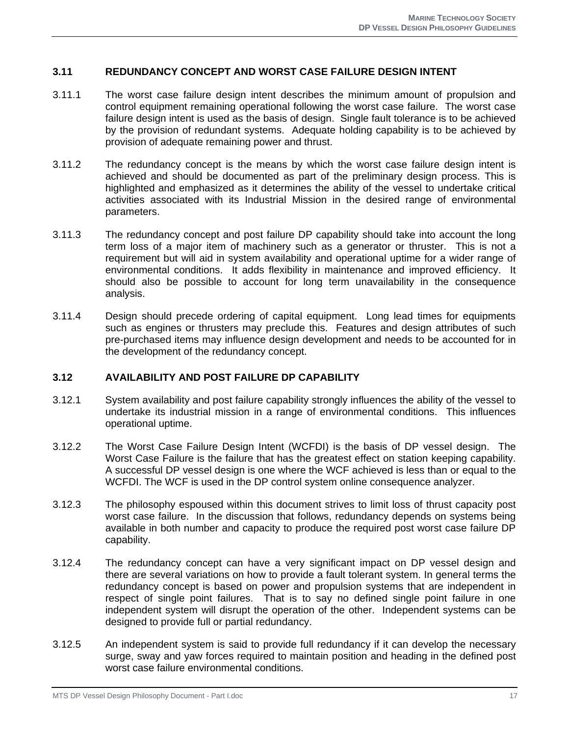### 3.11 REDUNDANCY CONCEPT AND WORST CASE FAILURE DESIGN INTENT

3.11.1 The worst case failure design intent describes the minimum amount of propulsion and control equipment remaining operational following the worst case failure. The worst case failure design intent is used as the basis of design. Single fault tolerance is to be achieved by the provision of redundant systems. Adequate holding capability is to be achieved by provision of adequate remaining power and thrust.

3.11.2 The redundancy concept is the means by which the worst case failure design intent is achieved and should be documented as part of the preliminary design process. This is highlighted and emphasized as it determines the ability of the vessel to undertake critical activities associated with its Industrial Mission in the desired range of environmental parameters.

3.11.3 The redundancy concept and post failure DP capability should take into account the long term loss of a major item of machinery such as a generator or thruster. This is not a requirement but will aid in system availability and operational uptime for a wider range of environmental conditions. It adds flexibility in maintenance and improved efficiency. It should also be possible to account for long term unavailability in the consequence analysis.

3.11.4 Design should precede ordering of capital equipment. Long lead times for equipments such as engines or thrusters may preclude this. Features and design attributes of such pre-purchased items may influence design development and needs to be accounted for in the development of the redundancy concept.

### 3.12 AVAILABILITY AND POST FAILURE DP CAPABILITY

3.12.1 System availability and post failure capability strongly influences the ability of the vessel to undertake its industrial mission in a range of environmental conditions. This influences operational uptime.

3.12.2 The Worst Case Failure Design Intent (WCFDI) is the basis of DP vessel design. The Worst Case Failure is the failure that has the greatest effect on station keeping capability. A successful DP vessel design is one where the WCF achieved is less than or equal to the WCFDI. The WCF is used in the DP control system online consequence analyzer.

3.12.3 The philosophy espoused within this document strives to limit loss of thrust capacity post worst case failure. In the discussion that follows, redundancy depends on systems being available in both number and capacity to produce the required post worst case failure DP capability.

3.12.4 The redundancy concept can have a very significant impact on DP vessel design and there are several variations on how to provide a fault tolerant system. In general terms the redundancy concept is based on power and propulsion systems that are independent in respect of single point failures. That is to say no defined single point failure in one independent system will disrupt the operation of the other. Independent systems can be designed to provide full or partial redundancy.

3.12.5 An independent system is said to provide full redundancy if it can develop the necessary surge, sway and yaw forces required to maintain position and heading in the defined post worst case failure environmental conditions.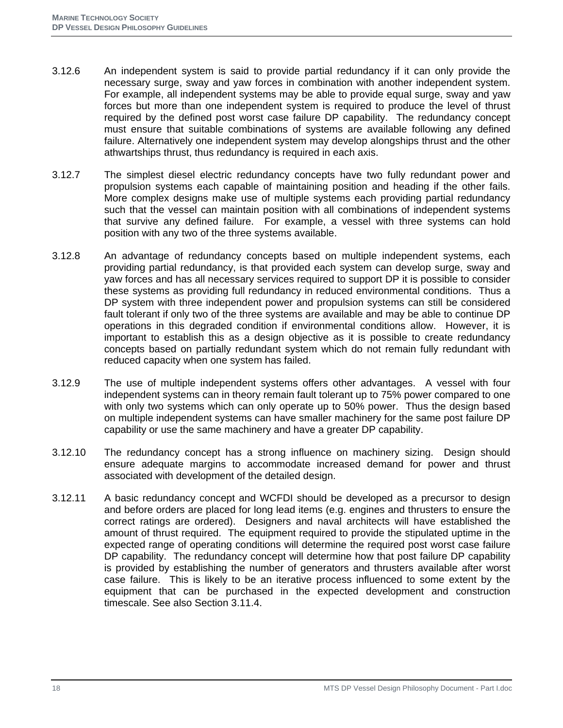3.12.6 An independent system is said to provide partial redundancy if it can only provide the necessary surge, sway and yaw forces in combination with another independent system. For example, all independent systems may be able to provide equal surge, sway and yaw forces but more than one independent system is required to produce the level of thrust required by the defined post worst case failure DP capability. The redundancy concept must ensure that suitable combinations of systems are available following any defined failure. Alternatively one independent system may develop alongships thrust and the other athwartships thrust, thus redundancy is required in each axis.

3.12.7 The simplest diesel electric redundancy concepts have two fully redundant power and propulsion systems each capable of maintaining position and heading if the other fails. More complex designs make use of multiple systems each providing partial redundancy such that the vessel can maintain position with all combinations of independent systems that survive any defined failure. For example, a vessel with three systems can hold position with any two of the three systems available.

3.12.8 An advantage of redundancy concepts based on multiple independent systems, each providing partial redundancy, is that provided each system can develop surge, sway and yaw forces and has all necessary services required to support DP it is possible to consider these systems as providing full redundancy in reduced environmental conditions. Thus a DP system with three independent power and propulsion systems can still be considered fault tolerant if only two of the three systems are available and may be able to continue DP operations in this degraded condition if environmental conditions allow. However, it is important to establish this as a design objective as it is possible to create redundancy concepts based on partially redundant system which do not remain fully redundant with reduced capacity when one system has failed.

3.12.9 The use of multiple independent systems offers other advantages. A vessel with four independent systems can in theory remain fault tolerant up to 75% power compared to one with only two systems which can only operate up to 50% power. Thus the design based on multiple independent systems can have smaller machinery for the same post failure DP capability or use the same machinery and have a greater DP capability.

3.12.10 The redundancy concept has a strong influence on machinery sizing. Design should ensure adequate margins to accommodate increased demand for power and thrust associated with development of the detailed design.

3.12.11 A basic redundancy concept and WCFDI should be developed as a precursor to design and before orders are placed for long lead items (e.g. engines and thrusters to ensure the correct ratings are ordered). Designers and naval architects will have established the amount of thrust required. The equipment required to provide the stipulated uptime in the expected range of operating conditions will determine the required post worst case failure DP capability. The redundancy concept will determine how that post failure DP capability is provided by establishing the number of generators and thrusters available after worst case failure. This is likely to be an iterative process influenced to some extent by the equipment that can be purchased in the expected development and construction timescale. See also Section 3.11.4.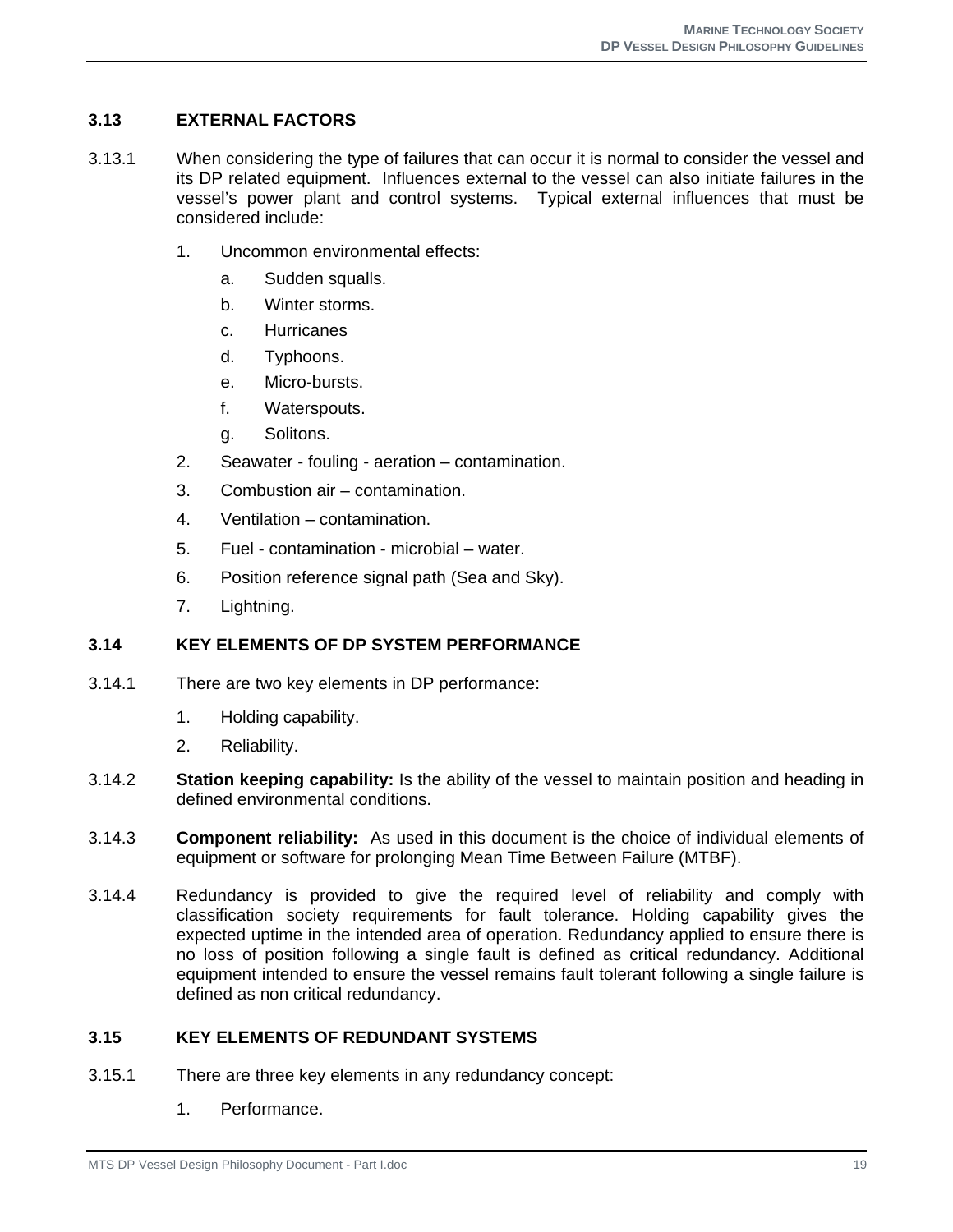## 3.13 EXTERNAL FACTORS

3.13.1 When considering the type of failures that can occur it is normal to consider the vessel and its DP related equipment. Influences external to the vessel can also initiate failures in the vessel's power plant and control systems. Typical external influences that must be considered include:

1. Uncommon environmental effects:
   a. Sudden squalls.
   b. Winter storms.
   c. Hurricanes
   d. Typhoons.
   e. Micro-bursts.
   f. Waterspouts.
   g. Solitons.
2. Seawater - fouling - aeration – contamination.
3. Combustion air – contamination.
4. Ventilation – contamination.
5. Fuel - contamination - microbial – water.
6. Position reference signal path (Sea and Sky).
7. Lightning.

## 3.14 KEY ELEMENTS OF DP SYSTEM PERFORMANCE

3.14.1 There are two key elements in DP performance:

1. Holding capability.
2. Reliability.

3.14.2 **Station keeping capability:** Is the ability of the vessel to maintain position and heading in defined environmental conditions.

3.14.3 **Component reliability:** As used in this document is the choice of individual elements of equipment or software for prolonging Mean Time Between Failure (MTBF).

3.14.4 Redundancy is provided to give the required level of reliability and comply with classification society requirements for fault tolerance. Holding capability gives the expected uptime in the intended area of operation. Redundancy applied to ensure there is no loss of position following a single fault is defined as critical redundancy. Additional equipment intended to ensure the vessel remains fault tolerant following a single failure is defined as non critical redundancy.

## 3.15 KEY ELEMENTS OF REDUNDANT SYSTEMS

3.15.1 There are three key elements in any redundancy concept:

1. Performance.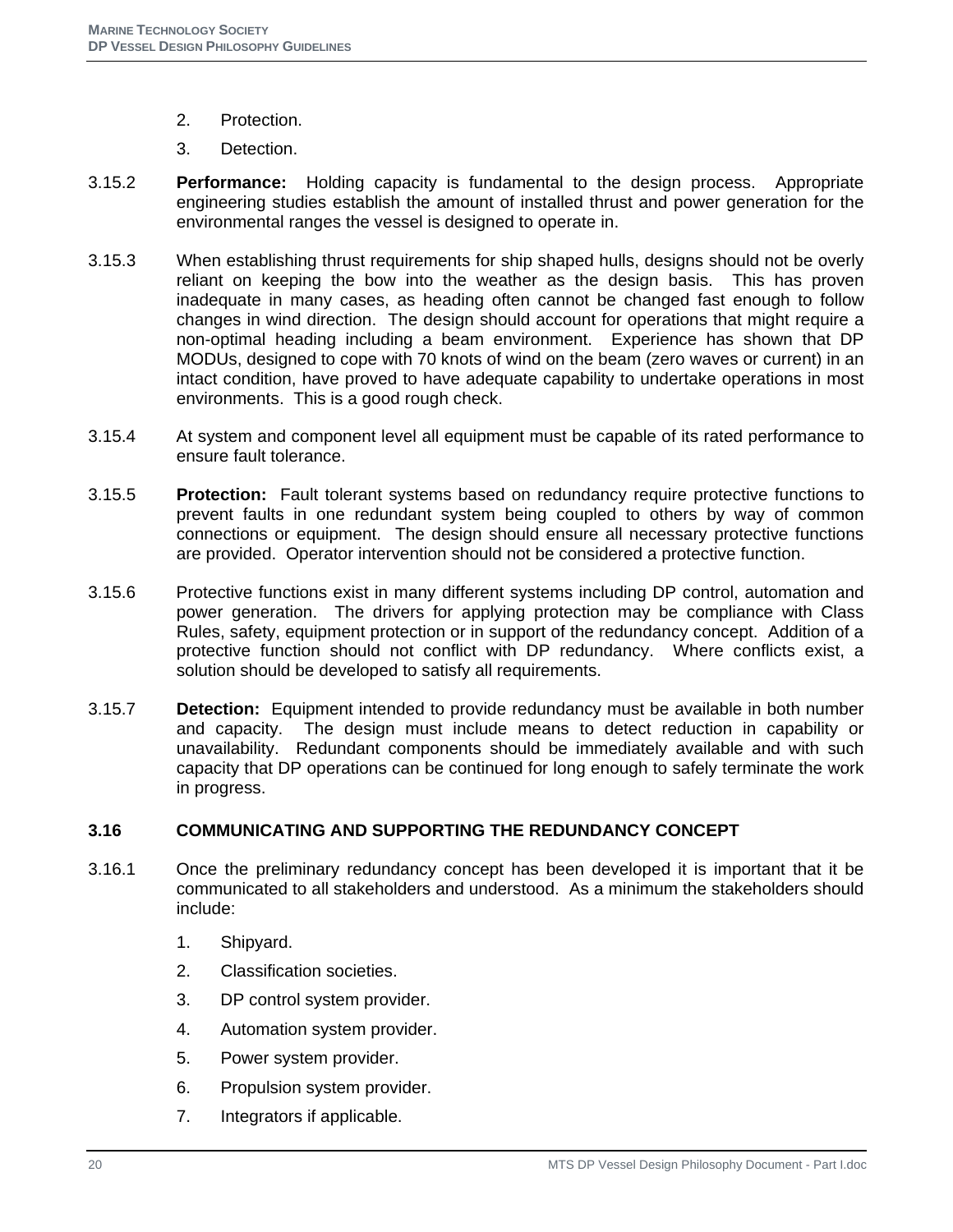2. Protection.
3. Detection.

3.15.2 **Performance:** Holding capacity is fundamental to the design process. Appropriate engineering studies establish the amount of installed thrust and power generation for the environmental ranges the vessel is designed to operate in.

3.15.3 When establishing thrust requirements for ship shaped hulls, designs should not be overly reliant on keeping the bow into the weather as the design basis. This has proven inadequate in many cases, as heading often cannot be changed fast enough to follow changes in wind direction. The design should account for operations that might require a non-optimal heading including a beam environment. Experience has shown that DP MODUs, designed to cope with 70 knots of wind on the beam (zero waves or current) in an intact condition, have proved to have adequate capability to undertake operations in most environments. This is a good rough check.

3.15.4 At system and component level all equipment must be capable of its rated performance to ensure fault tolerance.

3.15.5 **Protection:** Fault tolerant systems based on redundancy require protective functions to prevent faults in one redundant system being coupled to others by way of common connections or equipment. The design should ensure all necessary protective functions are provided. Operator intervention should not be considered a protective function.

3.15.6 Protective functions exist in many different systems including DP control, automation and power generation. The drivers for applying protection may be compliance with Class Rules, safety, equipment protection or in support of the redundancy concept. Addition of a protective function should not conflict with DP redundancy. Where conflicts exist, a solution should be developed to satisfy all requirements.

3.15.7 **Detection:** Equipment intended to provide redundancy must be available in both number and capacity. The design must include means to detect reduction in capability or unavailability. Redundant components should be immediately available and with such capacity that DP operations can be continued for long enough to safely terminate the work in progress.

## 3.16 COMMUNICATING AND SUPPORTING THE REDUNDANCY CONCEPT

3.16.1 Once the preliminary redundancy concept has been developed it is important that it be communicated to all stakeholders and understood. As a minimum the stakeholders should include:

1. Shipyard.
2. Classification societies.
3. DP control system provider.
4. Automation system provider.
5. Power system provider.
6. Propulsion system provider.
7. Integrators if applicable.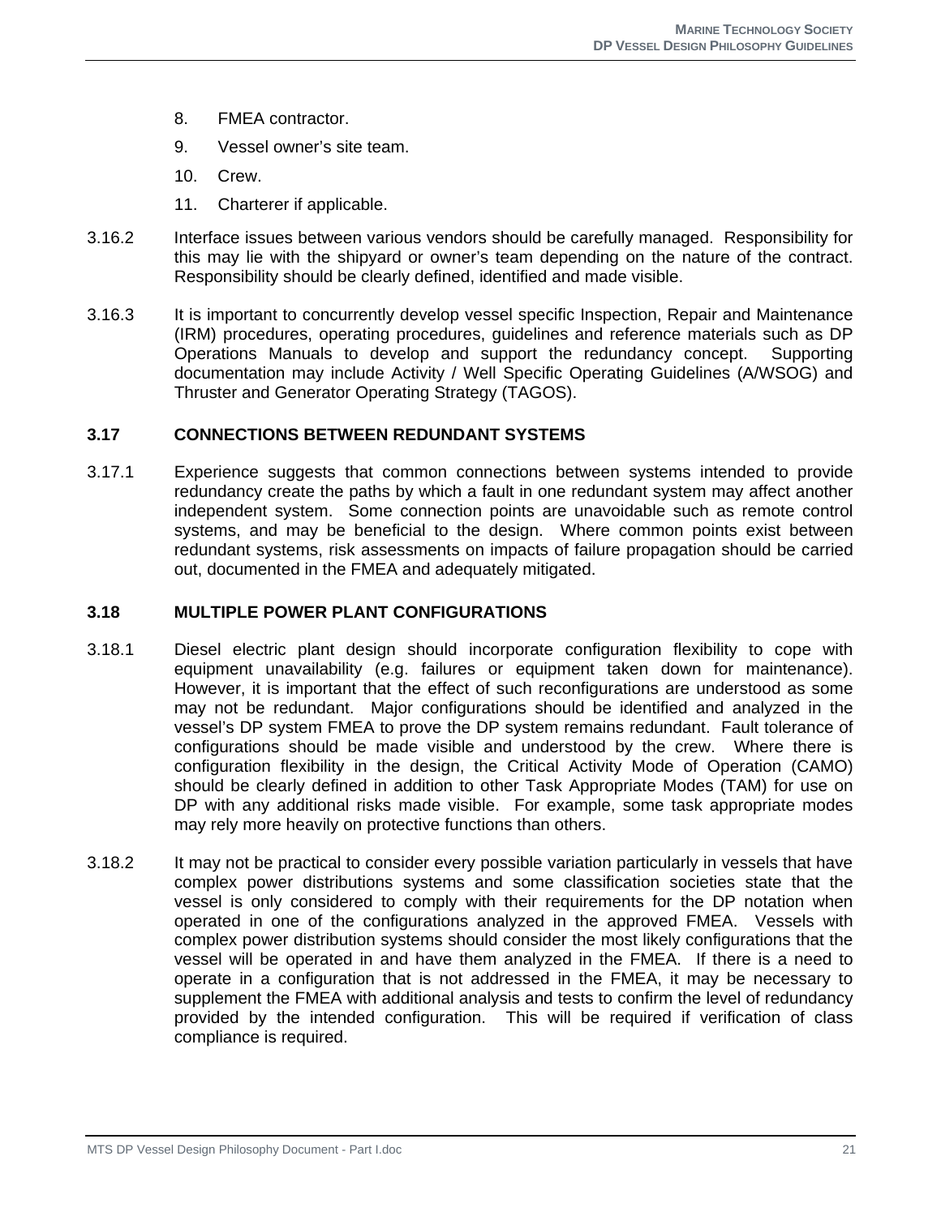8. FMEA contractor.
9. Vessel owner's site team.
10. Crew.
11. Charterer if applicable.

3.16.2 Interface issues between various vendors should be carefully managed. Responsibility for this may lie with the shipyard or owner's team depending on the nature of the contract. Responsibility should be clearly defined, identified and made visible.

3.16.3 It is important to concurrently develop vessel specific Inspection, Repair and Maintenance (IRM) procedures, operating procedures, guidelines and reference materials such as DP Operations Manuals to develop and support the redundancy concept. Supporting documentation may include Activity / Well Specific Operating Guidelines (A/WSOG) and Thruster and Generator Operating Strategy (TAGOS).

### 3.17 CONNECTIONS BETWEEN REDUNDANT SYSTEMS

3.17.1 Experience suggests that common connections between systems intended to provide redundancy create the paths by which a fault in one redundant system may affect another independent system. Some connection points are unavoidable such as remote control systems, and may be beneficial to the design. Where common points exist between redundant systems, risk assessments on impacts of failure propagation should be carried out, documented in the FMEA and adequately mitigated.

### 3.18 MULTIPLE POWER PLANT CONFIGURATIONS

3.18.1 Diesel electric plant design should incorporate configuration flexibility to cope with equipment unavailability (e.g. failures or equipment taken down for maintenance). However, it is important that the effect of such reconfigurations are understood as some may not be redundant. Major configurations should be identified and analyzed in the vessel's DP system FMEA to prove the DP system remains redundant. Fault tolerance of configurations should be made visible and understood by the crew. Where there is configuration flexibility in the design, the Critical Activity Mode of Operation (CAMO) should be clearly defined in addition to other Task Appropriate Modes (TAM) for use on DP with any additional risks made visible. For example, some task appropriate modes may rely more heavily on protective functions than others.

3.18.2 It may not be practical to consider every possible variation particularly in vessels that have complex power distributions systems and some classification societies state that the vessel is only considered to comply with their requirements for the DP notation when operated in one of the configurations analyzed in the approved FMEA. Vessels with complex power distribution systems should consider the most likely configurations that the vessel will be operated in and have them analyzed in the FMEA. If there is a need to operate in a configuration that is not addressed in the FMEA, it may be necessary to supplement the FMEA with additional analysis and tests to confirm the level of redundancy provided by the intended configuration. This will be required if verification of class compliance is required.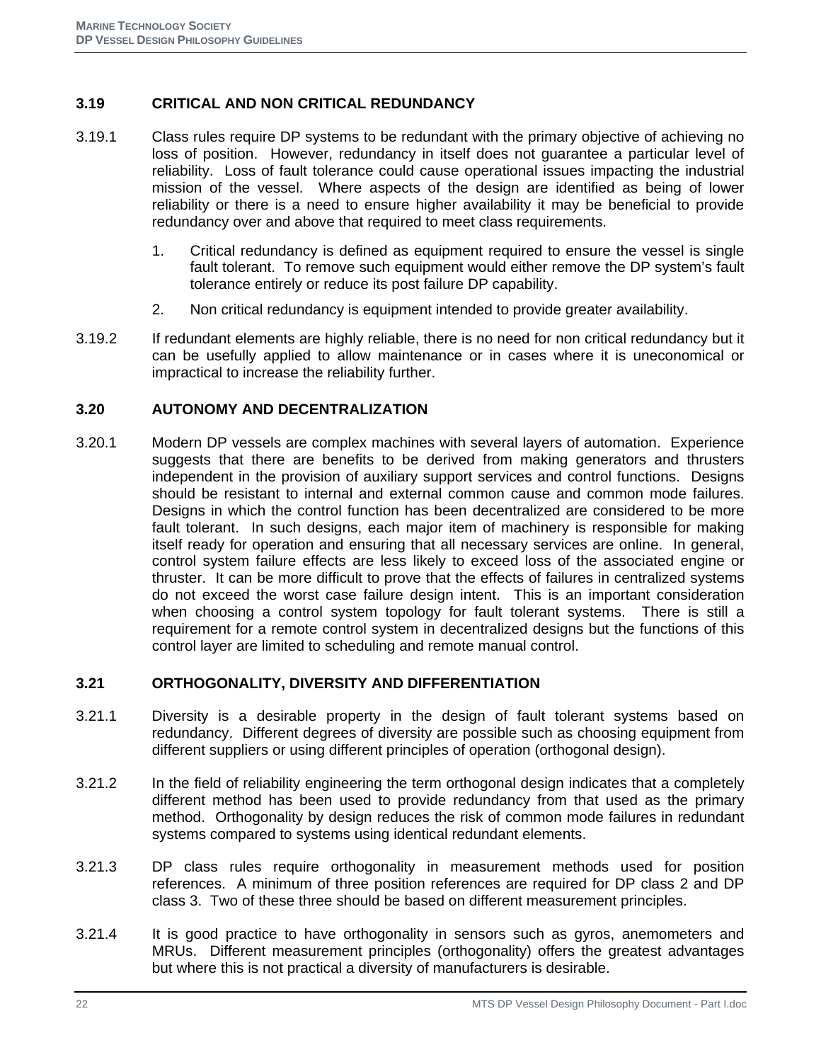### 3.19 CRITICAL AND NON CRITICAL REDUNDANCY

3.19.1 Class rules require DP systems to be redundant with the primary objective of achieving no loss of position. However, redundancy in itself does not guarantee a particular level of reliability. Loss of fault tolerance could cause operational issues impacting the industrial mission of the vessel. Where aspects of the design are identified as being of lower reliability or there is a need to ensure higher availability it may be beneficial to provide redundancy over and above that required to meet class requirements.

1. Critical redundancy is defined as equipment required to ensure the vessel is single fault tolerant. To remove such equipment would either remove the DP system's fault tolerance entirely or reduce its post failure DP capability.
2. Non critical redundancy is equipment intended to provide greater availability.

3.19.2 If redundant elements are highly reliable, there is no need for non critical redundancy but it can be usefully applied to allow maintenance or in cases where it is uneconomical or impractical to increase the reliability further.

### 3.20 AUTONOMY AND DECENTRALIZATION

3.20.1 Modern DP vessels are complex machines with several layers of automation. Experience suggests that there are benefits to be derived from making generators and thrusters independent in the provision of auxiliary support services and control functions. Designs should be resistant to internal and external common cause and common mode failures. Designs in which the control function has been decentralized are considered to be more fault tolerant. In such designs, each major item of machinery is responsible for making itself ready for operation and ensuring that all necessary services are online. In general, control system failure effects are less likely to exceed loss of the associated engine or thruster. It can be more difficult to prove that the effects of failures in centralized systems do not exceed the worst case failure design intent. This is an important consideration when choosing a control system topology for fault tolerant systems. There is still a requirement for a remote control system in decentralized designs but the functions of this control layer are limited to scheduling and remote manual control.

### 3.21 ORTHOGONALITY, DIVERSITY AND DIFFERENTIATION

3.21.1 Diversity is a desirable property in the design of fault tolerant systems based on redundancy. Different degrees of diversity are possible such as choosing equipment from different suppliers or using different principles of operation (orthogonal design).

3.21.2 In the field of reliability engineering the term orthogonal design indicates that a completely different method has been used to provide redundancy from that used as the primary method. Orthogonality by design reduces the risk of common mode failures in redundant systems compared to systems using identical redundant elements.

3.21.3 DP class rules require orthogonality in measurement methods used for position references. A minimum of three position references are required for DP class 2 and DP class 3. Two of these three should be based on different measurement principles.

3.21.4 It is good practice to have orthogonality in sensors such as gyros, anemometers and MRUs. Different measurement principles (orthogonality) offers the greatest advantages but where this is not practical a diversity of manufacturers is desirable.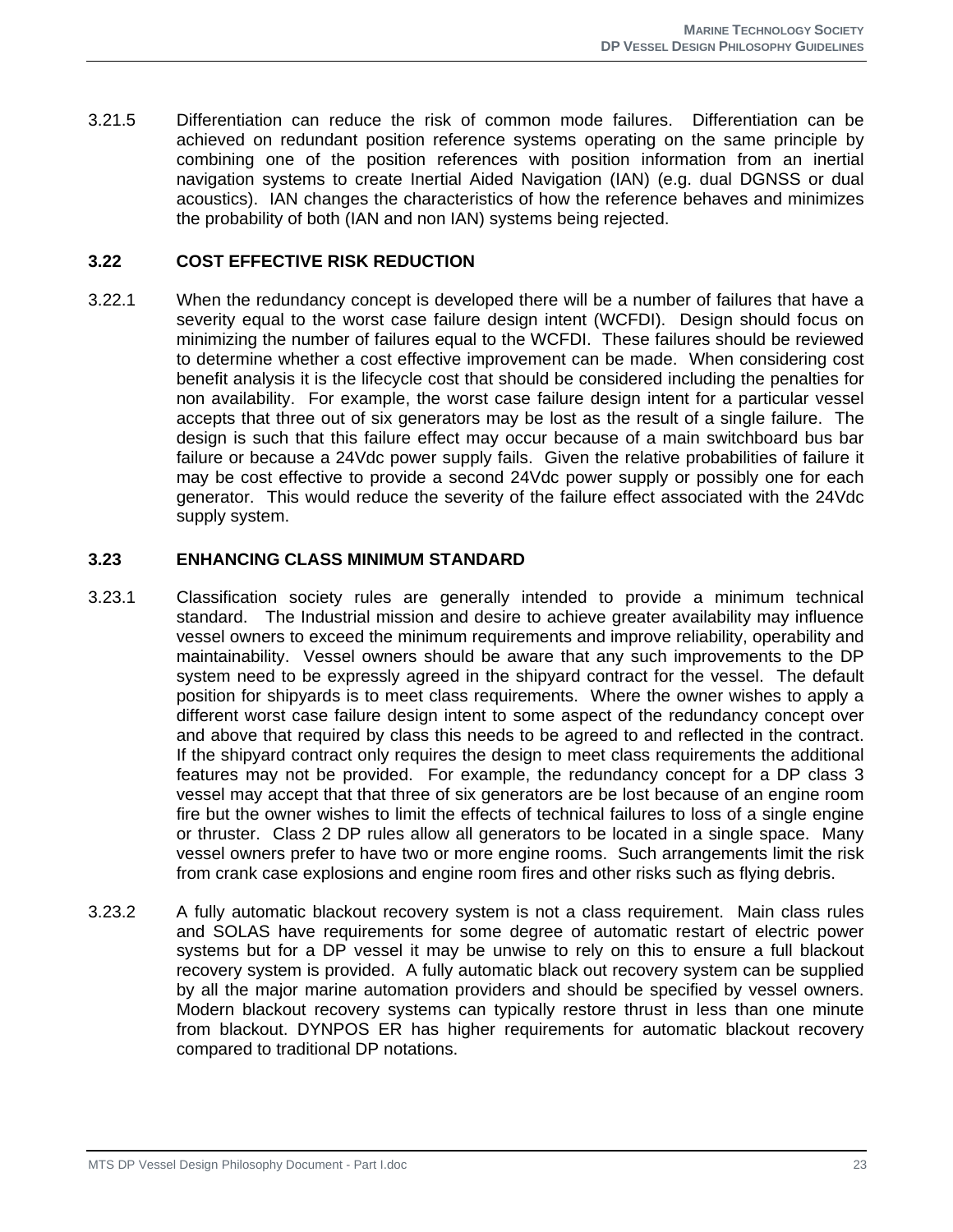3.21.5 Differentiation can reduce the risk of common mode failures. Differentiation can be achieved on redundant position reference systems operating on the same principle by combining one of the position references with position information from an inertial navigation systems to create Inertial Aided Navigation (IAN) (e.g. dual DGNSS or dual acoustics). IAN changes the characteristics of how the reference behaves and minimizes the probability of both (IAN and non IAN) systems being rejected.

### 3.22 COST EFFECTIVE RISK REDUCTION

3.22.1 When the redundancy concept is developed there will be a number of failures that have a severity equal to the worst case failure design intent (WCFDI). Design should focus on minimizing the number of failures equal to the WCFDI. These failures should be reviewed to determine whether a cost effective improvement can be made. When considering cost benefit analysis it is the lifecycle cost that should be considered including the penalties for non availability. For example, the worst case failure design intent for a particular vessel accepts that three out of six generators may be lost as the result of a single failure. The design is such that this failure effect may occur because of a main switchboard bus bar failure or because a 24Vdc power supply fails. Given the relative probabilities of failure it may be cost effective to provide a second 24Vdc power supply or possibly one for each generator. This would reduce the severity of the failure effect associated with the 24Vdc supply system.

### 3.23 ENHANCING CLASS MINIMUM STANDARD

3.23.1 Classification society rules are generally intended to provide a minimum technical standard. The Industrial mission and desire to achieve greater availability may influence vessel owners to exceed the minimum requirements and improve reliability, operability and maintainability. Vessel owners should be aware that any such improvements to the DP system need to be expressly agreed in the shipyard contract for the vessel. The default position for shipyards is to meet class requirements. Where the owner wishes to apply a different worst case failure design intent to some aspect of the redundancy concept over and above that required by class this needs to be agreed to and reflected in the contract. If the shipyard contract only requires the design to meet class requirements the additional features may not be provided. For example, the redundancy concept for a DP class 3 vessel may accept that that three of six generators are be lost because of an engine room fire but the owner wishes to limit the effects of technical failures to loss of a single engine or thruster. Class 2 DP rules allow all generators to be located in a single space. Many vessel owners prefer to have two or more engine rooms. Such arrangements limit the risk from crank case explosions and engine room fires and other risks such as flying debris.

3.23.2 A fully automatic blackout recovery system is not a class requirement. Main class rules and SOLAS have requirements for some degree of automatic restart of electric power systems but for a DP vessel it may be unwise to rely on this to ensure a full blackout recovery system is provided. A fully automatic black out recovery system can be supplied by all the major marine automation providers and should be specified by vessel owners. Modern blackout recovery systems can typically restore thrust in less than one minute from blackout. DYNPOS ER has higher requirements for automatic blackout recovery compared to traditional DP notations.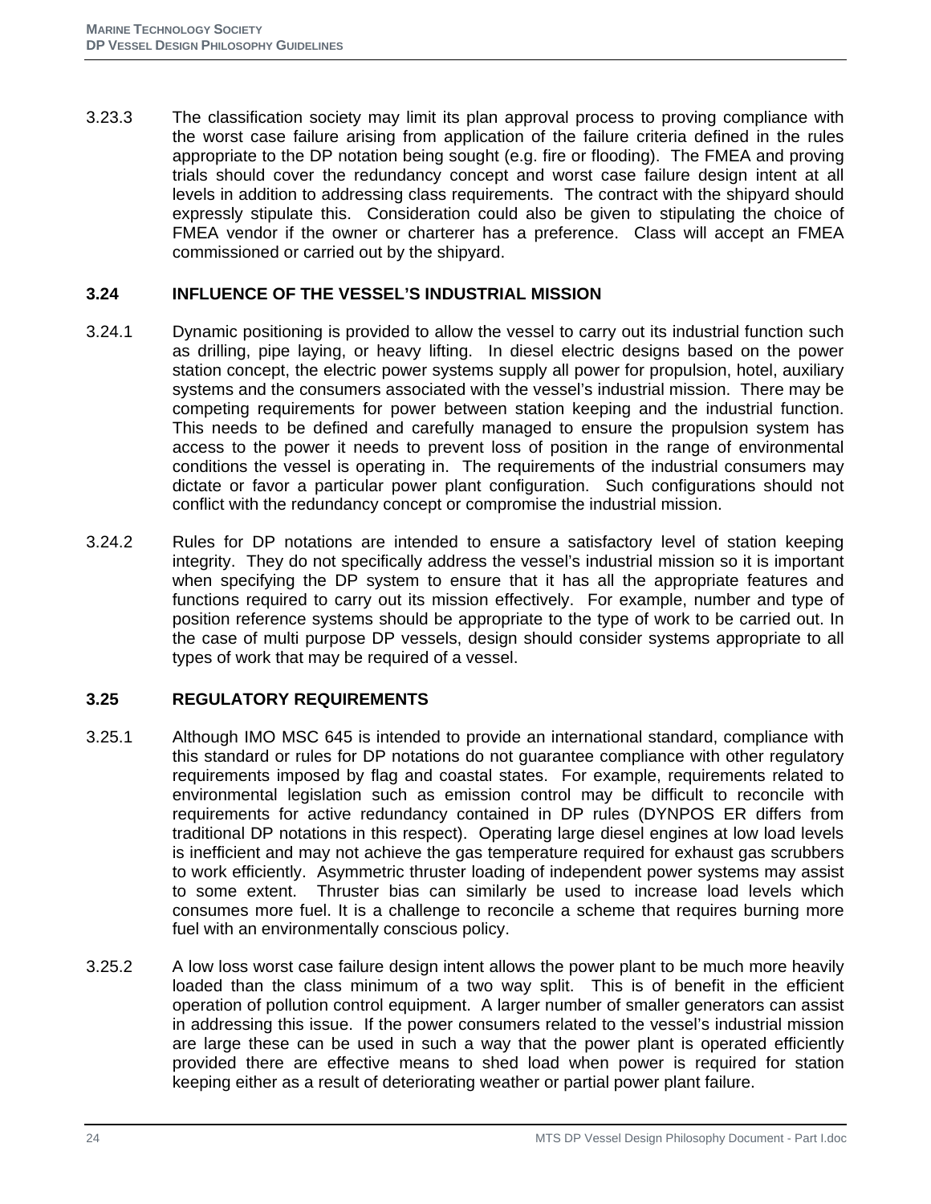3.23.3 The classification society may limit its plan approval process to proving compliance with the worst case failure arising from application of the failure criteria defined in the rules appropriate to the DP notation being sought (e.g. fire or flooding). The FMEA and proving trials should cover the redundancy concept and worst case failure design intent at all levels in addition to addressing class requirements. The contract with the shipyard should expressly stipulate this. Consideration could also be given to stipulating the choice of FMEA vendor if the owner or charterer has a preference. Class will accept an FMEA commissioned or carried out by the shipyard.

## 3.24 INFLUENCE OF THE VESSEL'S INDUSTRIAL MISSION

3.24.1 Dynamic positioning is provided to allow the vessel to carry out its industrial function such as drilling, pipe laying, or heavy lifting. In diesel electric designs based on the power station concept, the electric power systems supply all power for propulsion, hotel, auxiliary systems and the consumers associated with the vessel's industrial mission. There may be competing requirements for power between station keeping and the industrial function. This needs to be defined and carefully managed to ensure the propulsion system has access to the power it needs to prevent loss of position in the range of environmental conditions the vessel is operating in. The requirements of the industrial consumers may dictate or favor a particular power plant configuration. Such configurations should not conflict with the redundancy concept or compromise the industrial mission.

3.24.2 Rules for DP notations are intended to ensure a satisfactory level of station keeping integrity. They do not specifically address the vessel's industrial mission so it is important when specifying the DP system to ensure that it has all the appropriate features and functions required to carry out its mission effectively. For example, number and type of position reference systems should be appropriate to the type of work to be carried out. In the case of multi purpose DP vessels, design should consider systems appropriate to all types of work that may be required of a vessel.

## 3.25 REGULATORY REQUIREMENTS

3.25.1 Although IMO MSC 645 is intended to provide an international standard, compliance with this standard or rules for DP notations do not guarantee compliance with other regulatory requirements imposed by flag and coastal states. For example, requirements related to environmental legislation such as emission control may be difficult to reconcile with requirements for active redundancy contained in DP rules (DYNPOS ER differs from traditional DP notations in this respect). Operating large diesel engines at low load levels is inefficient and may not achieve the gas temperature required for exhaust gas scrubbers to work efficiently. Asymmetric thruster loading of independent power systems may assist to some extent. Thruster bias can similarly be used to increase load levels which consumes more fuel. It is a challenge to reconcile a scheme that requires burning more fuel with an environmentally conscious policy.

3.25.2 A low loss worst case failure design intent allows the power plant to be much more heavily loaded than the class minimum of a two way split. This is of benefit in the efficient operation of pollution control equipment. A larger number of smaller generators can assist in addressing this issue. If the power consumers related to the vessel's industrial mission are large these can be used in such a way that the power plant is operated efficiently provided there are effective means to shed load when power is required for station keeping either as a result of deteriorating weather or partial power plant failure.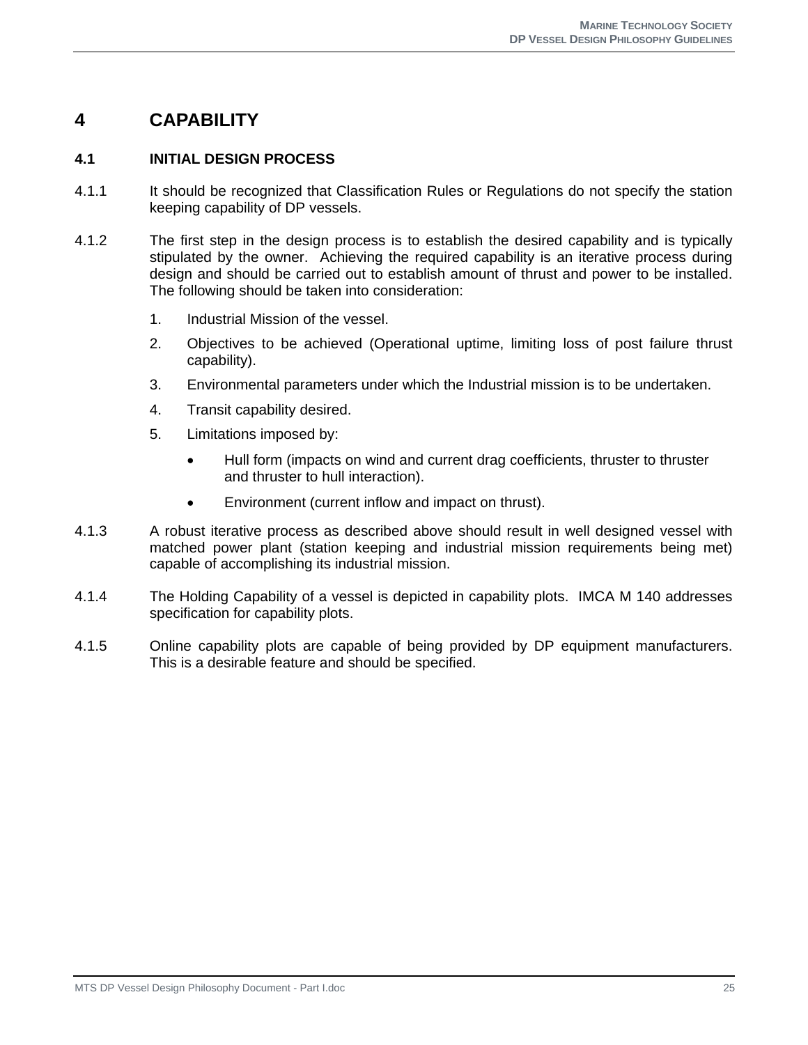# 4 CAPABILITY

## 4.1 INITIAL DESIGN PROCESS

4.1.1 It should be recognized that Classification Rules or Regulations do not specify the station keeping capability of DP vessels.

4.1.2 The first step in the design process is to establish the desired capability and is typically stipulated by the owner. Achieving the required capability is an iterative process during design and should be carried out to establish amount of thrust and power to be installed. The following should be taken into consideration:

1. Industrial Mission of the vessel.
2. Objectives to be achieved (Operational uptime, limiting loss of post failure thrust capability).
3. Environmental parameters under which the Industrial mission is to be undertaken.
4. Transit capability desired.
5. Limitations imposed by:
   - Hull form (impacts on wind and current drag coefficients, thruster to thruster and thruster to hull interaction).
   - Environment (current inflow and impact on thrust).

4.1.3 A robust iterative process as described above should result in well designed vessel with matched power plant (station keeping and industrial mission requirements being met) capable of accomplishing its industrial mission.

4.1.4 The Holding Capability of a vessel is depicted in capability plots. IMCA M 140 addresses specification for capability plots.

4.1.5 Online capability plots are capable of being provided by DP equipment manufacturers. This is a desirable feature and should be specified.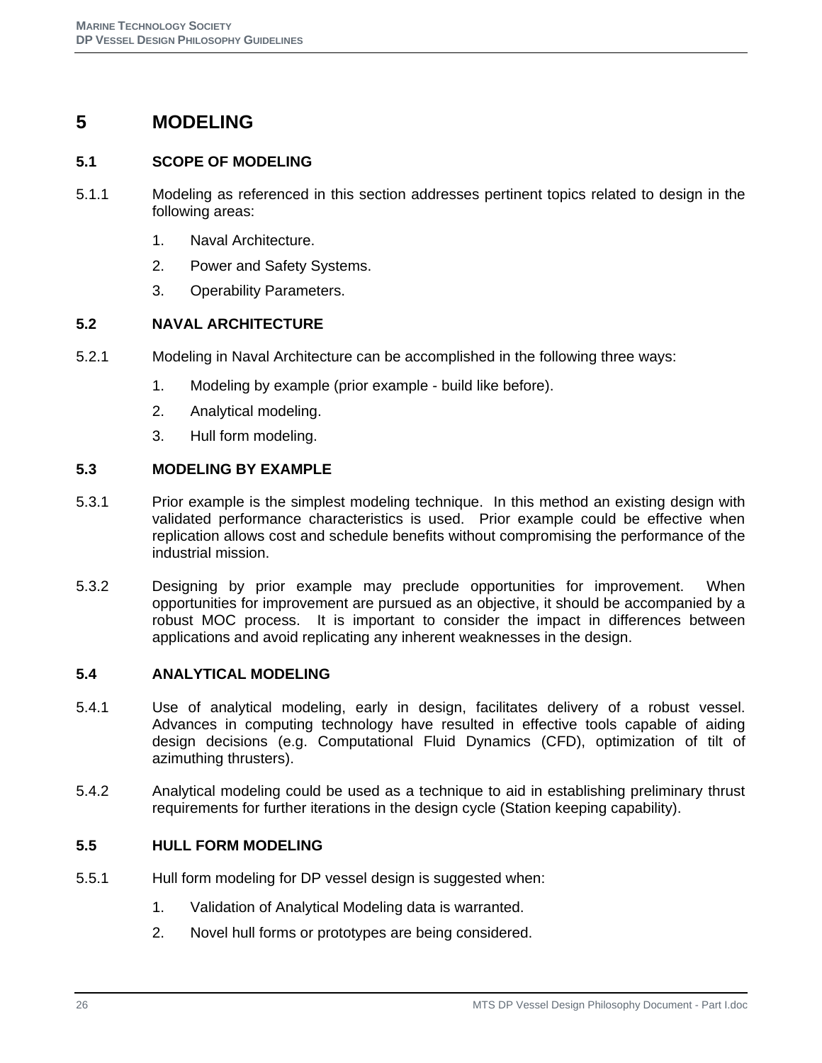# 5 MODELING

## 5.1 SCOPE OF MODELING

5.1.1 Modeling as referenced in this section addresses pertinent topics related to design in the following areas:

1. Naval Architecture.
2. Power and Safety Systems.
3. Operability Parameters.

## 5.2 NAVAL ARCHITECTURE

5.2.1 Modeling in Naval Architecture can be accomplished in the following three ways:

1. Modeling by example (prior example - build like before).
2. Analytical modeling.
3. Hull form modeling.

## 5.3 MODELING BY EXAMPLE

5.3.1 Prior example is the simplest modeling technique. In this method an existing design with validated performance characteristics is used. Prior example could be effective when replication allows cost and schedule benefits without compromising the performance of the industrial mission.

5.3.2 Designing by prior example may preclude opportunities for improvement. When opportunities for improvement are pursued as an objective, it should be accompanied by a robust MOC process. It is important to consider the impact in differences between applications and avoid replicating any inherent weaknesses in the design.

## 5.4 ANALYTICAL MODELING

5.4.1 Use of analytical modeling, early in design, facilitates delivery of a robust vessel. Advances in computing technology have resulted in effective tools capable of aiding design decisions (e.g. Computational Fluid Dynamics (CFD), optimization of tilt of azimuthing thrusters).

5.4.2 Analytical modeling could be used as a technique to aid in establishing preliminary thrust requirements for further iterations in the design cycle (Station keeping capability).

## 5.5 HULL FORM MODELING

5.5.1 Hull form modeling for DP vessel design is suggested when:

1. Validation of Analytical Modeling data is warranted.
2. Novel hull forms or prototypes are being considered.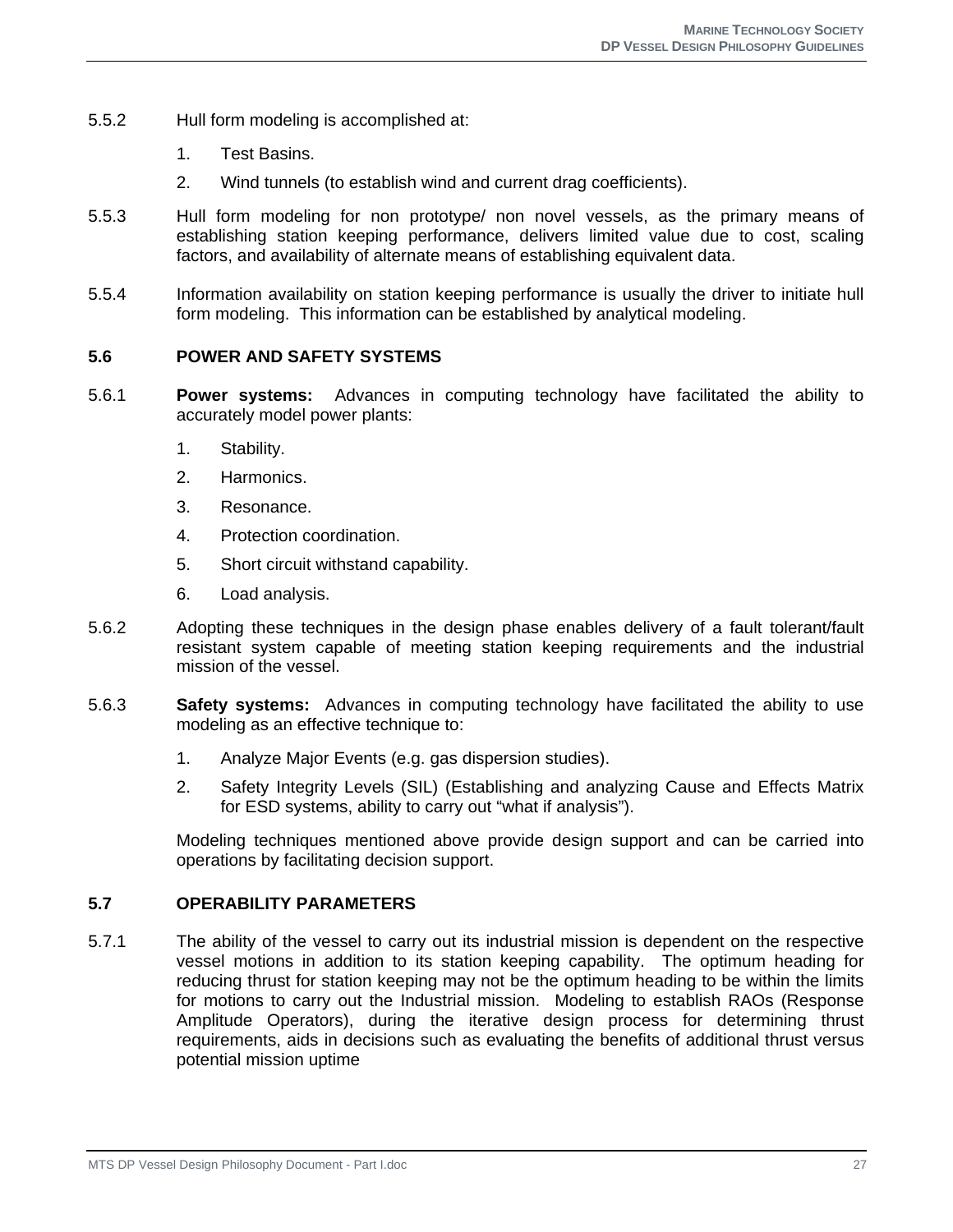5.5.2 Hull form modeling is accomplished at:

1. Test Basins.
2. Wind tunnels (to establish wind and current drag coefficients).

5.5.3 Hull form modeling for non prototype/ non novel vessels, as the primary means of establishing station keeping performance, delivers limited value due to cost, scaling factors, and availability of alternate means of establishing equivalent data.

5.5.4 Information availability on station keeping performance is usually the driver to initiate hull form modeling. This information can be established by analytical modeling.

## 5.6 POWER AND SAFETY SYSTEMS

5.6.1 **Power systems:** Advances in computing technology have facilitated the ability to accurately model power plants:

1. Stability.
2. Harmonics.
3. Resonance.
4. Protection coordination.
5. Short circuit withstand capability.
6. Load analysis.

5.6.2 Adopting these techniques in the design phase enables delivery of a fault tolerant/fault resistant system capable of meeting station keeping requirements and the industrial mission of the vessel.

5.6.3 **Safety systems:** Advances in computing technology have facilitated the ability to use modeling as an effective technique to:

1. Analyze Major Events (e.g. gas dispersion studies).
2. Safety Integrity Levels (SIL) (Establishing and analyzing Cause and Effects Matrix for ESD systems, ability to carry out "what if analysis").

Modeling techniques mentioned above provide design support and can be carried into operations by facilitating decision support.

## 5.7 OPERABILITY PARAMETERS

5.7.1 The ability of the vessel to carry out its industrial mission is dependent on the respective vessel motions in addition to its station keeping capability. The optimum heading for reducing thrust for station keeping may not be the optimum heading to be within the limits for motions to carry out the Industrial mission. Modeling to establish RAOs (Response Amplitude Operators), during the iterative design process for determining thrust requirements, aids in decisions such as evaluating the benefits of additional thrust versus potential mission uptime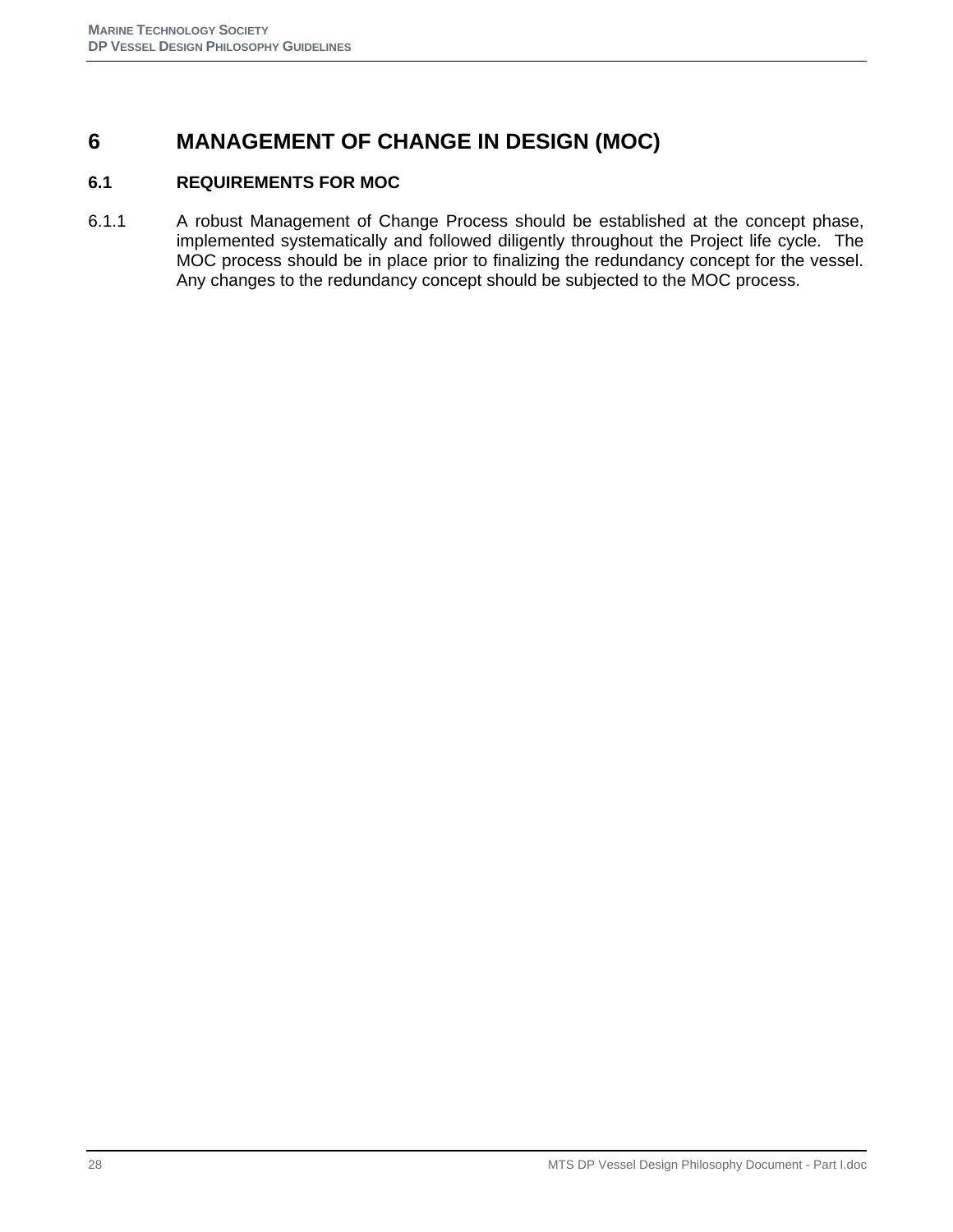# 6 MANAGEMENT OF CHANGE IN DESIGN (MOC)

## 6.1 REQUIREMENTS FOR MOC

6.1.1 A robust Management of Change Process should be established at the concept phase, implemented systematically and followed diligently throughout the Project life cycle. The MOC process should be in place prior to finalizing the redundancy concept for the vessel. Any changes to the redundancy concept should be subjected to the MOC process.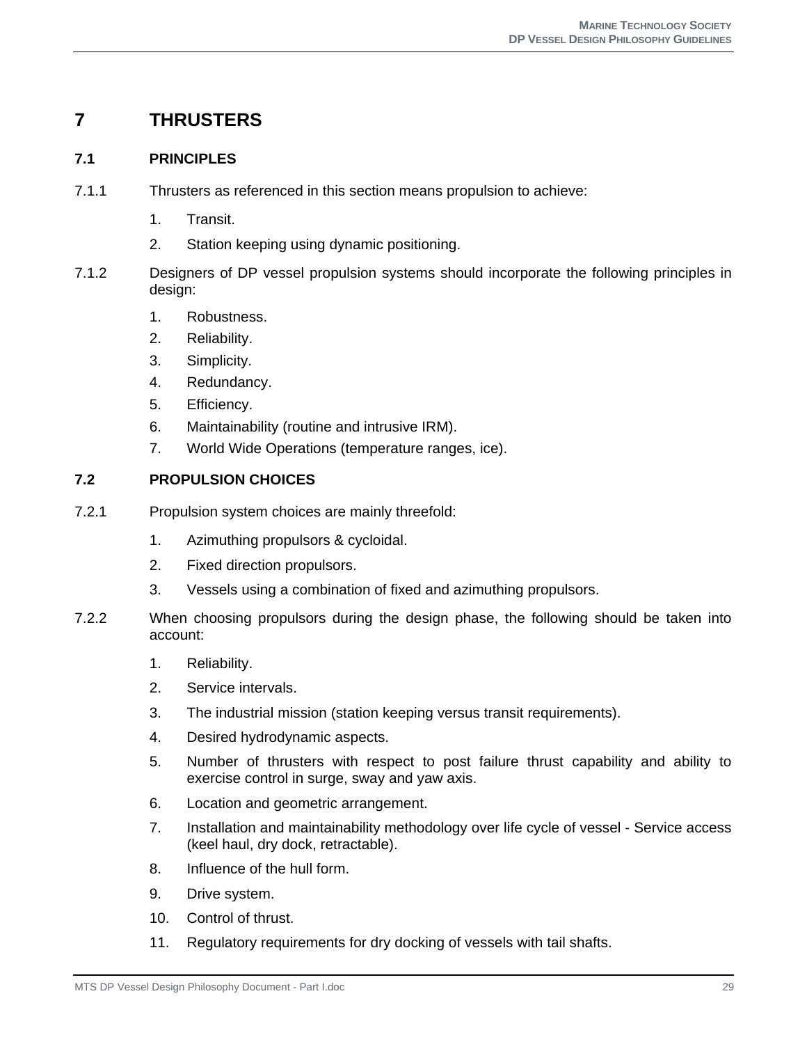# 7 THRUSTERS

## 7.1 PRINCIPLES

7.1.1 Thrusters as referenced in this section means propulsion to achieve:

1. Transit.
2. Station keeping using dynamic positioning.

7.1.2 Designers of DP vessel propulsion systems should incorporate the following principles in design:

1. Robustness.
2. Reliability.
3. Simplicity.
4. Redundancy.
5. Efficiency.
6. Maintainability (routine and intrusive IRM).
7. World Wide Operations (temperature ranges, ice).

## 7.2 PROPULSION CHOICES

7.2.1 Propulsion system choices are mainly threefold:

1. Azimuthing propulsors & cycloidal.
2. Fixed direction propulsors.
3. Vessels using a combination of fixed and azimuthing propulsors.

7.2.2 When choosing propulsors during the design phase, the following should be taken into account:

1. Reliability.
2. Service intervals.
3. The industrial mission (station keeping versus transit requirements).
4. Desired hydrodynamic aspects.
5. Number of thrusters with respect to post failure thrust capability and ability to exercise control in surge, sway and yaw axis.
6. Location and geometric arrangement.
7. Installation and maintainability methodology over life cycle of vessel - Service access (keel haul, dry dock, retractable).
8. Influence of the hull form.
9. Drive system.
10. Control of thrust.
11. Regulatory requirements for dry docking of vessels with tail shafts.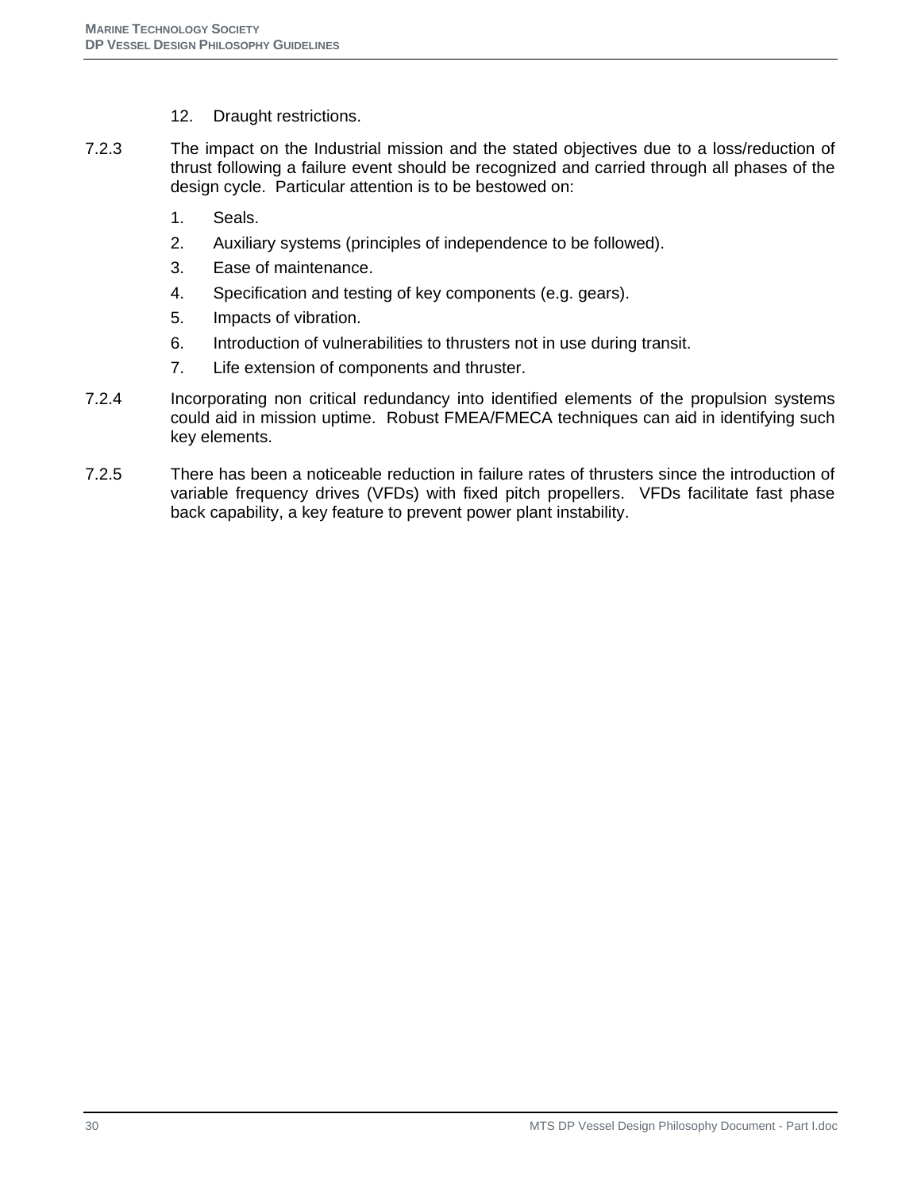12. Draught restrictions.

7.2.3 The impact on the Industrial mission and the stated objectives due to a loss/reduction of thrust following a failure event should be recognized and carried through all phases of the design cycle. Particular attention is to be bestowed on:

1. Seals.
2. Auxiliary systems (principles of independence to be followed).
3. Ease of maintenance.
4. Specification and testing of key components (e.g. gears).
5. Impacts of vibration.
6. Introduction of vulnerabilities to thrusters not in use during transit.
7. Life extension of components and thruster.

7.2.4 Incorporating non critical redundancy into identified elements of the propulsion systems could aid in mission uptime. Robust FMEA/FMECA techniques can aid in identifying such key elements.

7.2.5 There has been a noticeable reduction in failure rates of thrusters since the introduction of variable frequency drives (VFDs) with fixed pitch propellers. VFDs facilitate fast phase back capability, a key feature to prevent power plant instability.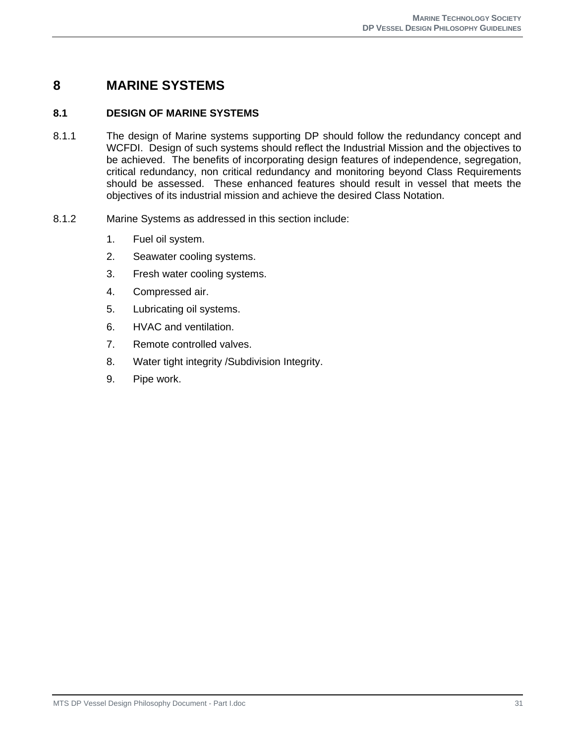# 8 MARINE SYSTEMS

## 8.1 DESIGN OF MARINE SYSTEMS

8.1.1 The design of Marine systems supporting DP should follow the redundancy concept and WCFDI. Design of such systems should reflect the Industrial Mission and the objectives to be achieved. The benefits of incorporating design features of independence, segregation, critical redundancy, non critical redundancy and monitoring beyond Class Requirements should be assessed. These enhanced features should result in vessel that meets the objectives of its industrial mission and achieve the desired Class Notation.

8.1.2 Marine Systems as addressed in this section include:

1. Fuel oil system.
2. Seawater cooling systems.
3. Fresh water cooling systems.
4. Compressed air.
5. Lubricating oil systems.
6. HVAC and ventilation.
7. Remote controlled valves.
8. Water tight integrity /Subdivision Integrity.
9. Pipe work.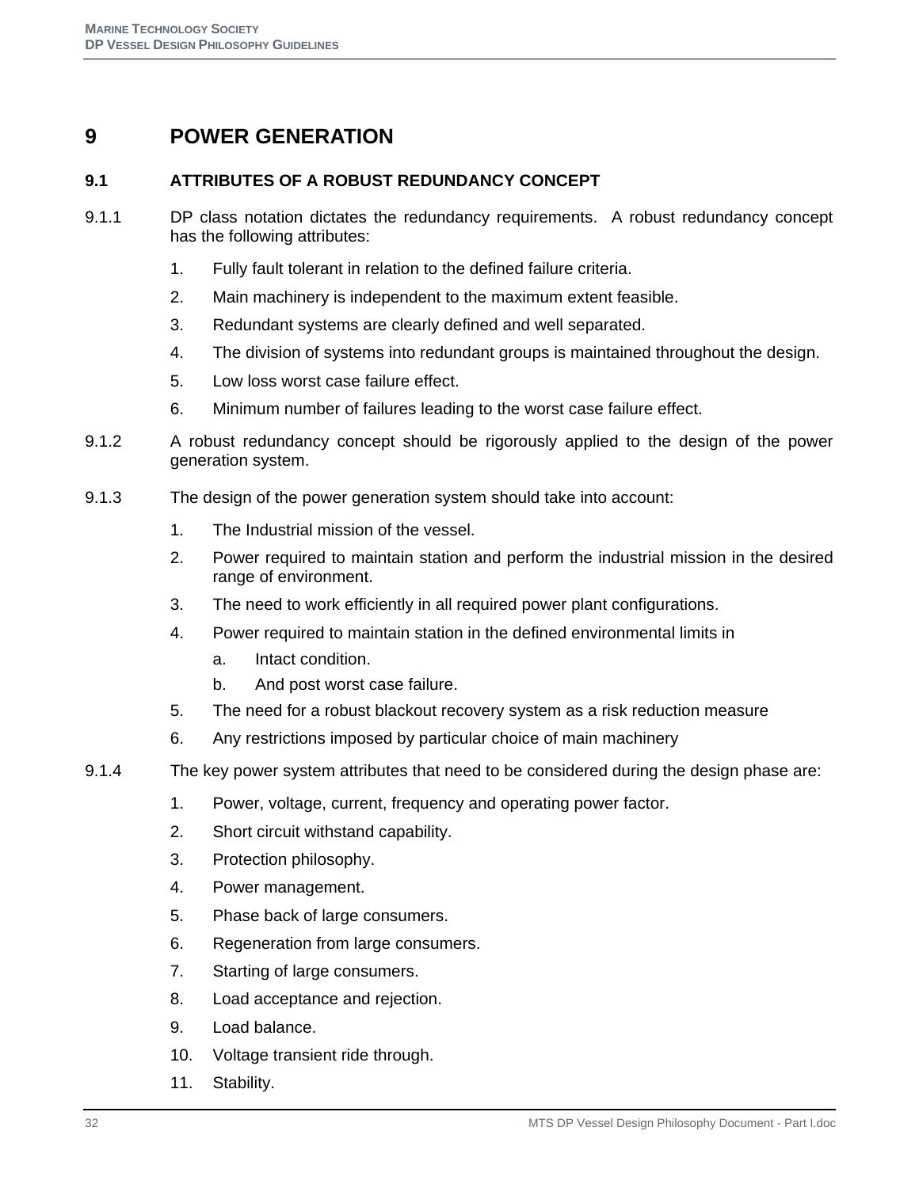# 9 POWER GENERATION

## 9.1 ATTRIBUTES OF A ROBUST REDUNDANCY CONCEPT

9.1.1 DP class notation dictates the redundancy requirements. A robust redundancy concept has the following attributes:

1. Fully fault tolerant in relation to the defined failure criteria.
2. Main machinery is independent to the maximum extent feasible.
3. Redundant systems are clearly defined and well separated.
4. The division of systems into redundant groups is maintained throughout the design.
5. Low loss worst case failure effect.
6. Minimum number of failures leading to the worst case failure effect.

9.1.2 A robust redundancy concept should be rigorously applied to the design of the power generation system.

9.1.3 The design of the power generation system should take into account:

1. The Industrial mission of the vessel.
2. Power required to maintain station and perform the industrial mission in the desired range of environment.
3. The need to work efficiently in all required power plant configurations.
4. Power required to maintain station in the defined environmental limits in
   a. Intact condition.
   b. And post worst case failure.
5. The need for a robust blackout recovery system as a risk reduction measure
6. Any restrictions imposed by particular choice of main machinery

9.1.4 The key power system attributes that need to be considered during the design phase are:

1. Power, voltage, current, frequency and operating power factor.
2. Short circuit withstand capability.
3. Protection philosophy.
4. Power management.
5. Phase back of large consumers.
6. Regeneration from large consumers.
7. Starting of large consumers.
8. Load acceptance and rejection.
9. Load balance.
10. Voltage transient ride through.
11. Stability.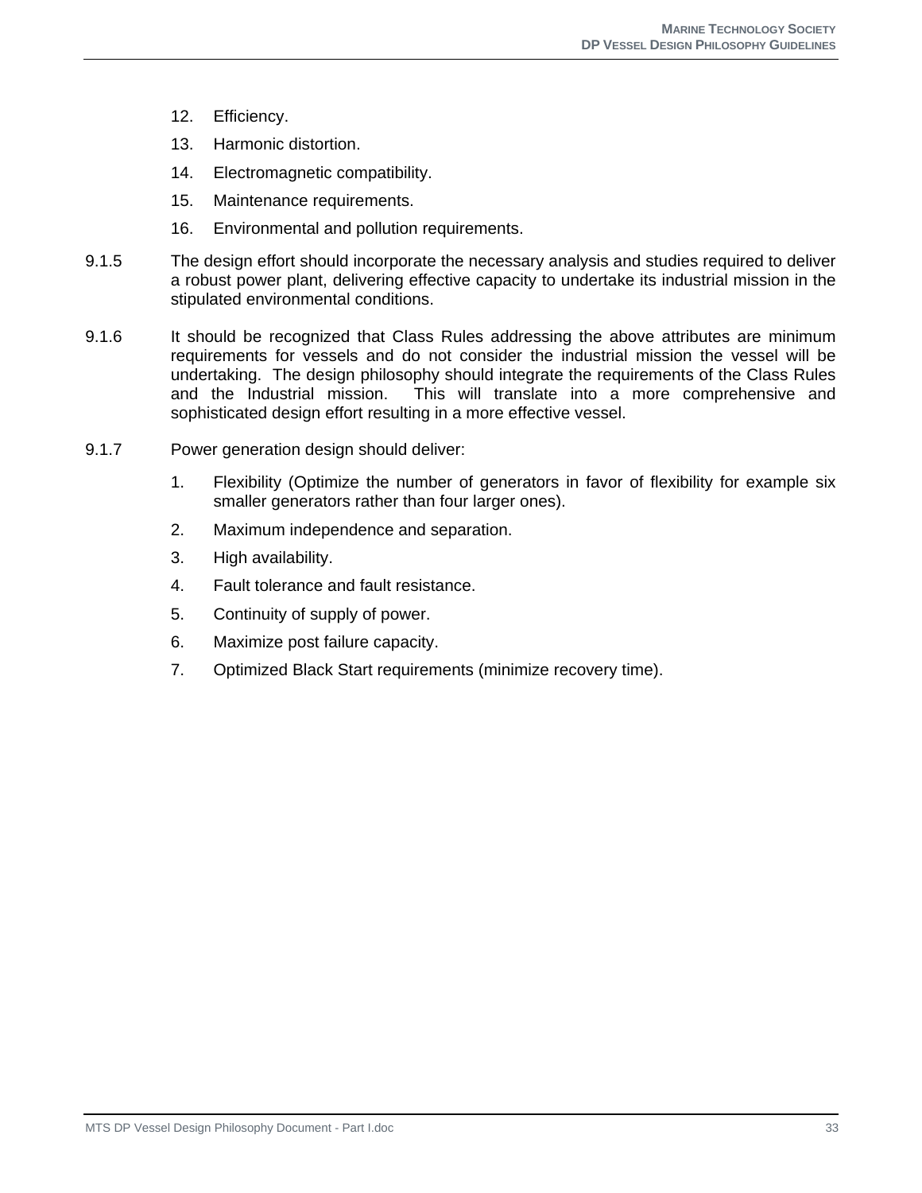12. Efficiency.
13. Harmonic distortion.
14. Electromagnetic compatibility.
15. Maintenance requirements.
16. Environmental and pollution requirements.

9.1.5 The design effort should incorporate the necessary analysis and studies required to deliver a robust power plant, delivering effective capacity to undertake its industrial mission in the stipulated environmental conditions.

9.1.6 It should be recognized that Class Rules addressing the above attributes are minimum requirements for vessels and do not consider the industrial mission the vessel will be undertaking. The design philosophy should integrate the requirements of the Class Rules and the Industrial mission. This will translate into a more comprehensive and sophisticated design effort resulting in a more effective vessel.

9.1.7 Power generation design should deliver:

1. Flexibility (Optimize the number of generators in favor of flexibility for example six smaller generators rather than four larger ones).
2. Maximum independence and separation.
3. High availability.
4. Fault tolerance and fault resistance.
5. Continuity of supply of power.
6. Maximize post failure capacity.
7. Optimized Black Start requirements (minimize recovery time).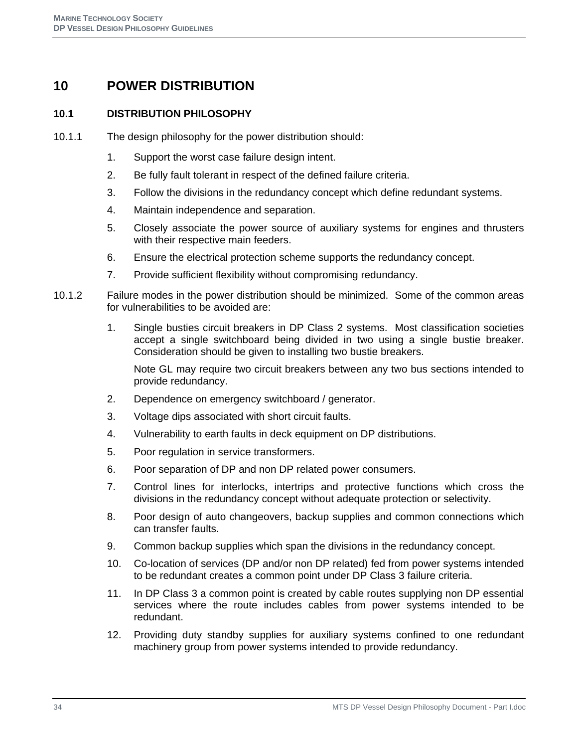# 10 POWER DISTRIBUTION

## 10.1 DISTRIBUTION PHILOSOPHY

10.1.1 The design philosophy for the power distribution should:

1. Support the worst case failure design intent.
2. Be fully fault tolerant in respect of the defined failure criteria.
3. Follow the divisions in the redundancy concept which define redundant systems.
4. Maintain independence and separation.
5. Closely associate the power source of auxiliary systems for engines and thrusters with their respective main feeders.
6. Ensure the electrical protection scheme supports the redundancy concept.
7. Provide sufficient flexibility without compromising redundancy.

10.1.2 Failure modes in the power distribution should be minimized. Some of the common areas for vulnerabilities to be avoided are:

1. Single busties circuit breakers in DP Class 2 systems. Most classification societies accept a single switchboard being divided in two using a single bustie breaker. Consideration should be given to installing two bustie breakers.

   Note GL may require two circuit breakers between any two bus sections intended to provide redundancy.
2. Dependence on emergency switchboard / generator.
3. Voltage dips associated with short circuit faults.
4. Vulnerability to earth faults in deck equipment on DP distributions.
5. Poor regulation in service transformers.
6. Poor separation of DP and non DP related power consumers.
7. Control lines for interlocks, intertrips and protective functions which cross the divisions in the redundancy concept without adequate protection or selectivity.
8. Poor design of auto changeovers, backup supplies and common connections which can transfer faults.
9. Common backup supplies which span the divisions in the redundancy concept.
10. Co-location of services (DP and/or non DP related) fed from power systems intended to be redundant creates a common point under DP Class 3 failure criteria.
11. In DP Class 3 a common point is created by cable routes supplying non DP essential services where the route includes cables from power systems intended to be redundant.
12. Providing duty standby supplies for auxiliary systems confined to one redundant machinery group from power systems intended to provide redundancy.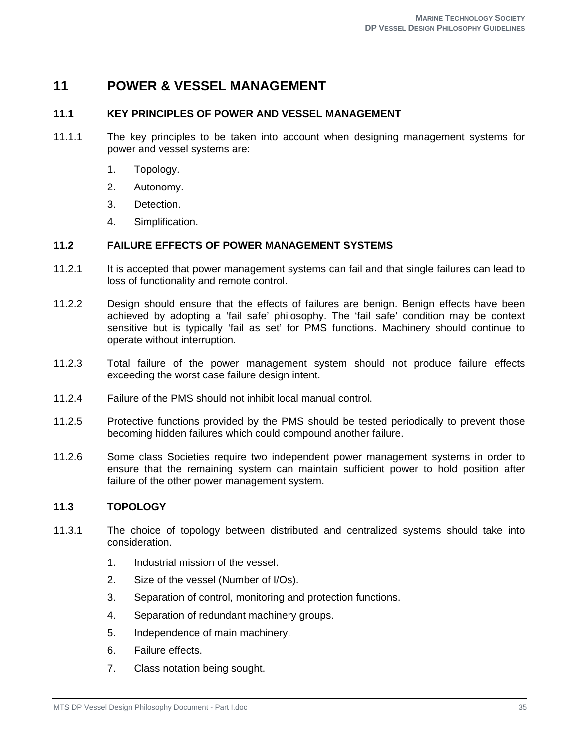# 11 POWER & VESSEL MANAGEMENT

## 11.1 KEY PRINCIPLES OF POWER AND VESSEL MANAGEMENT

11.1.1 The key principles to be taken into account when designing management systems for power and vessel systems are:

1. Topology.
2. Autonomy.
3. Detection.
4. Simplification.

## 11.2 FAILURE EFFECTS OF POWER MANAGEMENT SYSTEMS

11.2.1 It is accepted that power management systems can fail and that single failures can lead to loss of functionality and remote control.

11.2.2 Design should ensure that the effects of failures are benign. Benign effects have been achieved by adopting a 'fail safe' philosophy. The 'fail safe' condition may be context sensitive but is typically 'fail as set' for PMS functions. Machinery should continue to operate without interruption.

11.2.3 Total failure of the power management system should not produce failure effects exceeding the worst case failure design intent.

11.2.4 Failure of the PMS should not inhibit local manual control.

11.2.5 Protective functions provided by the PMS should be tested periodically to prevent those becoming hidden failures which could compound another failure.

11.2.6 Some class Societies require two independent power management systems in order to ensure that the remaining system can maintain sufficient power to hold position after failure of the other power management system.

## 11.3 TOPOLOGY

11.3.1 The choice of topology between distributed and centralized systems should take into consideration.

1. Industrial mission of the vessel.
2. Size of the vessel (Number of I/Os).
3. Separation of control, monitoring and protection functions.
4. Separation of redundant machinery groups.
5. Independence of main machinery.
6. Failure effects.
7. Class notation being sought.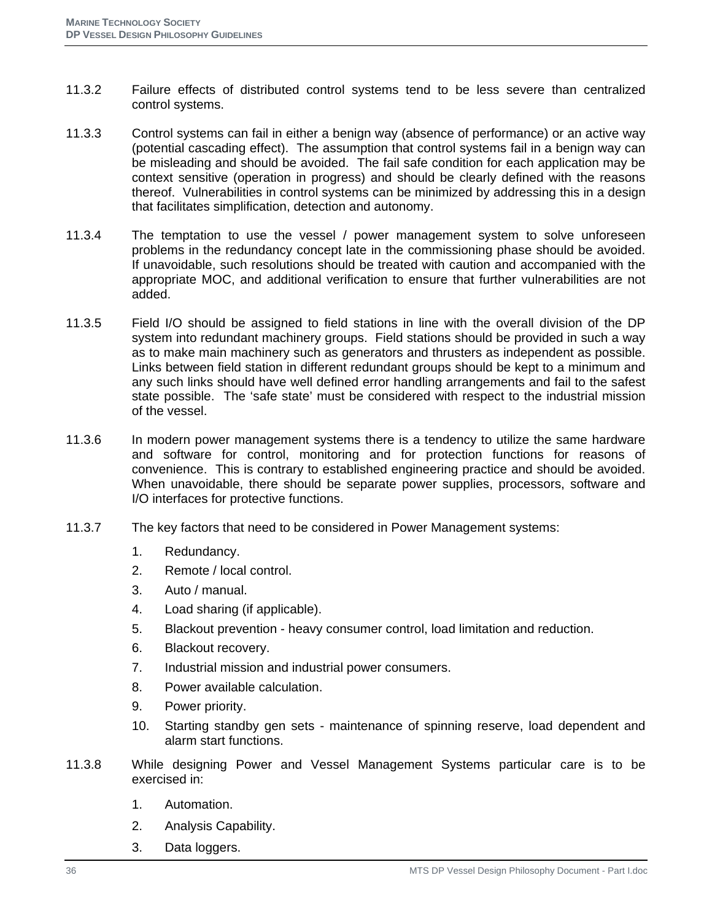11.3.2 Failure effects of distributed control systems tend to be less severe than centralized control systems.

11.3.3 Control systems can fail in either a benign way (absence of performance) or an active way (potential cascading effect). The assumption that control systems fail in a benign way can be misleading and should be avoided. The fail safe condition for each application may be context sensitive (operation in progress) and should be clearly defined with the reasons thereof. Vulnerabilities in control systems can be minimized by addressing this in a design that facilitates simplification, detection and autonomy.

11.3.4 The temptation to use the vessel / power management system to solve unforeseen problems in the redundancy concept late in the commissioning phase should be avoided. If unavoidable, such resolutions should be treated with caution and accompanied with the appropriate MOC, and additional verification to ensure that further vulnerabilities are not added.

11.3.5 Field I/O should be assigned to field stations in line with the overall division of the DP system into redundant machinery groups. Field stations should be provided in such a way as to make main machinery such as generators and thrusters as independent as possible. Links between field station in different redundant groups should be kept to a minimum and any such links should have well defined error handling arrangements and fail to the safest state possible. The 'safe state' must be considered with respect to the industrial mission of the vessel.

11.3.6 In modern power management systems there is a tendency to utilize the same hardware and software for control, monitoring and for protection functions for reasons of convenience. This is contrary to established engineering practice and should be avoided. When unavoidable, there should be separate power supplies, processors, software and I/O interfaces for protective functions.

11.3.7 The key factors that need to be considered in Power Management systems:

1. Redundancy.
2. Remote / local control.
3. Auto / manual.
4. Load sharing (if applicable).
5. Blackout prevention - heavy consumer control, load limitation and reduction.
6. Blackout recovery.
7. Industrial mission and industrial power consumers.
8. Power available calculation.
9. Power priority.
10. Starting standby gen sets - maintenance of spinning reserve, load dependent and alarm start functions.

11.3.8 While designing Power and Vessel Management Systems particular care is to be exercised in:

1. Automation.
2. Analysis Capability.
3. Data loggers.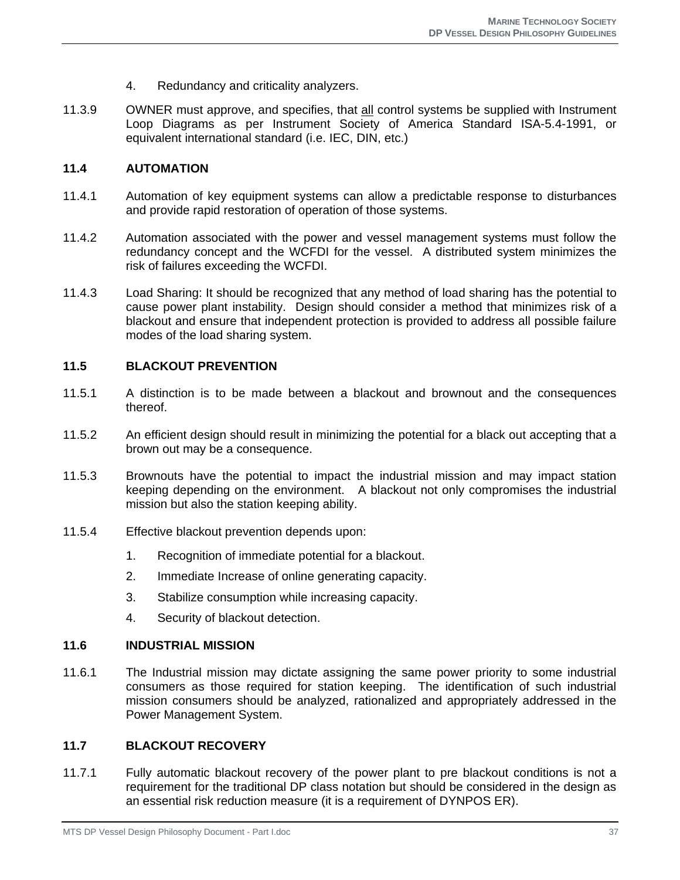4. Redundancy and criticality analyzers.

11.3.9 OWNER must approve, and specifies, that <u>all</u> control systems be supplied with Instrument Loop Diagrams as per Instrument Society of America Standard ISA-5.4-1991, or equivalent international standard (i.e. IEC, DIN, etc.)

## 11.4 AUTOMATION

11.4.1 Automation of key equipment systems can allow a predictable response to disturbances and provide rapid restoration of operation of those systems.

11.4.2 Automation associated with the power and vessel management systems must follow the redundancy concept and the WCFDI for the vessel. A distributed system minimizes the risk of failures exceeding the WCFDI.

11.4.3 Load Sharing: It should be recognized that any method of load sharing has the potential to cause power plant instability. Design should consider a method that minimizes risk of a blackout and ensure that independent protection is provided to address all possible failure modes of the load sharing system.

## 11.5 BLACKOUT PREVENTION

11.5.1 A distinction is to be made between a blackout and brownout and the consequences thereof.

11.5.2 An efficient design should result in minimizing the potential for a black out accepting that a brown out may be a consequence.

11.5.3 Brownouts have the potential to impact the industrial mission and may impact station keeping depending on the environment. A blackout not only compromises the industrial mission but also the station keeping ability.

11.5.4 Effective blackout prevention depends upon:

1. Recognition of immediate potential for a blackout.
2. Immediate Increase of online generating capacity.
3. Stabilize consumption while increasing capacity.
4. Security of blackout detection.

## 11.6 INDUSTRIAL MISSION

11.6.1 The Industrial mission may dictate assigning the same power priority to some industrial consumers as those required for station keeping. The identification of such industrial mission consumers should be analyzed, rationalized and appropriately addressed in the Power Management System.

## 11.7 BLACKOUT RECOVERY

11.7.1 Fully automatic blackout recovery of the power plant to pre blackout conditions is not a requirement for the traditional DP class notation but should be considered in the design as an essential risk reduction measure (it is a requirement of DYNPOS ER).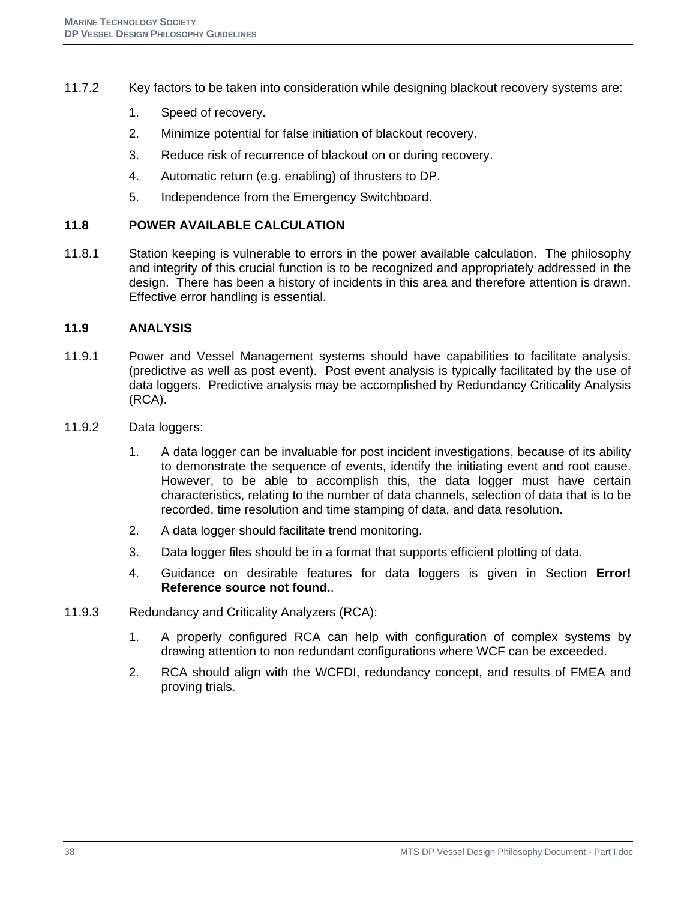11.7.2 Key factors to be taken into consideration while designing blackout recovery systems are:

1. Speed of recovery.
2. Minimize potential for false initiation of blackout recovery.
3. Reduce risk of recurrence of blackout on or during recovery.
4. Automatic return (e.g. enabling) of thrusters to DP.
5. Independence from the Emergency Switchboard.

## 11.8 POWER AVAILABLE CALCULATION

11.8.1 Station keeping is vulnerable to errors in the power available calculation. The philosophy and integrity of this crucial function is to be recognized and appropriately addressed in the design. There has been a history of incidents in this area and therefore attention is drawn. Effective error handling is essential.

## 11.9 ANALYSIS

11.9.1 Power and Vessel Management systems should have capabilities to facilitate analysis. (predictive as well as post event). Post event analysis is typically facilitated by the use of data loggers. Predictive analysis may be accomplished by Redundancy Criticality Analysis (RCA).

11.9.2 Data loggers:

1. A data logger can be invaluable for post incident investigations, because of its ability to demonstrate the sequence of events, identify the initiating event and root cause. However, to be able to accomplish this, the data logger must have certain characteristics, relating to the number of data channels, selection of data that is to be recorded, time resolution and time stamping of data, and data resolution.
2. A data logger should facilitate trend monitoring.
3. Data logger files should be in a format that supports efficient plotting of data.
4. Guidance on desirable features for data loggers is given in Section **Error! Reference source not found.**.

11.9.3 Redundancy and Criticality Analyzers (RCA):

1. A properly configured RCA can help with configuration of complex systems by drawing attention to non redundant configurations where WCF can be exceeded.
2. RCA should align with the WCFDI, redundancy concept, and results of FMEA and proving trials.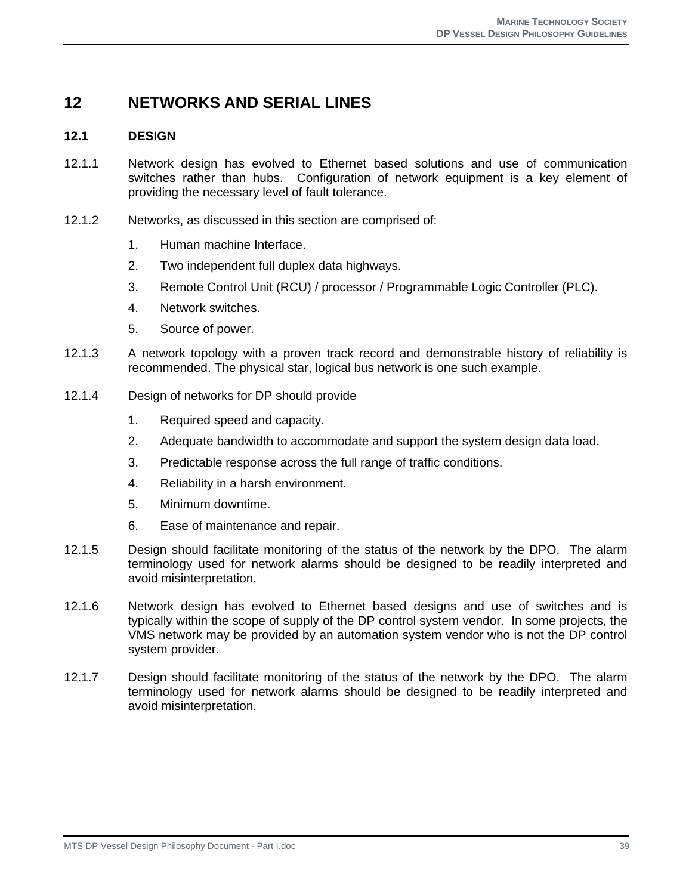# 12 NETWORKS AND SERIAL LINES

## 12.1 DESIGN

12.1.1 Network design has evolved to Ethernet based solutions and use of communication switches rather than hubs. Configuration of network equipment is a key element of providing the necessary level of fault tolerance.

12.1.2 Networks, as discussed in this section are comprised of:

1. Human machine Interface.
2. Two independent full duplex data highways.
3. Remote Control Unit (RCU) / processor / Programmable Logic Controller (PLC).
4. Network switches.
5. Source of power.

12.1.3 A network topology with a proven track record and demonstrable history of reliability is recommended. The physical star, logical bus network is one such example.

12.1.4 Design of networks for DP should provide

1. Required speed and capacity.
2. Adequate bandwidth to accommodate and support the system design data load.
3. Predictable response across the full range of traffic conditions.
4. Reliability in a harsh environment.
5. Minimum downtime.
6. Ease of maintenance and repair.

12.1.5 Design should facilitate monitoring of the status of the network by the DPO. The alarm terminology used for network alarms should be designed to be readily interpreted and avoid misinterpretation.

12.1.6 Network design has evolved to Ethernet based designs and use of switches and is typically within the scope of supply of the DP control system vendor. In some projects, the VMS network may be provided by an automation system vendor who is not the DP control system provider.

12.1.7 Design should facilitate monitoring of the status of the network by the DPO. The alarm terminology used for network alarms should be designed to be readily interpreted and avoid misinterpretation.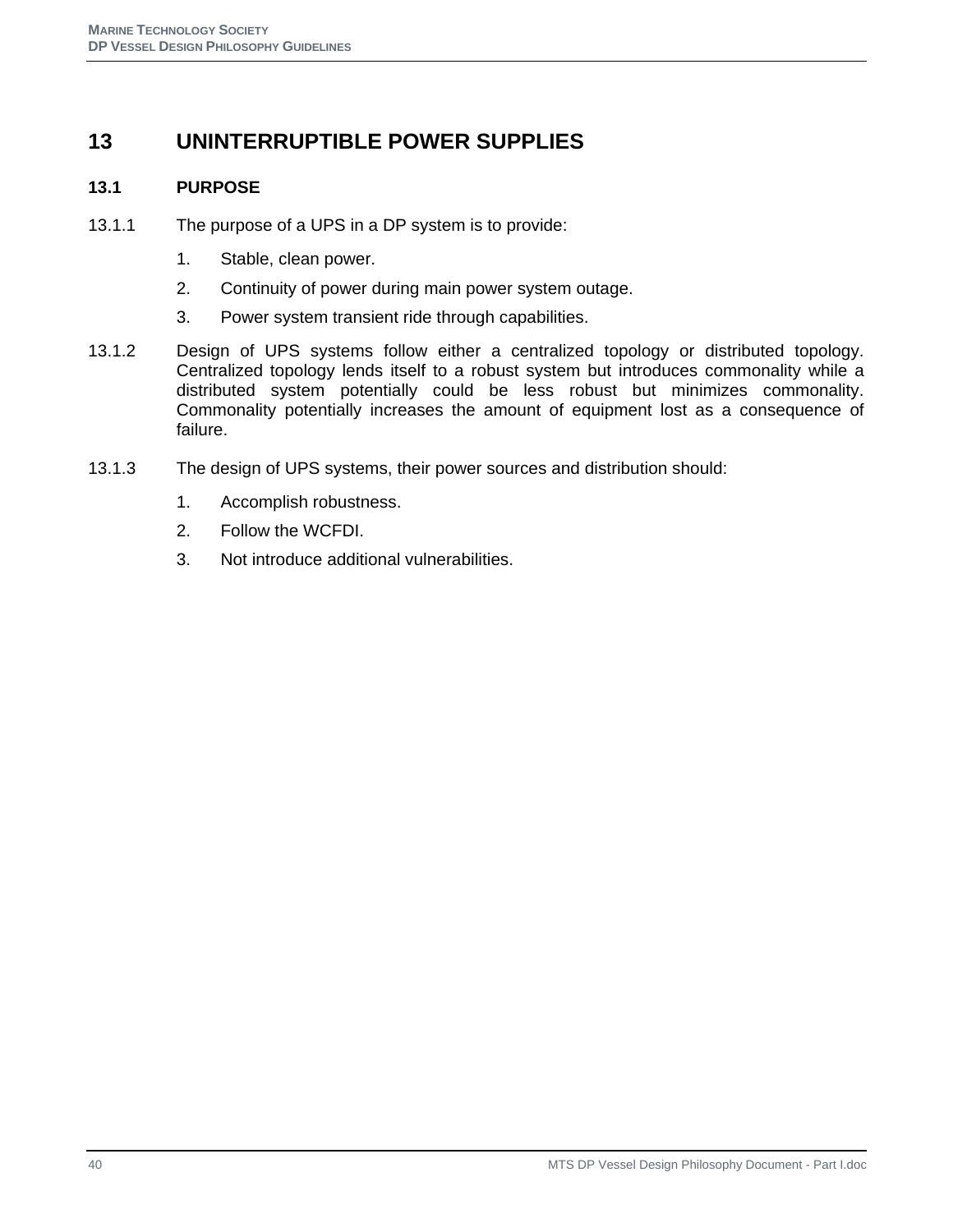# 13 UNINTERRUPTIBLE POWER SUPPLIES

## 13.1 PURPOSE

13.1.1 The purpose of a UPS in a DP system is to provide:

1. Stable, clean power.
2. Continuity of power during main power system outage.
3. Power system transient ride through capabilities.

13.1.2 Design of UPS systems follow either a centralized topology or distributed topology. Centralized topology lends itself to a robust system but introduces commonality while a distributed system potentially could be less robust but minimizes commonality. Commonality potentially increases the amount of equipment lost as a consequence of failure.

13.1.3 The design of UPS systems, their power sources and distribution should:

1. Accomplish robustness.
2. Follow the WCFDI.
3. Not introduce additional vulnerabilities.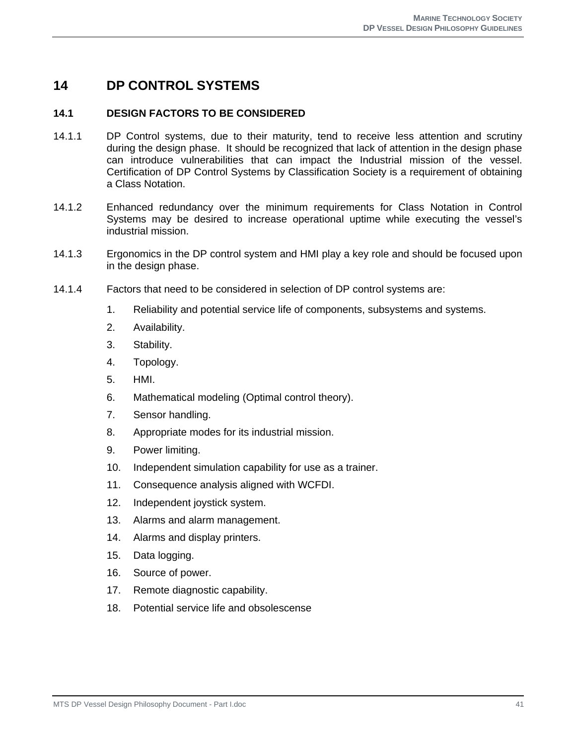# 14 DP CONTROL SYSTEMS

## 14.1 DESIGN FACTORS TO BE CONSIDERED

14.1.1 DP Control systems, due to their maturity, tend to receive less attention and scrutiny during the design phase. It should be recognized that lack of attention in the design phase can introduce vulnerabilities that can impact the Industrial mission of the vessel. Certification of DP Control Systems by Classification Society is a requirement of obtaining a Class Notation.

14.1.2 Enhanced redundancy over the minimum requirements for Class Notation in Control Systems may be desired to increase operational uptime while executing the vessel's industrial mission.

14.1.3 Ergonomics in the DP control system and HMI play a key role and should be focused upon in the design phase.

14.1.4 Factors that need to be considered in selection of DP control systems are:

1. Reliability and potential service life of components, subsystems and systems.
2. Availability.
3. Stability.
4. Topology.
5. HMI.
6. Mathematical modeling (Optimal control theory).
7. Sensor handling.
8. Appropriate modes for its industrial mission.
9. Power limiting.
10. Independent simulation capability for use as a trainer.
11. Consequence analysis aligned with WCFDI.
12. Independent joystick system.
13. Alarms and alarm management.
14. Alarms and display printers.
15. Data logging.
16. Source of power.
17. Remote diagnostic capability.
18. Potential service life and obsolescense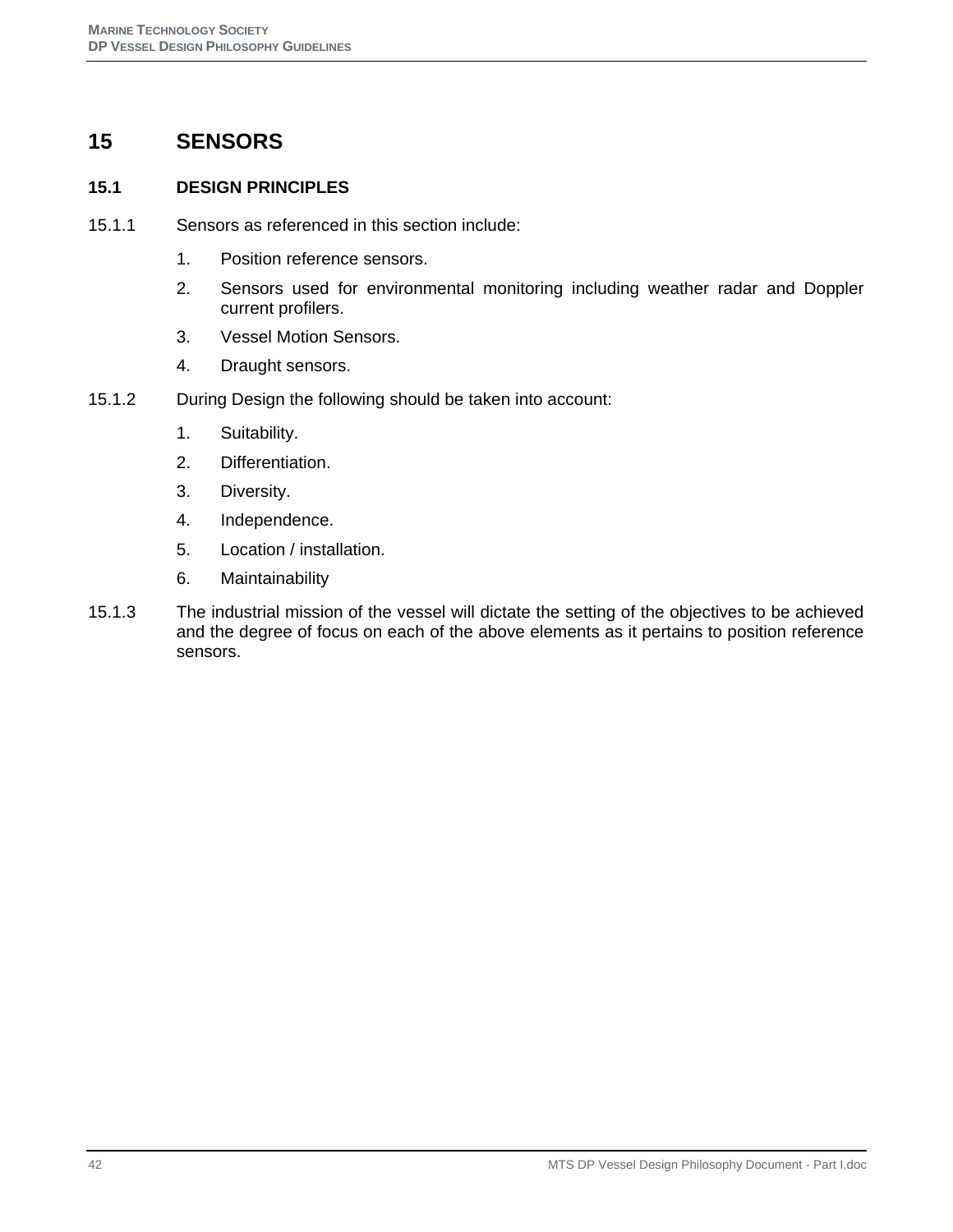# 15 SENSORS

## 15.1 DESIGN PRINCIPLES

15.1.1 Sensors as referenced in this section include:

1. Position reference sensors.
2. Sensors used for environmental monitoring including weather radar and Doppler current profilers.
3. Vessel Motion Sensors.
4. Draught sensors.

15.1.2 During Design the following should be taken into account:

1. Suitability.
2. Differentiation.
3. Diversity.
4. Independence.
5. Location / installation.
6. Maintainability

15.1.3 The industrial mission of the vessel will dictate the setting of the objectives to be achieved and the degree of focus on each of the above elements as it pertains to position reference sensors.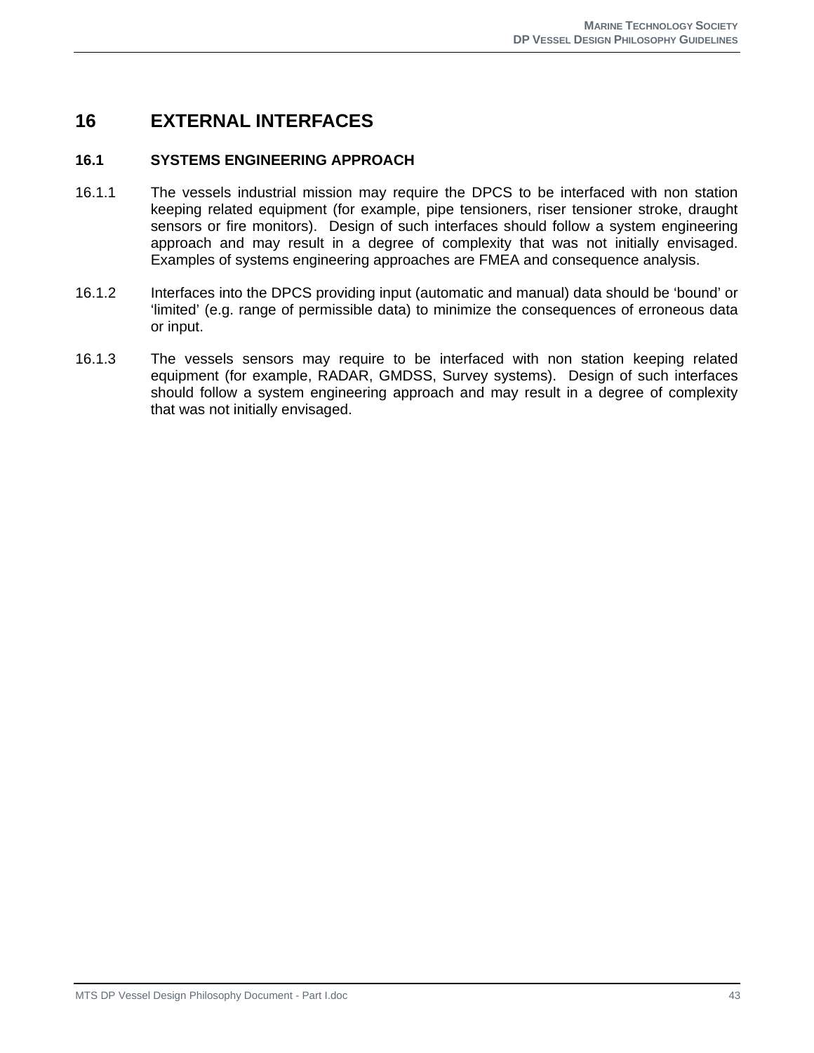# 16 EXTERNAL INTERFACES

## 16.1 SYSTEMS ENGINEERING APPROACH

16.1.1 The vessels industrial mission may require the DPCS to be interfaced with non station keeping related equipment (for example, pipe tensioners, riser tensioner stroke, draught sensors or fire monitors). Design of such interfaces should follow a system engineering approach and may result in a degree of complexity that was not initially envisaged. Examples of systems engineering approaches are FMEA and consequence analysis.

16.1.2 Interfaces into the DPCS providing input (automatic and manual) data should be 'bound' or 'limited' (e.g. range of permissible data) to minimize the consequences of erroneous data or input.

16.1.3 The vessels sensors may require to be interfaced with non station keeping related equipment (for example, RADAR, GMDSS, Survey systems). Design of such interfaces should follow a system engineering approach and may result in a degree of complexity that was not initially envisaged.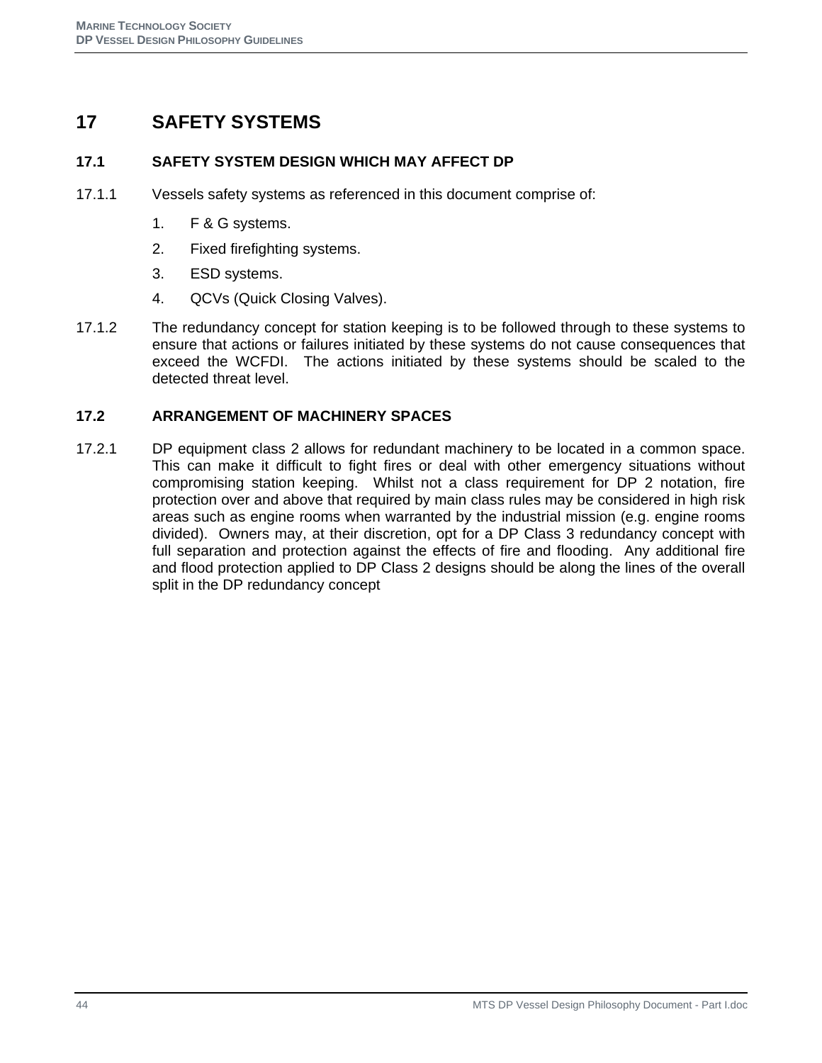# 17 SAFETY SYSTEMS

## 17.1 SAFETY SYSTEM DESIGN WHICH MAY AFFECT DP

17.1.1 Vessels safety systems as referenced in this document comprise of:

1. F & G systems.
2. Fixed firefighting systems.
3. ESD systems.
4. QCVs (Quick Closing Valves).

17.1.2 The redundancy concept for station keeping is to be followed through to these systems to ensure that actions or failures initiated by these systems do not cause consequences that exceed the WCFDI. The actions initiated by these systems should be scaled to the detected threat level.

## 17.2 ARRANGEMENT OF MACHINERY SPACES

17.2.1 DP equipment class 2 allows for redundant machinery to be located in a common space. This can make it difficult to fight fires or deal with other emergency situations without compromising station keeping. Whilst not a class requirement for DP 2 notation, fire protection over and above that required by main class rules may be considered in high risk areas such as engine rooms when warranted by the industrial mission (e.g. engine rooms divided). Owners may, at their discretion, opt for a DP Class 3 redundancy concept with full separation and protection against the effects of fire and flooding. Any additional fire and flood protection applied to DP Class 2 designs should be along the lines of the overall split in the DP redundancy concept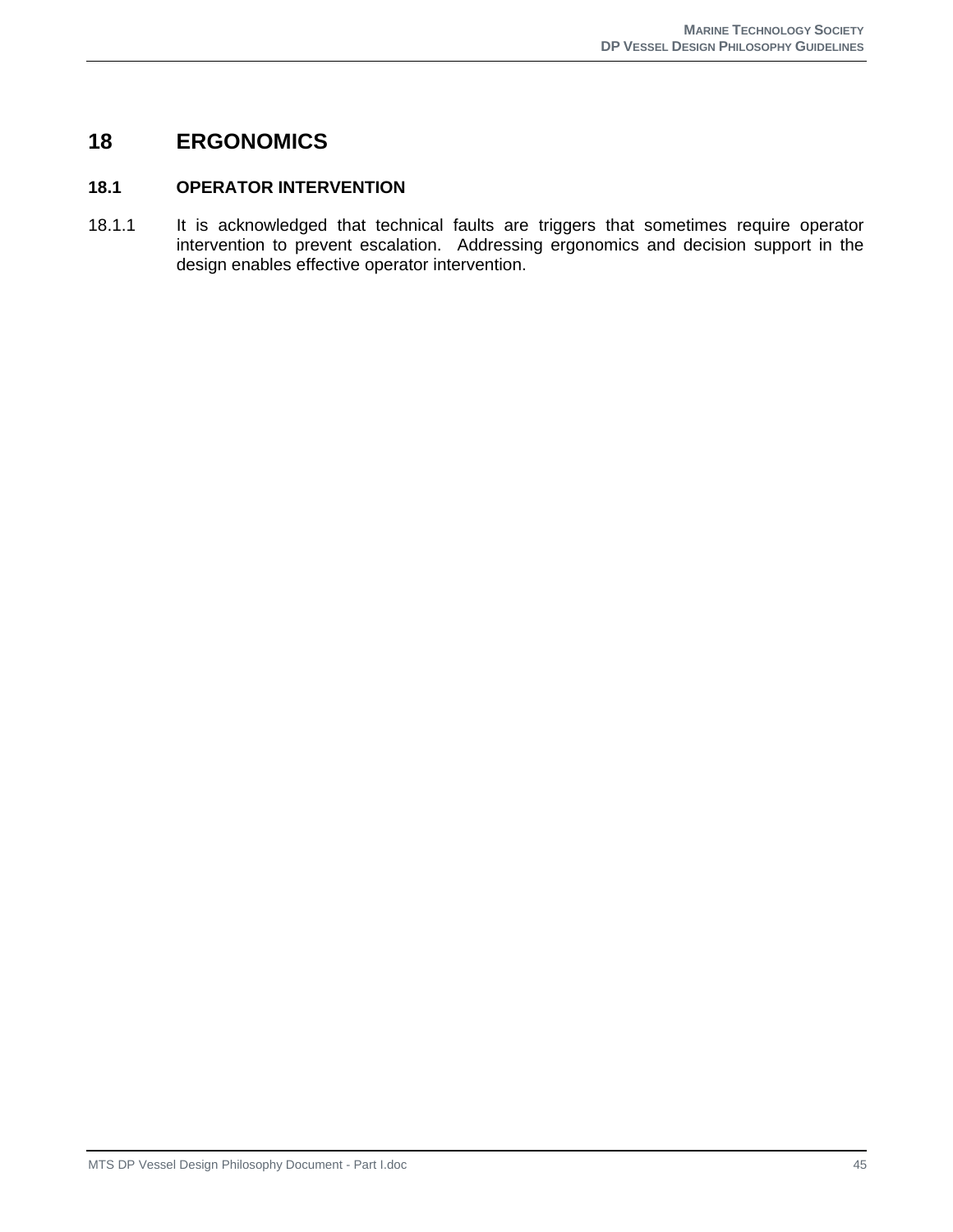# 18 ERGONOMICS

## 18.1 OPERATOR INTERVENTION

18.1.1 It is acknowledged that technical faults are triggers that sometimes require operator intervention to prevent escalation. Addressing ergonomics and decision support in the design enables effective operator intervention.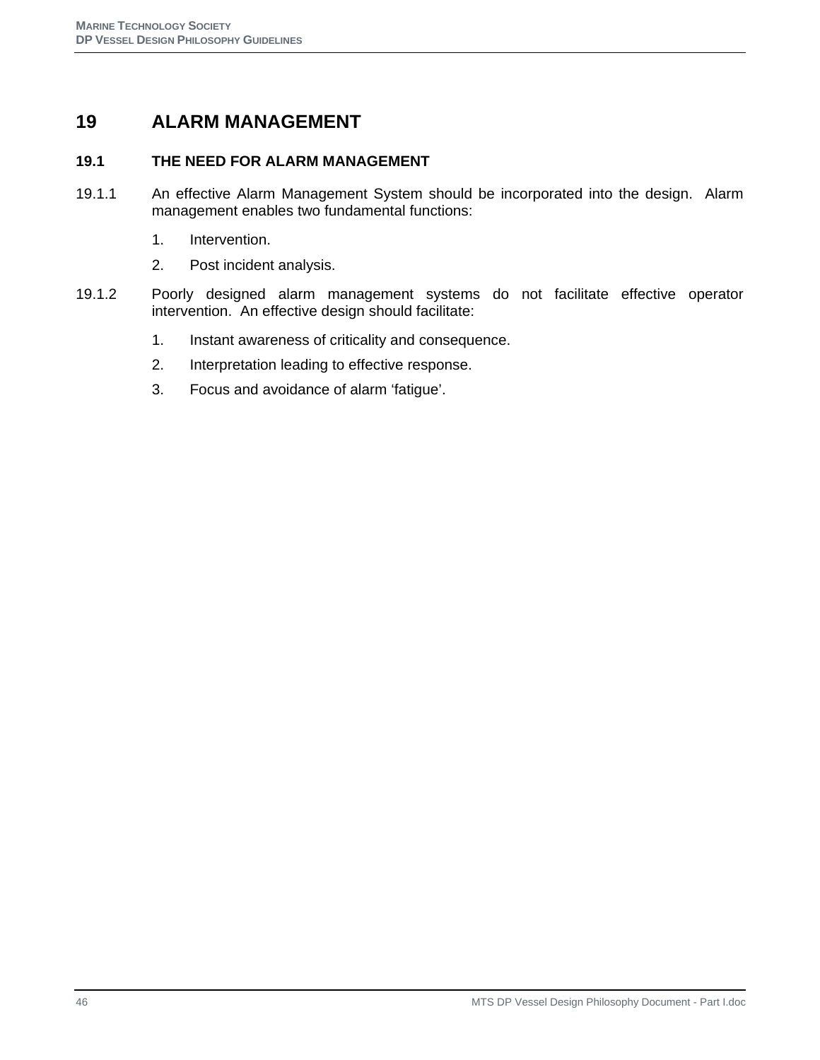# 19 ALARM MANAGEMENT

## 19.1 THE NEED FOR ALARM MANAGEMENT

19.1.1 An effective Alarm Management System should be incorporated into the design. Alarm management enables two fundamental functions:

1. Intervention.
2. Post incident analysis.

19.1.2 Poorly designed alarm management systems do not facilitate effective operator intervention. An effective design should facilitate:

1. Instant awareness of criticality and consequence.
2. Interpretation leading to effective response.
3. Focus and avoidance of alarm ‘fatigue’.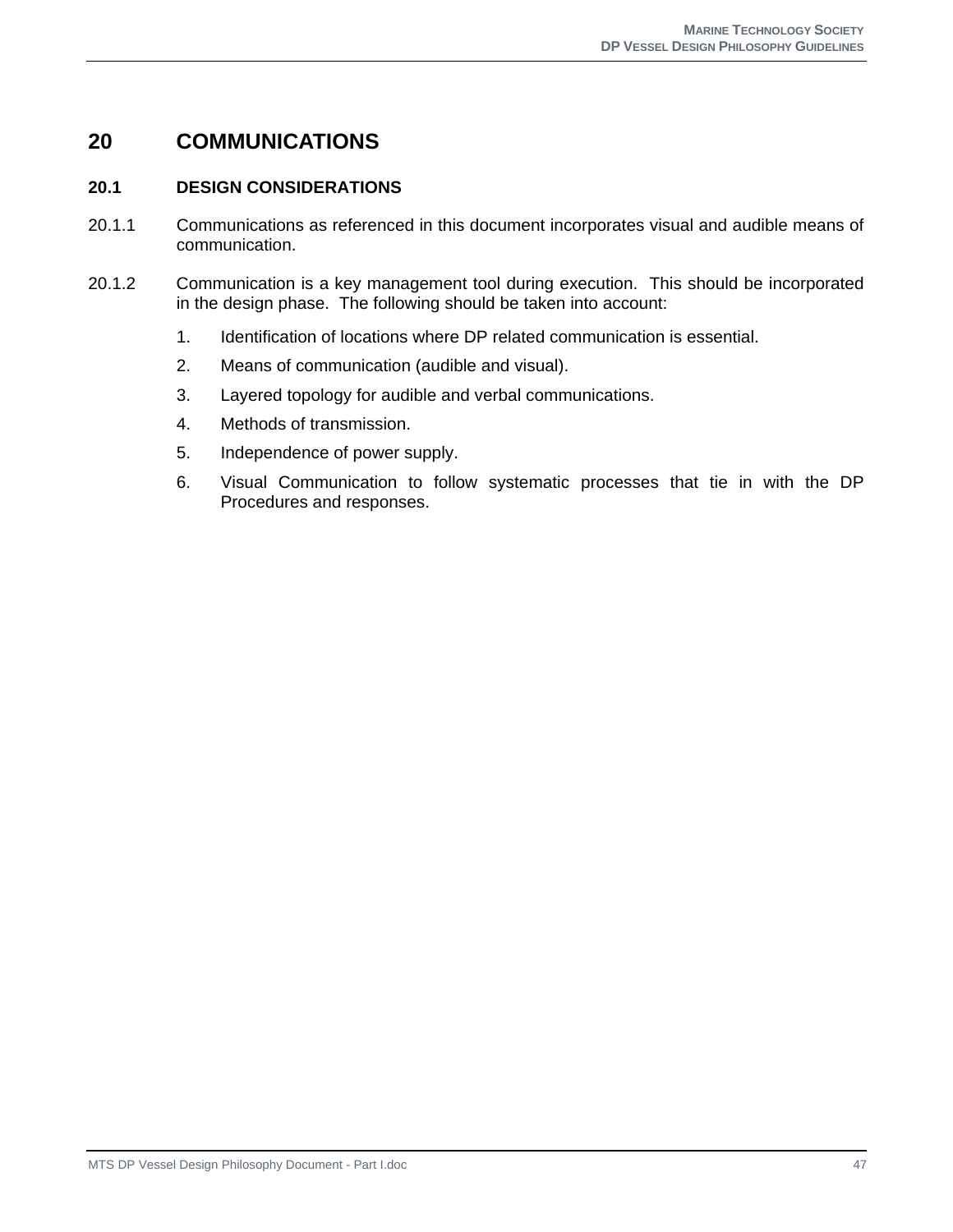# 20 COMMUNICATIONS

## 20.1 DESIGN CONSIDERATIONS

20.1.1 Communications as referenced in this document incorporates visual and audible means of communication.

20.1.2 Communication is a key management tool during execution. This should be incorporated in the design phase. The following should be taken into account:

1. Identification of locations where DP related communication is essential.
2. Means of communication (audible and visual).
3. Layered topology for audible and verbal communications.
4. Methods of transmission.
5. Independence of power supply.
6. Visual Communication to follow systematic processes that tie in with the DP Procedures and responses.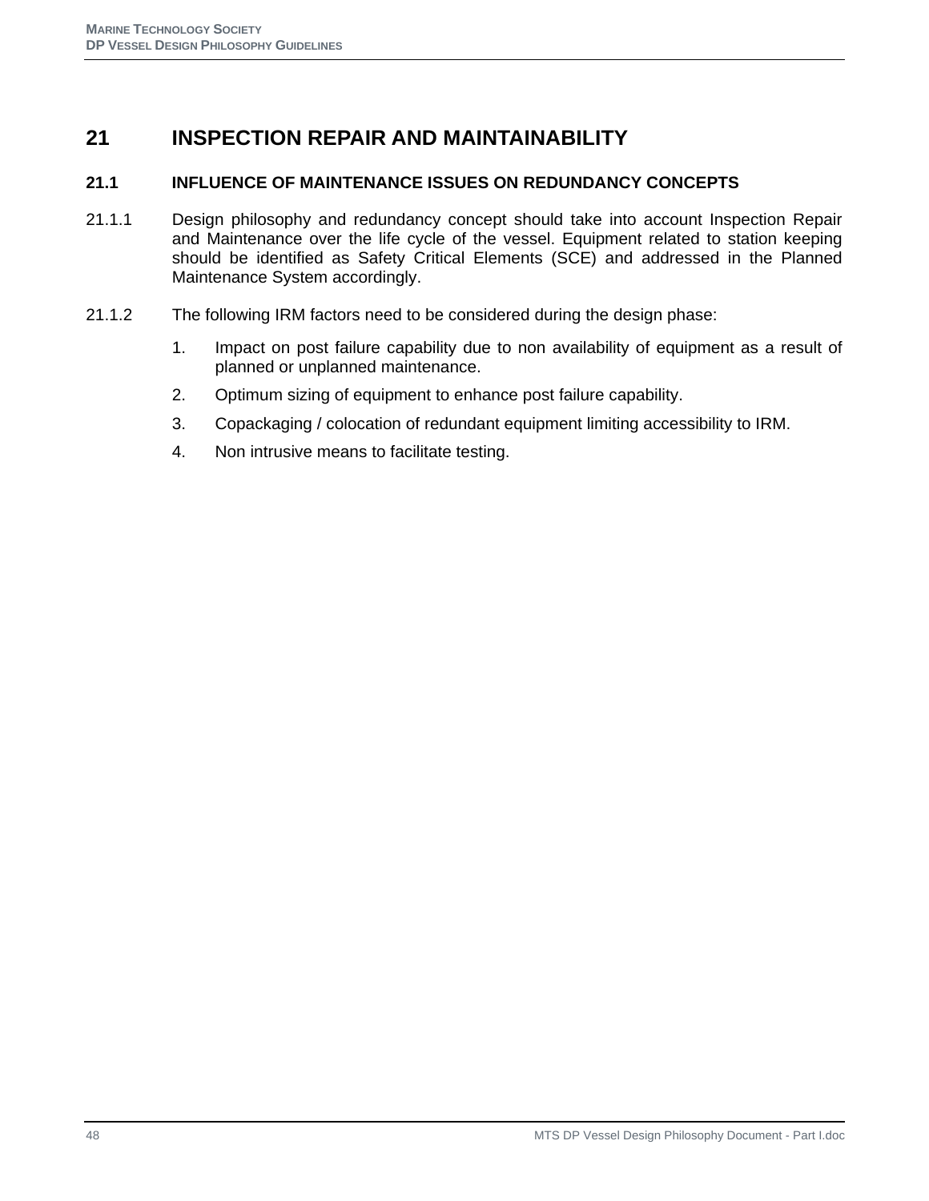# 21 INSPECTION REPAIR AND MAINTAINABILITY

## 21.1 INFLUENCE OF MAINTENANCE ISSUES ON REDUNDANCY CONCEPTS

21.1.1 Design philosophy and redundancy concept should take into account Inspection Repair and Maintenance over the life cycle of the vessel. Equipment related to station keeping should be identified as Safety Critical Elements (SCE) and addressed in the Planned Maintenance System accordingly.

21.1.2 The following IRM factors need to be considered during the design phase:

1. Impact on post failure capability due to non availability of equipment as a result of planned or unplanned maintenance.
2. Optimum sizing of equipment to enhance post failure capability.
3. Copackaging / colocation of redundant equipment limiting accessibility to IRM.
4. Non intrusive means to facilitate testing.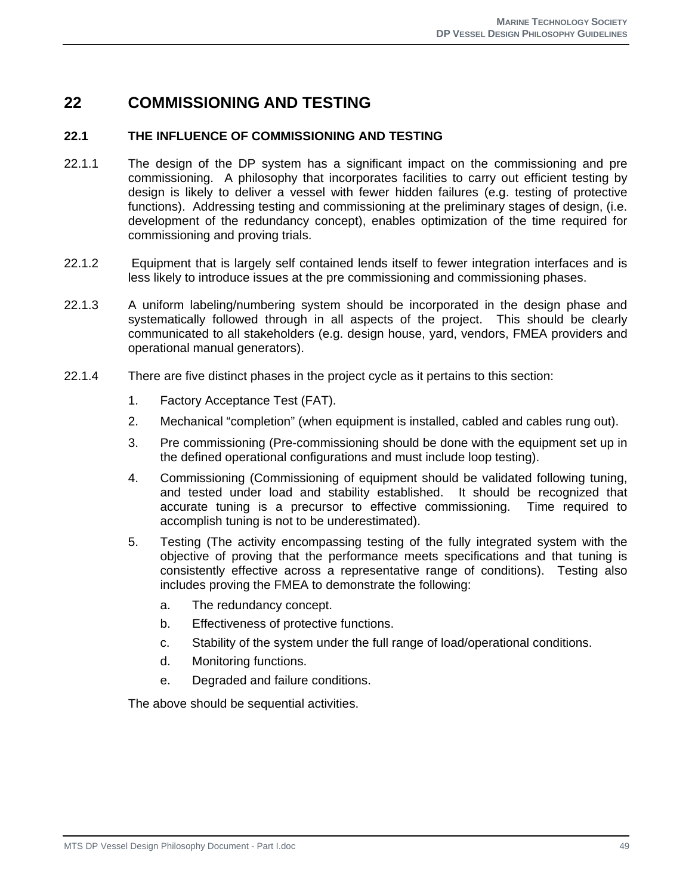# 22 COMMISSIONING AND TESTING

## 22.1 THE INFLUENCE OF COMMISSIONING AND TESTING

22.1.1 The design of the DP system has a significant impact on the commissioning and pre commissioning. A philosophy that incorporates facilities to carry out efficient testing by design is likely to deliver a vessel with fewer hidden failures (e.g. testing of protective functions). Addressing testing and commissioning at the preliminary stages of design, (i.e. development of the redundancy concept), enables optimization of the time required for commissioning and proving trials.

22.1.2 Equipment that is largely self contained lends itself to fewer integration interfaces and is less likely to introduce issues at the pre commissioning and commissioning phases.

22.1.3 A uniform labeling/numbering system should be incorporated in the design phase and systematically followed through in all aspects of the project. This should be clearly communicated to all stakeholders (e.g. design house, yard, vendors, FMEA providers and operational manual generators).

22.1.4 There are five distinct phases in the project cycle as it pertains to this section:

1. Factory Acceptance Test (FAT).
2. Mechanical "completion" (when equipment is installed, cabled and cables rung out).
3. Pre commissioning (Pre-commissioning should be done with the equipment set up in the defined operational configurations and must include loop testing).
4. Commissioning (Commissioning of equipment should be validated following tuning, and tested under load and stability established. It should be recognized that accurate tuning is a precursor to effective commissioning. Time required to accomplish tuning is not to be underestimated).
5. Testing (The activity encompassing testing of the fully integrated system with the objective of proving that the performance meets specifications and that tuning is consistently effective across a representative range of conditions). Testing also includes proving the FMEA to demonstrate the following:
   a. The redundancy concept.
   b. Effectiveness of protective functions.
   c. Stability of the system under the full range of load/operational conditions.
   d. Monitoring functions.
   e. Degraded and failure conditions.

The above should be sequential activities.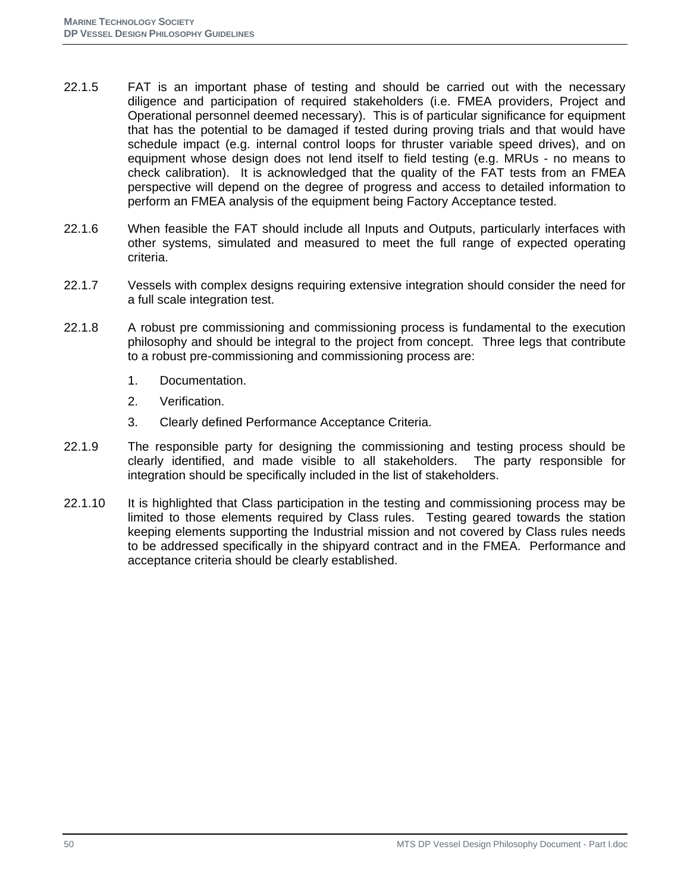22.1.5 FAT is an important phase of testing and should be carried out with the necessary diligence and participation of required stakeholders (i.e. FMEA providers, Project and Operational personnel deemed necessary). This is of particular significance for equipment that has the potential to be damaged if tested during proving trials and that would have schedule impact (e.g. internal control loops for thruster variable speed drives), and on equipment whose design does not lend itself to field testing (e.g. MRUs - no means to check calibration). It is acknowledged that the quality of the FAT tests from an FMEA perspective will depend on the degree of progress and access to detailed information to perform an FMEA analysis of the equipment being Factory Acceptance tested.

22.1.6 When feasible the FAT should include all Inputs and Outputs, particularly interfaces with other systems, simulated and measured to meet the full range of expected operating criteria.

22.1.7 Vessels with complex designs requiring extensive integration should consider the need for a full scale integration test.

22.1.8 A robust pre commissioning and commissioning process is fundamental to the execution philosophy and should be integral to the project from concept. Three legs that contribute to a robust pre-commissioning and commissioning process are:

1. Documentation.
2. Verification.
3. Clearly defined Performance Acceptance Criteria.

22.1.9 The responsible party for designing the commissioning and testing process should be clearly identified, and made visible to all stakeholders. The party responsible for integration should be specifically included in the list of stakeholders.

22.1.10 It is highlighted that Class participation in the testing and commissioning process may be limited to those elements required by Class rules. Testing geared towards the station keeping elements supporting the Industrial mission and not covered by Class rules needs to be addressed specifically in the shipyard contract and in the FMEA. Performance and acceptance criteria should be clearly established.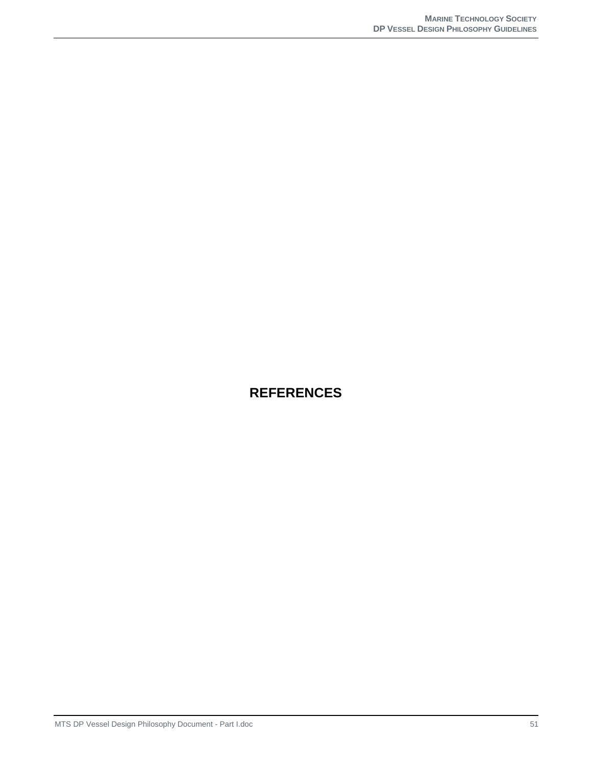# REFERENCES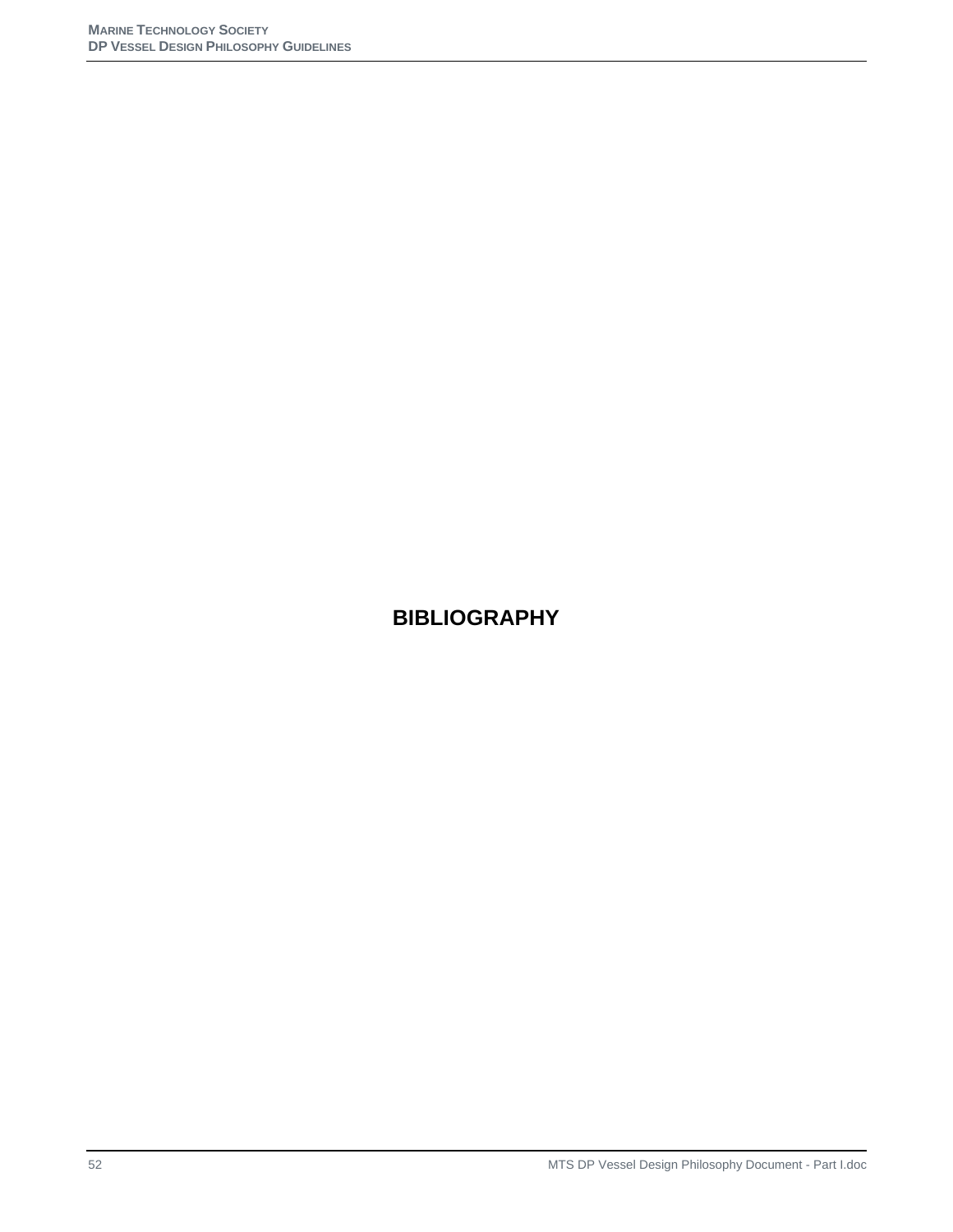# BIBLIOGRAPHY